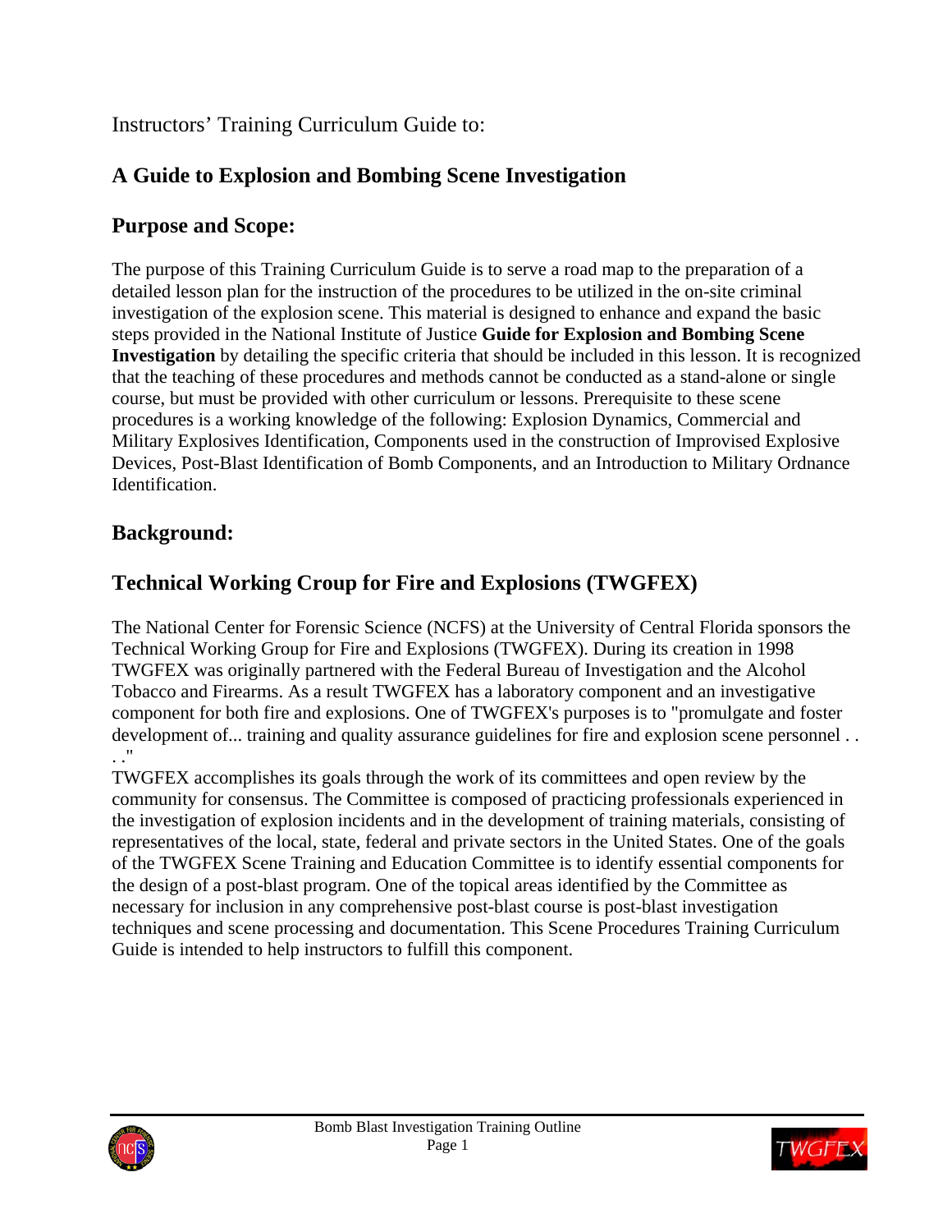Instructors' Training Curriculum Guide to:

## A Guide to Explosion and Bombing Scene Investigation

## Purpose and Scope:

The purpose of this Training Curriculum Guide is to serve a road map to the preparation of a detailed lesson plan for the instruction of the procedures to be utilized in the on-site criminal investigation of the explosion scene. This material is designed to enhance and expand the basic steps provided in the National Institute of Justice **Guide for Explosion and Bombing Scene Investigation** by detailing the specific criteria that should be included in this lesson. It is recognized that the teaching of these procedures and methods cannot be conducted as a stand-alone or single course, but must be provided with other curriculum or lessons. Prerequisite to these scene procedures is a working knowledge of the following: Explosion Dynamics, Commercial and Military Explosives Identification, Components used in the construction of Improvised Explosive Devices, Post-Blast Identification of Bomb Components, and an Introduction to Military Ordnance Identification.

## Background:

## Technical Working Croup for Fire and Explosions (TWGFEX)

The National Center for Forensic Science (NCFS) at the University of Central Florida sponsors the Technical Working Group for Fire and Explosions (TWGFEX). During its creation in 1998 TWGFEX was originally partnered with the Federal Bureau of Investigation and the Alcohol Tobacco and Firearms. As a result TWGFEX has a laboratory component and an investigative component for both fire and explosions. One of TWGFEX's purposes is to "promulgate and foster development of... training and quality assurance guidelines for fire and explosion scene personnel . . . ."

TWGFEX accomplishes its goals through the work of its committees and open review by the community for consensus. The Committee is composed of practicing professionals experienced in the investigation of explosion incidents and in the development of training materials, consisting of representatives of the local, state, federal and private sectors in the United States. One of the goals of the TWGFEX Scene Training and Education Committee is to identify essential components for the design of a post-blast program. One of the topical areas identified by the Committee as necessary for inclusion in any comprehensive post-blast course is post-blast investigation techniques and scene processing and documentation. This Scene Procedures Training Curriculum Guide is intended to help instructors to fulfill this component.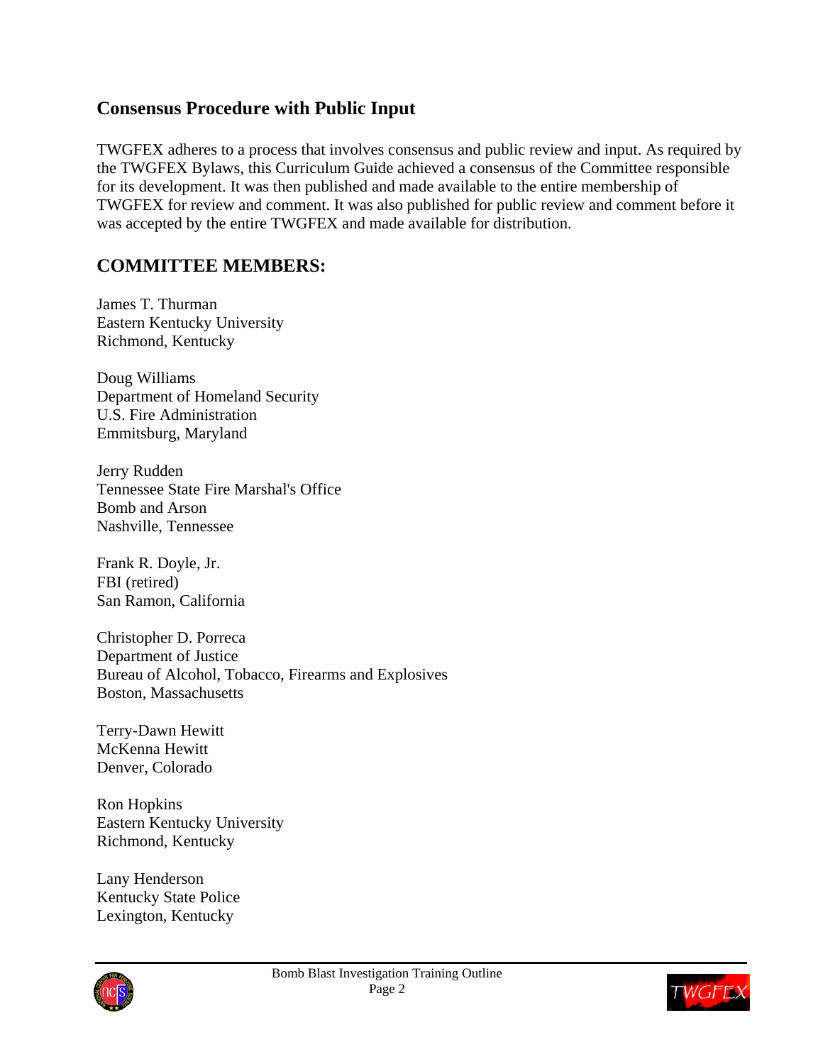## Consensus Procedure with Public Input

TWGFEX adheres to a process that involves consensus and public review and input. As required by the TWGFEX Bylaws, this Curriculum Guide achieved a consensus of the Committee responsible for its development. It was then published and made available to the entire membership of TWGFEX for review and comment. It was also published for public review and comment before it was accepted by the entire TWGFEX and made available for distribution.

## COMMITTEE MEMBERS:

James T. Thurman
Eastern Kentucky University
Richmond, Kentucky

Doug Williams
Department of Homeland Security
U.S. Fire Administration
Emmitsburg, Maryland

Jerry Rudden
Tennessee State Fire Marshal's Office
Bomb and Arson
Nashville, Tennessee

Frank R. Doyle, Jr.
FBI (retired)
San Ramon, California

Christopher D. Porreca
Department of Justice
Bureau of Alcohol, Tobacco, Firearms and Explosives
Boston, Massachusetts

Terry-Dawn Hewitt
McKenna Hewitt
Denver, Colorado

Ron Hopkins
Eastern Kentucky University
Richmond, Kentucky

Lany Henderson
Kentucky State Police
Lexington, Kentucky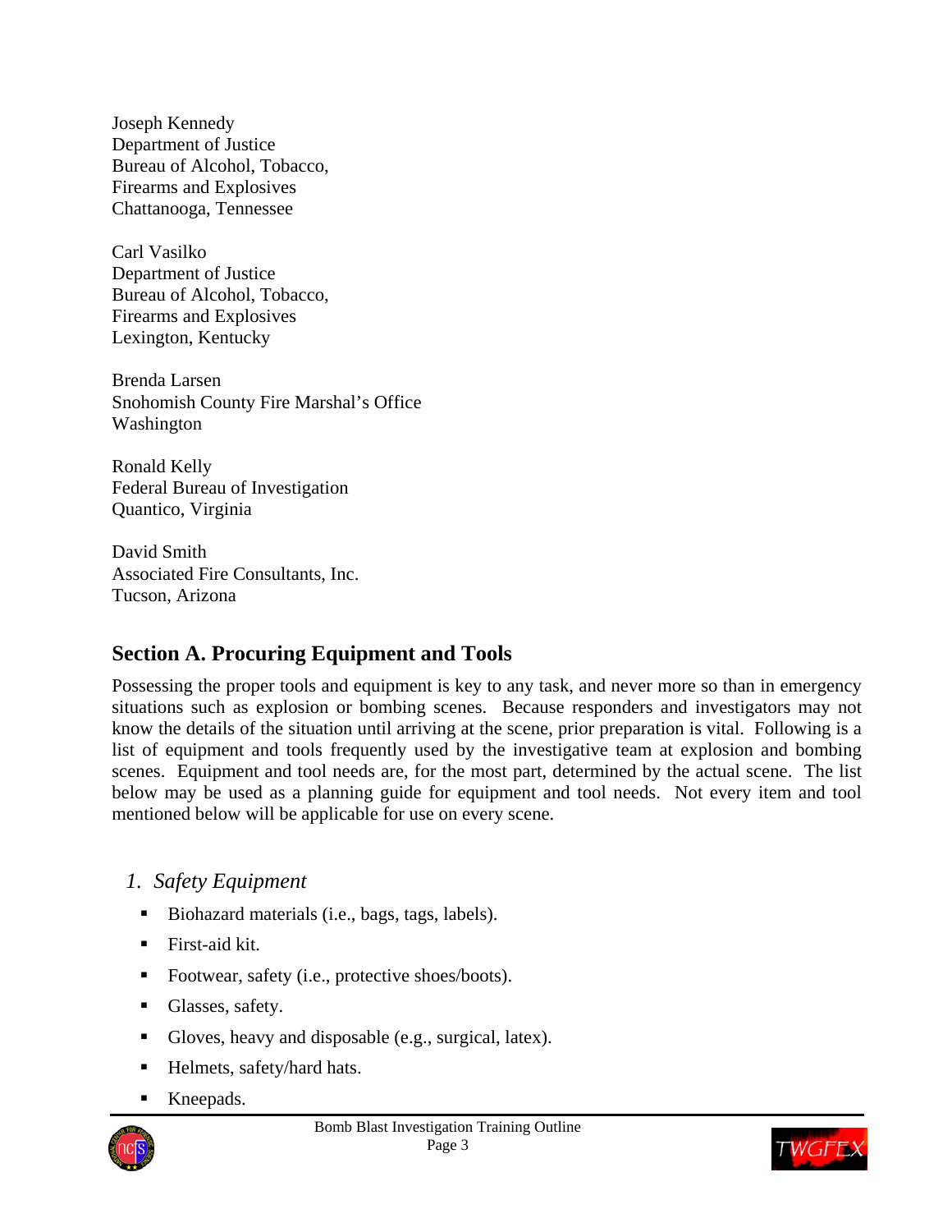Joseph Kennedy
Department of Justice
Bureau of Alcohol, Tobacco,
Firearms and Explosives
Chattanooga, Tennessee

Carl Vasilko
Department of Justice
Bureau of Alcohol, Tobacco,
Firearms and Explosives
Lexington, Kentucky

Brenda Larsen
Snohomish County Fire Marshal's Office
Washington

Ronald Kelly
Federal Bureau of Investigation
Quantico, Virginia

David Smith
Associated Fire Consultants, Inc.
Tucson, Arizona

## Section A. Procuring Equipment and Tools

Possessing the proper tools and equipment is key to any task, and never more so than in emergency situations such as explosion or bombing scenes. Because responders and investigators may not know the details of the situation until arriving at the scene, prior preparation is vital. Following is a list of equipment and tools frequently used by the investigative team at explosion and bombing scenes. Equipment and tool needs are, for the most part, determined by the actual scene. The list below may be used as a planning guide for equipment and tool needs. Not every item and tool mentioned below will be applicable for use on every scene.

### *1. Safety Equipment*

- Biohazard materials (i.e., bags, tags, labels).
- First-aid kit.
- Footwear, safety (i.e., protective shoes/boots).
- Glasses, safety.
- Gloves, heavy and disposable (e.g., surgical, latex).
- Helmets, safety/hard hats.
- Kneepads.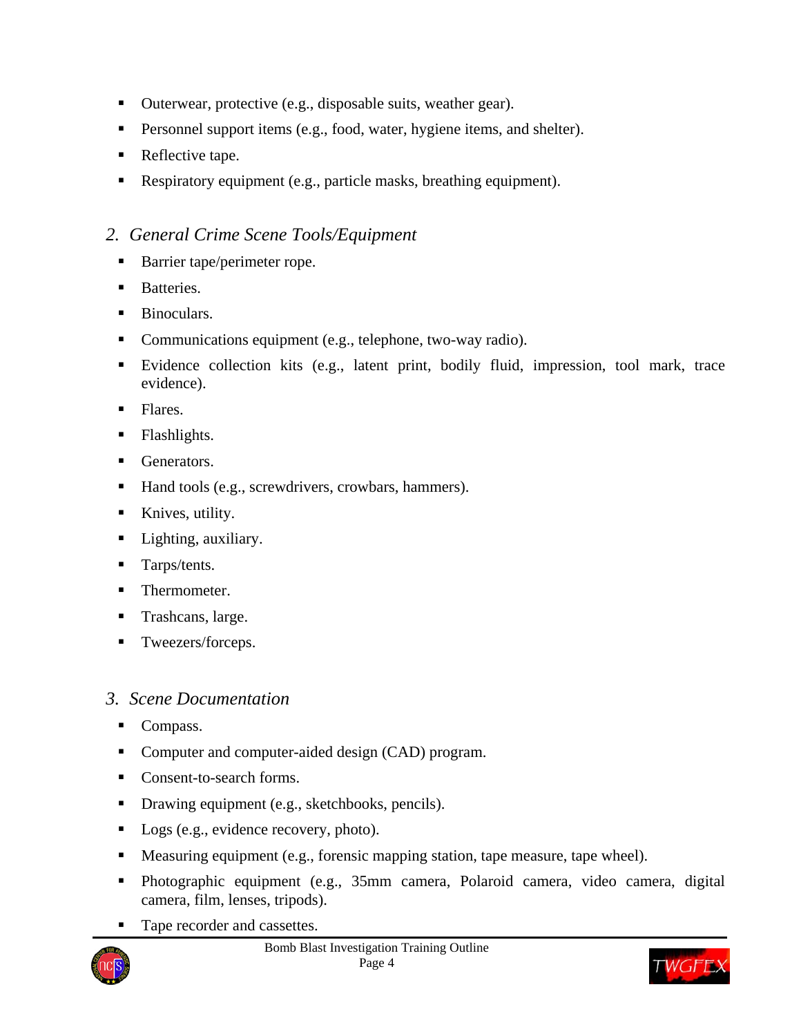- Outerwear, protective (e.g., disposable suits, weather gear).
- Personnel support items (e.g., food, water, hygiene items, and shelter).
- Reflective tape.
- Respiratory equipment (e.g., particle masks, breathing equipment).

### 2. *General Crime Scene Tools/Equipment*

- Barrier tape/perimeter rope.
- Batteries.
- Binoculars.
- Communications equipment (e.g., telephone, two-way radio).
- Evidence collection kits (e.g., latent print, bodily fluid, impression, tool mark, trace evidence).
- Flares.
- Flashlights.
- Generators.
- Hand tools (e.g., screwdrivers, crowbars, hammers).
- Knives, utility.
- Lighting, auxiliary.
- Tarps/tents.
- Thermometer.
- Trashcans, large.
- Tweezers/forceps.

### 3. *Scene Documentation*

- Compass.
- Computer and computer-aided design (CAD) program.
- Consent-to-search forms.
- Drawing equipment (e.g., sketchbooks, pencils).
- Logs (e.g., evidence recovery, photo).
- Measuring equipment (e.g., forensic mapping station, tape measure, tape wheel).
- Photographic equipment (e.g., 35mm camera, Polaroid camera, video camera, digital camera, film, lenses, tripods).
- Tape recorder and cassettes.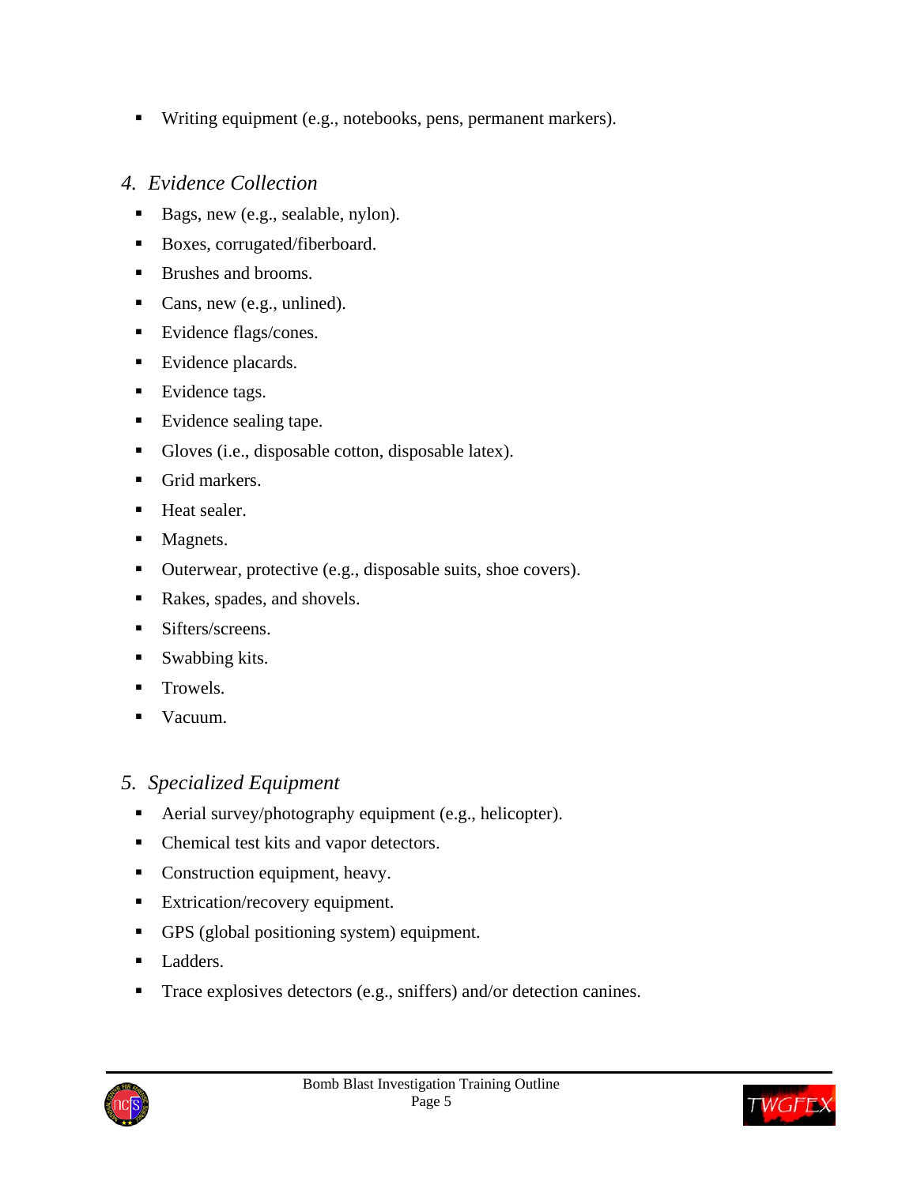- Writing equipment (e.g., notebooks, pens, permanent markers).

### *4. Evidence Collection*

- Bags, new (e.g., sealable, nylon).
- Boxes, corrugated/fiberboard.
- Brushes and brooms.
- Cans, new (e.g., unlined).
- Evidence flags/cones.
- Evidence placards.
- Evidence tags.
- Evidence sealing tape.
- Gloves (i.e., disposable cotton, disposable latex).
- Grid markers.
- Heat sealer.
- Magnets.
- Outerwear, protective (e.g., disposable suits, shoe covers).
- Rakes, spades, and shovels.
- Sifters/screens.
- Swabbing kits.
- Trowels.
- Vacuum.

### *5. Specialized Equipment*

- Aerial survey/photography equipment (e.g., helicopter).
- Chemical test kits and vapor detectors.
- Construction equipment, heavy.
- Extrication/recovery equipment.
- GPS (global positioning system) equipment.
- Ladders.
- Trace explosives detectors (e.g., sniffers) and/or detection canines.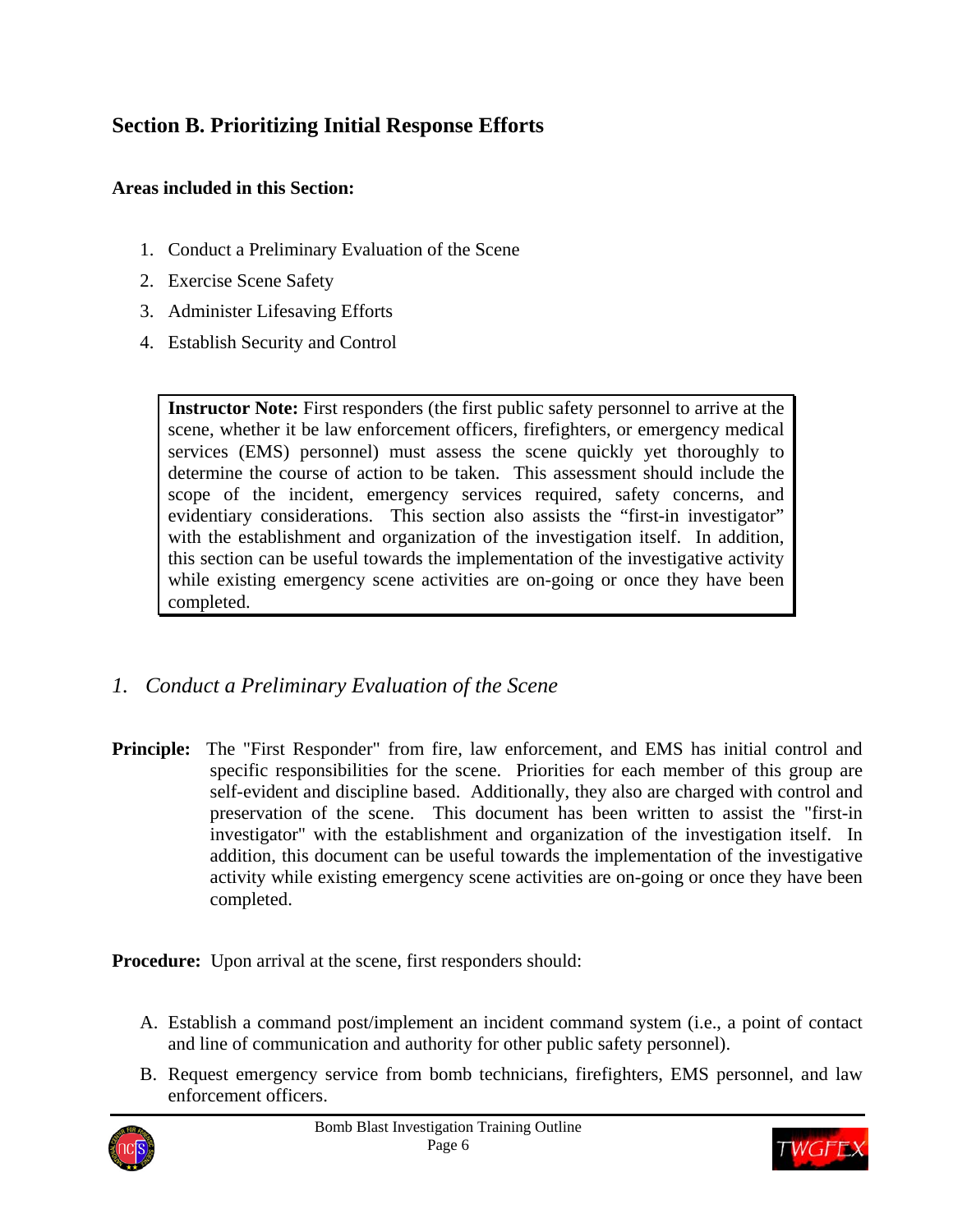## Section B. Prioritizing Initial Response Efforts

**Areas included in this Section:**

1. Conduct a Preliminary Evaluation of the Scene
2. Exercise Scene Safety
3. Administer Lifesaving Efforts
4. Establish Security and Control

> **Instructor Note:** First responders (the first public safety personnel to arrive at the scene, whether it be law enforcement officers, firefighters, or emergency medical services (EMS) personnel) must assess the scene quickly yet thoroughly to determine the course of action to be taken. This assessment should include the scope of the incident, emergency services required, safety concerns, and evidentiary considerations. This section also assists the "first-in investigator" with the establishment and organization of the investigation itself. In addition, this section can be useful towards the implementation of the investigative activity while existing emergency scene activities are on-going or once they have been completed.

### *1. Conduct a Preliminary Evaluation of the Scene*

**Principle:** The "First Responder" from fire, law enforcement, and EMS has initial control and specific responsibilities for the scene. Priorities for each member of this group are self-evident and discipline based. Additionally, they also are charged with control and preservation of the scene. This document has been written to assist the "first-in investigator" with the establishment and organization of the investigation itself. In addition, this document can be useful towards the implementation of the investigative activity while existing emergency scene activities are on-going or once they have been completed.

**Procedure:** Upon arrival at the scene, first responders should:

A. Establish a command post/implement an incident command system (i.e., a point of contact and line of communication and authority for other public safety personnel).

B. Request emergency service from bomb technicians, firefighters, EMS personnel, and law enforcement officers.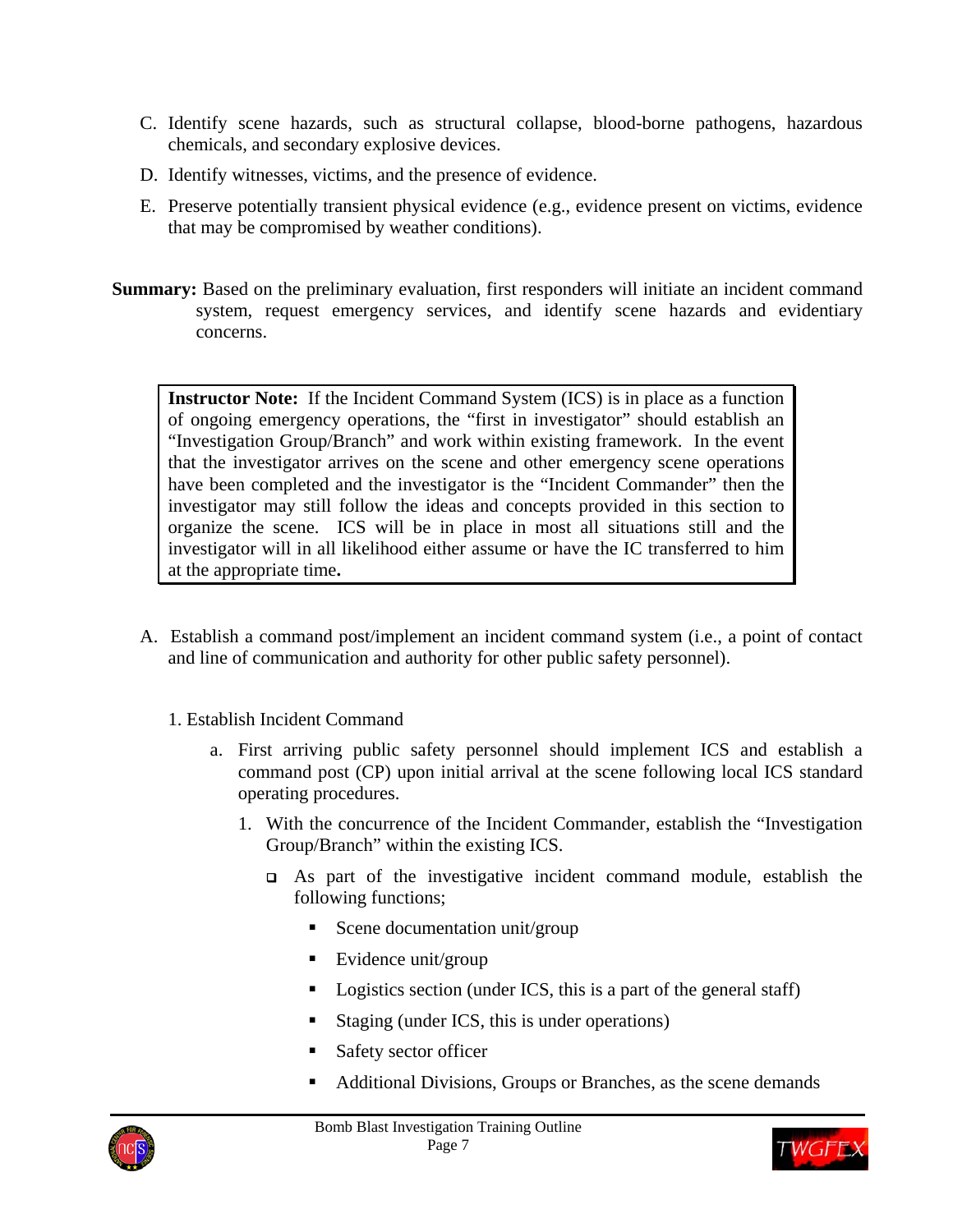C. Identify scene hazards, such as structural collapse, blood-borne pathogens, hazardous chemicals, and secondary explosive devices.

D. Identify witnesses, victims, and the presence of evidence.

E. Preserve potentially transient physical evidence (e.g., evidence present on victims, evidence that may be compromised by weather conditions).

**Summary:** Based on the preliminary evaluation, first responders will initiate an incident command system, request emergency services, and identify scene hazards and evidentiary concerns.

> **Instructor Note:** If the Incident Command System (ICS) is in place as a function of ongoing emergency operations, the "first in investigator" should establish an "Investigation Group/Branch" and work within existing framework. In the event that the investigator arrives on the scene and other emergency scene operations have been completed and the investigator is the "Incident Commander" then the investigator may still follow the ideas and concepts provided in this section to organize the scene. ICS will be in place in most all situations still and the investigator will in all likelihood either assume or have the IC transferred to him at the appropriate time**.**

A. Establish a command post/implement an incident command system (i.e., a point of contact and line of communication and authority for other public safety personnel).

1. Establish Incident Command

   a. First arriving public safety personnel should implement ICS and establish a command post (CP) upon initial arrival at the scene following local ICS standard operating procedures.

      1. With the concurrence of the Incident Commander, establish the "Investigation Group/Branch" within the existing ICS.

         - As part of the investigative incident command module, establish the following functions;
           - Scene documentation unit/group
           - Evidence unit/group
           - Logistics section (under ICS, this is a part of the general staff)
           - Staging (under ICS, this is under operations)
           - Safety sector officer
           - Additional Divisions, Groups or Branches, as the scene demands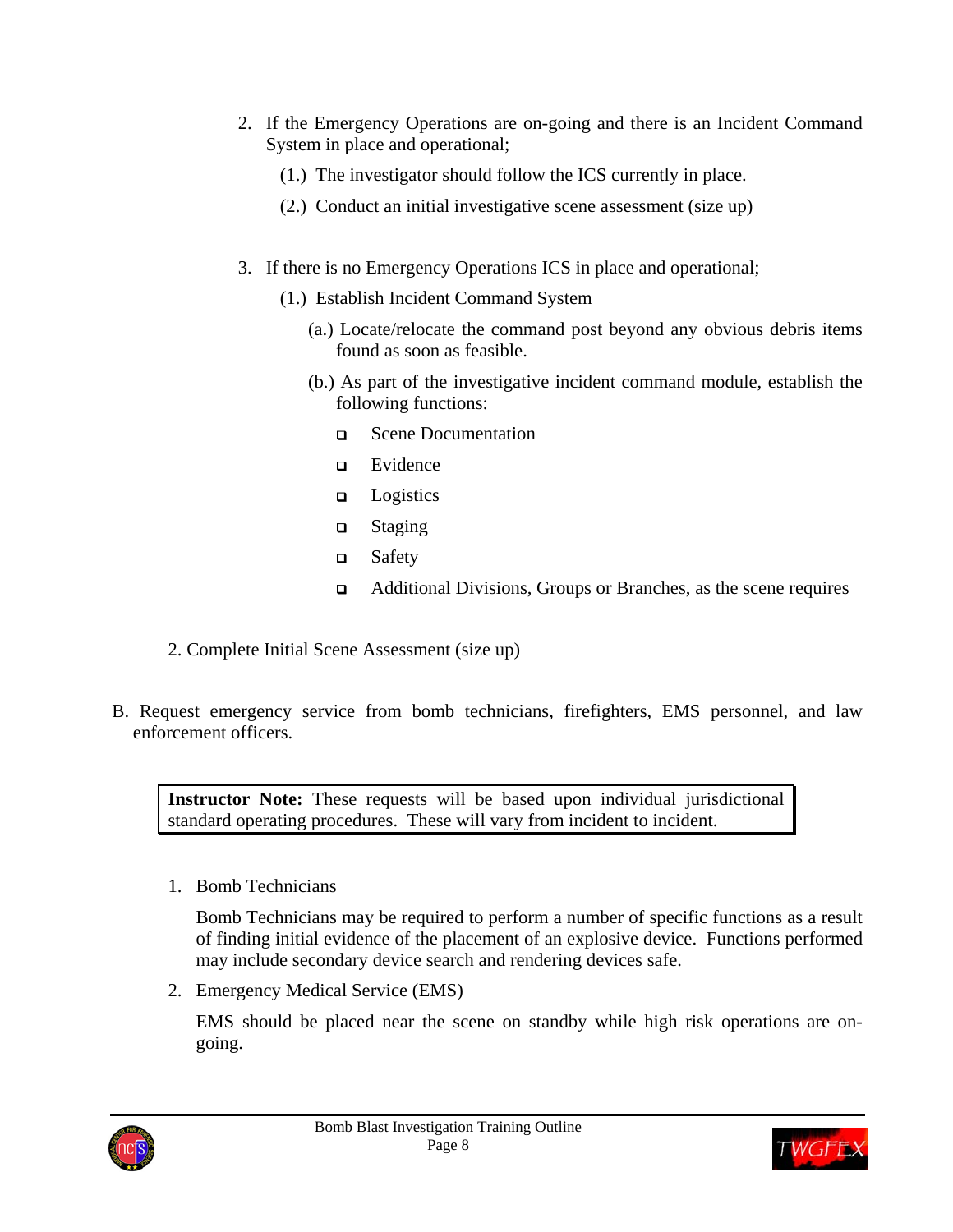2. If the Emergency Operations are on-going and there is an Incident Command System in place and operational;

   (1.) The investigator should follow the ICS currently in place.

   (2.) Conduct an initial investigative scene assessment (size up)

3. If there is no Emergency Operations ICS in place and operational;

   (1.) Establish Incident Command System

   (a.) Locate/relocate the command post beyond any obvious debris items found as soon as feasible.

   (b.) As part of the investigative incident command module, establish the following functions:

   - Scene Documentation
   - Evidence
   - Logistics
   - Staging
   - Safety
   - Additional Divisions, Groups or Branches, as the scene requires

2. Complete Initial Scene Assessment (size up)

B. Request emergency service from bomb technicians, firefighters, EMS personnel, and law enforcement officers.

> **Instructor Note:** These requests will be based upon individual jurisdictional standard operating procedures. These will vary from incident to incident.

1. Bomb Technicians

   Bomb Technicians may be required to perform a number of specific functions as a result of finding initial evidence of the placement of an explosive device. Functions performed may include secondary device search and rendering devices safe.

2. Emergency Medical Service (EMS)

   EMS should be placed near the scene on standby while high risk operations are on-going.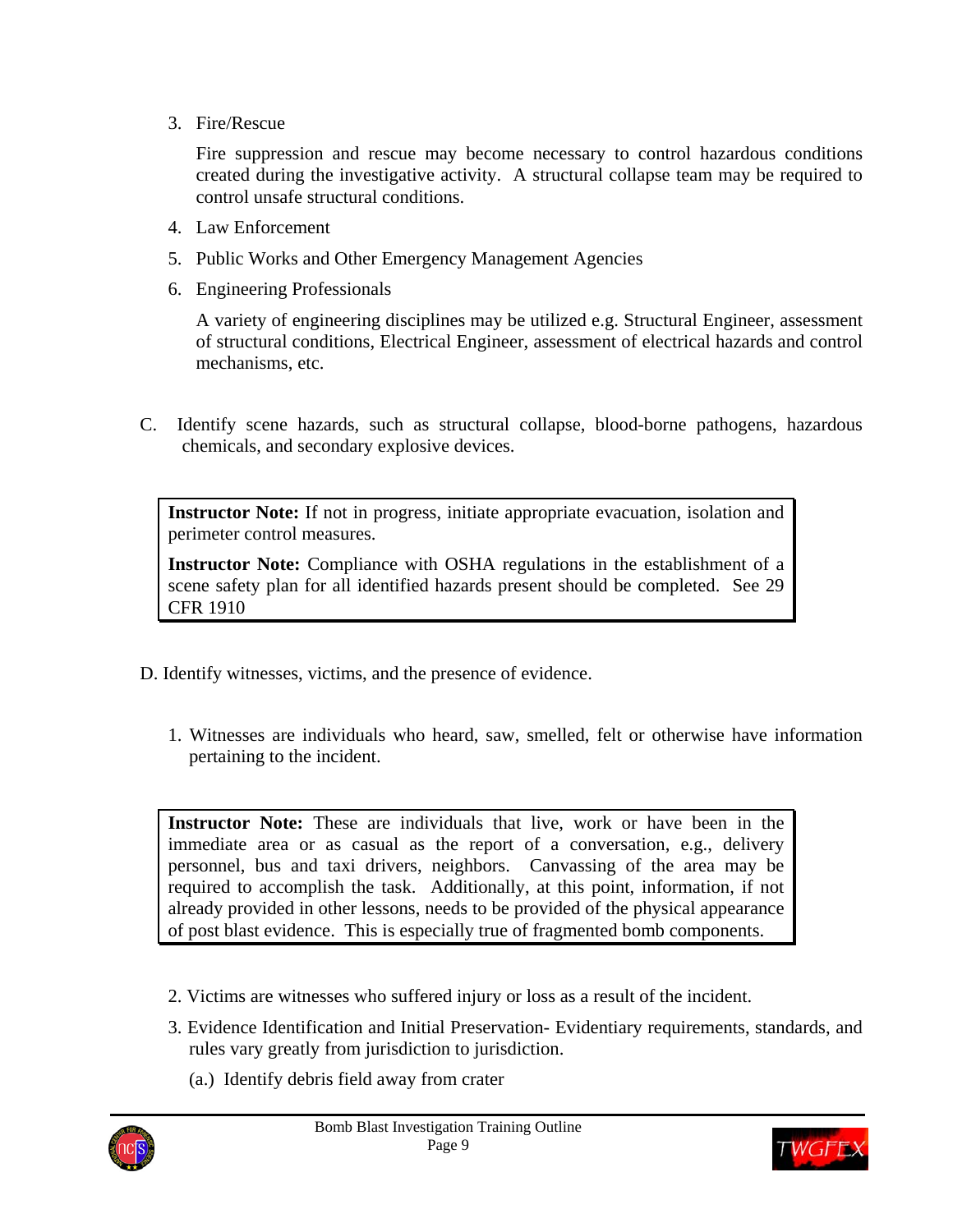3. Fire/Rescue

   Fire suppression and rescue may become necessary to control hazardous conditions created during the investigative activity. A structural collapse team may be required to control unsafe structural conditions.

4. Law Enforcement

5. Public Works and Other Emergency Management Agencies

6. Engineering Professionals

   A variety of engineering disciplines may be utilized e.g. Structural Engineer, assessment of structural conditions, Electrical Engineer, assessment of electrical hazards and control mechanisms, etc.

C. Identify scene hazards, such as structural collapse, blood-borne pathogens, hazardous chemicals, and secondary explosive devices.

> **Instructor Note:** If not in progress, initiate appropriate evacuation, isolation and perimeter control measures.
>
> **Instructor Note:** Compliance with OSHA regulations in the establishment of a scene safety plan for all identified hazards present should be completed. See 29 CFR 1910

D. Identify witnesses, victims, and the presence of evidence.

1. Witnesses are individuals who heard, saw, smelled, felt or otherwise have information pertaining to the incident.

> **Instructor Note:** These are individuals that live, work or have been in the immediate area or as casual as the report of a conversation, e.g., delivery personnel, bus and taxi drivers, neighbors. Canvassing of the area may be required to accomplish the task. Additionally, at this point, information, if not already provided in other lessons, needs to be provided of the physical appearance of post blast evidence. This is especially true of fragmented bomb components.

2. Victims are witnesses who suffered injury or loss as a result of the incident.

3. Evidence Identification and Initial Preservation- Evidentiary requirements, standards, and rules vary greatly from jurisdiction to jurisdiction.

   (a.) Identify debris field away from crater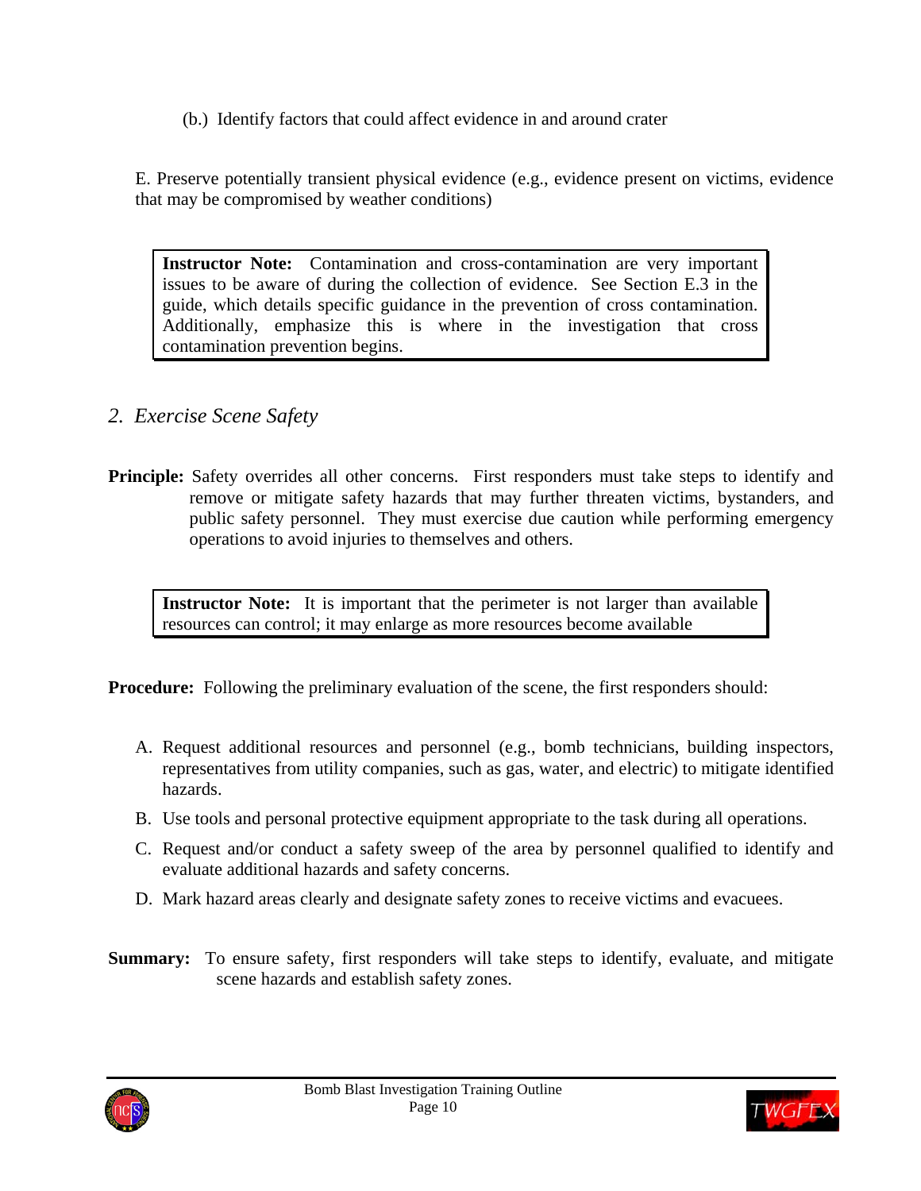(b.) Identify factors that could affect evidence in and around crater

E. Preserve potentially transient physical evidence (e.g., evidence present on victims, evidence that may be compromised by weather conditions)

> **Instructor Note:** Contamination and cross-contamination are very important issues to be aware of during the collection of evidence. See Section E.3 in the guide, which details specific guidance in the prevention of cross contamination. Additionally, emphasize this is where in the investigation that cross contamination prevention begins.

## *2. Exercise Scene Safety*

**Principle:** Safety overrides all other concerns. First responders must take steps to identify and remove or mitigate safety hazards that may further threaten victims, bystanders, and public safety personnel. They must exercise due caution while performing emergency operations to avoid injuries to themselves and others.

> **Instructor Note:** It is important that the perimeter is not larger than available resources can control; it may enlarge as more resources become available

**Procedure:** Following the preliminary evaluation of the scene, the first responders should:

A. Request additional resources and personnel (e.g., bomb technicians, building inspectors, representatives from utility companies, such as gas, water, and electric) to mitigate identified hazards.

B. Use tools and personal protective equipment appropriate to the task during all operations.

C. Request and/or conduct a safety sweep of the area by personnel qualified to identify and evaluate additional hazards and safety concerns.

D. Mark hazard areas clearly and designate safety zones to receive victims and evacuees.

**Summary:** To ensure safety, first responders will take steps to identify, evaluate, and mitigate scene hazards and establish safety zones.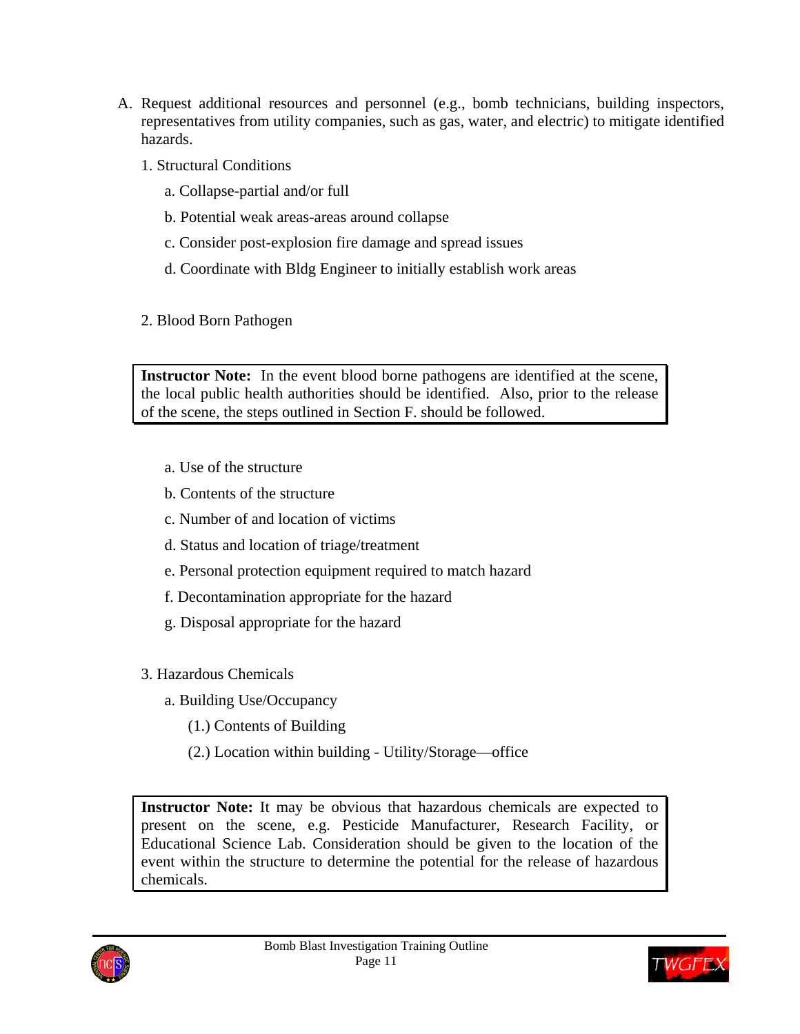A. Request additional resources and personnel (e.g., bomb technicians, building inspectors, representatives from utility companies, such as gas, water, and electric) to mitigate identified hazards.

   1. Structural Conditions

      a. Collapse-partial and/or full

      b. Potential weak areas-areas around collapse

      c. Consider post-explosion fire damage and spread issues

      d. Coordinate with Bldg Engineer to initially establish work areas

   2. Blood Born Pathogen

> **Instructor Note:** In the event blood borne pathogens are identified at the scene, the local public health authorities should be identified. Also, prior to the release of the scene, the steps outlined in Section F. should be followed.

      a. Use of the structure

      b. Contents of the structure

      c. Number of and location of victims

      d. Status and location of triage/treatment

      e. Personal protection equipment required to match hazard

      f. Decontamination appropriate for the hazard

      g. Disposal appropriate for the hazard

   3. Hazardous Chemicals

      a. Building Use/Occupancy

         (1.) Contents of Building

         (2.) Location within building - Utility/Storage—office

> **Instructor Note:** It may be obvious that hazardous chemicals are expected to present on the scene, e.g. Pesticide Manufacturer, Research Facility, or Educational Science Lab. Consideration should be given to the location of the event within the structure to determine the potential for the release of hazardous chemicals.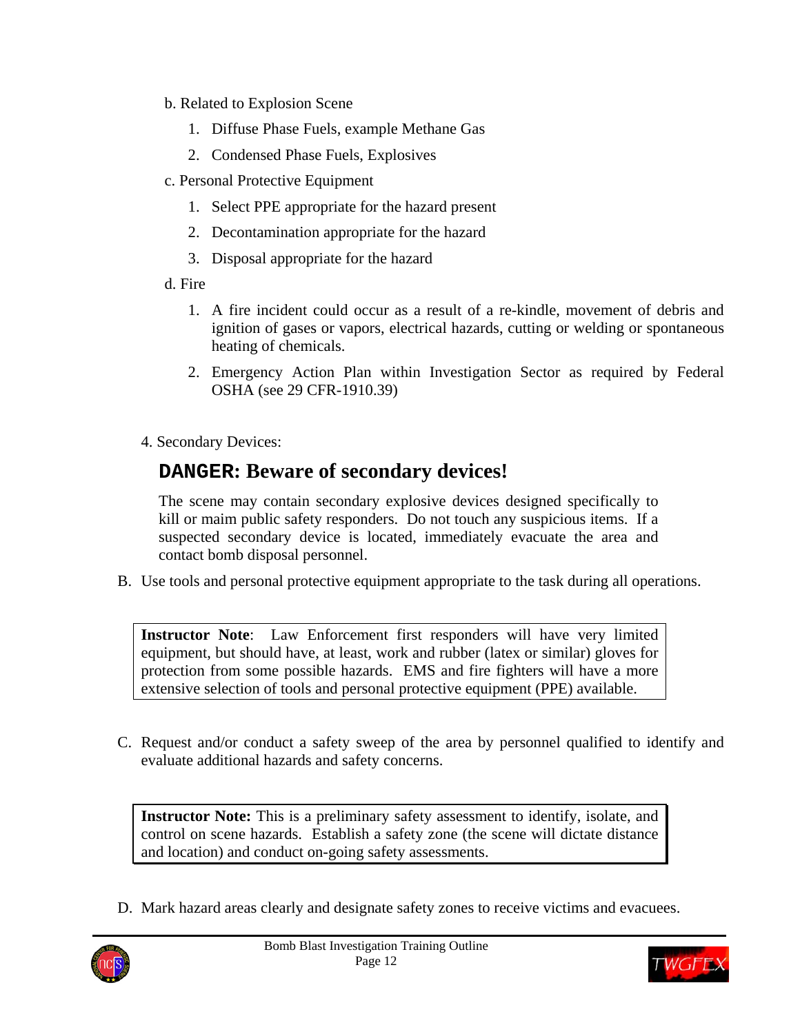b. Related to Explosion Scene

1. Diffuse Phase Fuels, example Methane Gas
2. Condensed Phase Fuels, Explosives

c. Personal Protective Equipment

1. Select PPE appropriate for the hazard present
2. Decontamination appropriate for the hazard
3. Disposal appropriate for the hazard

d. Fire

1. A fire incident could occur as a result of a re-kindle, movement of debris and ignition of gases or vapors, electrical hazards, cutting or welding or spontaneous heating of chemicals.
2. Emergency Action Plan within Investigation Sector as required by Federal OSHA (see 29 CFR-1910.39)

4. Secondary Devices:

**DANGER: Beware of secondary devices!**

The scene may contain secondary explosive devices designed specifically to kill or maim public safety responders. Do not touch any suspicious items. If a suspected secondary device is located, immediately evacuate the area and contact bomb disposal personnel.

B. Use tools and personal protective equipment appropriate to the task during all operations.

> **Instructor Note**: Law Enforcement first responders will have very limited equipment, but should have, at least, work and rubber (latex or similar) gloves for protection from some possible hazards. EMS and fire fighters will have a more extensive selection of tools and personal protective equipment (PPE) available.

C. Request and/or conduct a safety sweep of the area by personnel qualified to identify and evaluate additional hazards and safety concerns.

> **Instructor Note:** This is a preliminary safety assessment to identify, isolate, and control on scene hazards. Establish a safety zone (the scene will dictate distance and location) and conduct on-going safety assessments.

D. Mark hazard areas clearly and designate safety zones to receive victims and evacuees.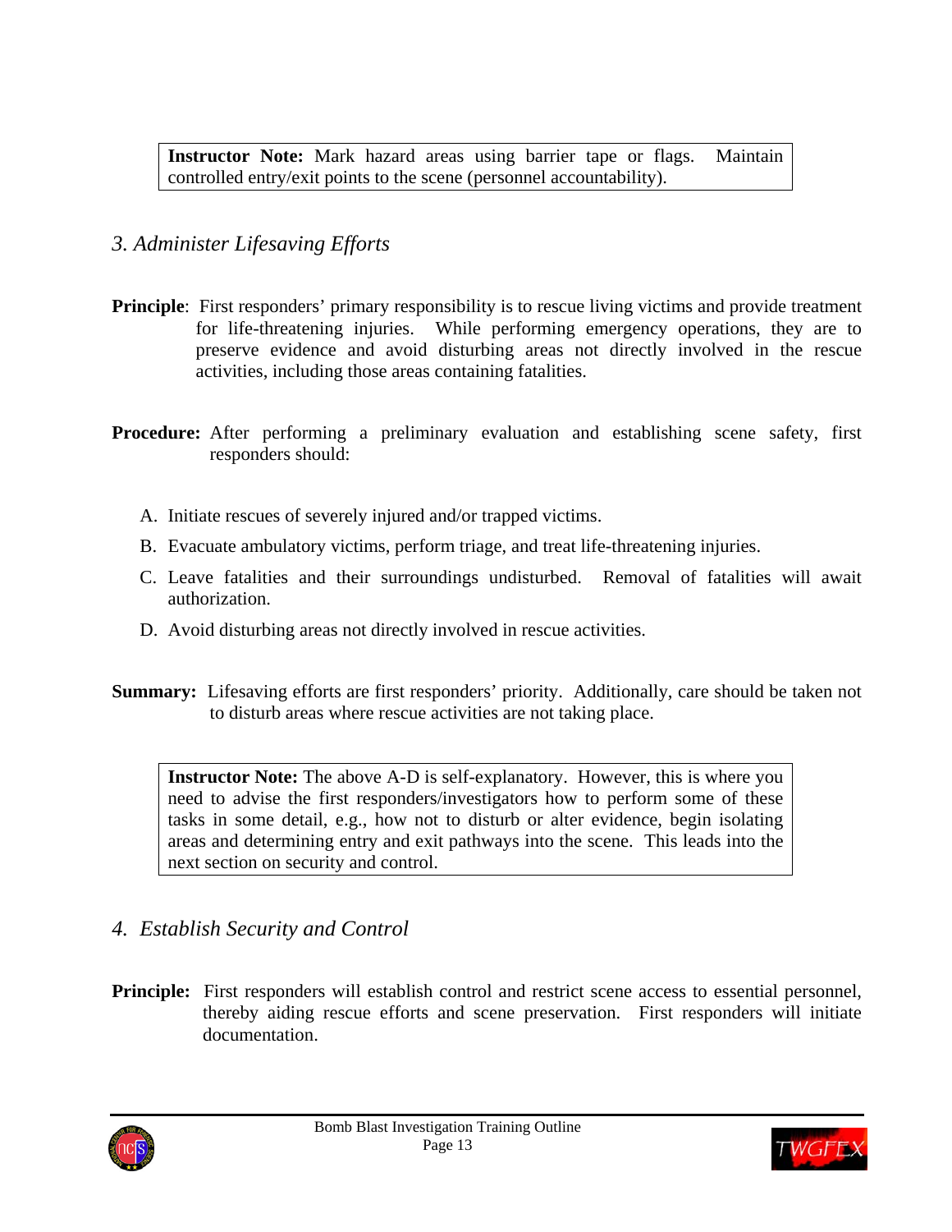> **Instructor Note:** Mark hazard areas using barrier tape or flags. Maintain controlled entry/exit points to the scene (personnel accountability).

### *3. Administer Lifesaving Efforts*

**Principle**: First responders' primary responsibility is to rescue living victims and provide treatment for life-threatening injuries. While performing emergency operations, they are to preserve evidence and avoid disturbing areas not directly involved in the rescue activities, including those areas containing fatalities.

**Procedure:** After performing a preliminary evaluation and establishing scene safety, first responders should:

A. Initiate rescues of severely injured and/or trapped victims.

B. Evacuate ambulatory victims, perform triage, and treat life-threatening injuries.

C. Leave fatalities and their surroundings undisturbed. Removal of fatalities will await authorization.

D. Avoid disturbing areas not directly involved in rescue activities.

**Summary:** Lifesaving efforts are first responders' priority. Additionally, care should be taken not to disturb areas where rescue activities are not taking place.

> **Instructor Note:** The above A-D is self-explanatory. However, this is where you need to advise the first responders/investigators how to perform some of these tasks in some detail, e.g., how not to disturb or alter evidence, begin isolating areas and determining entry and exit pathways into the scene. This leads into the next section on security and control.

### *4. Establish Security and Control*

**Principle:** First responders will establish control and restrict scene access to essential personnel, thereby aiding rescue efforts and scene preservation. First responders will initiate documentation.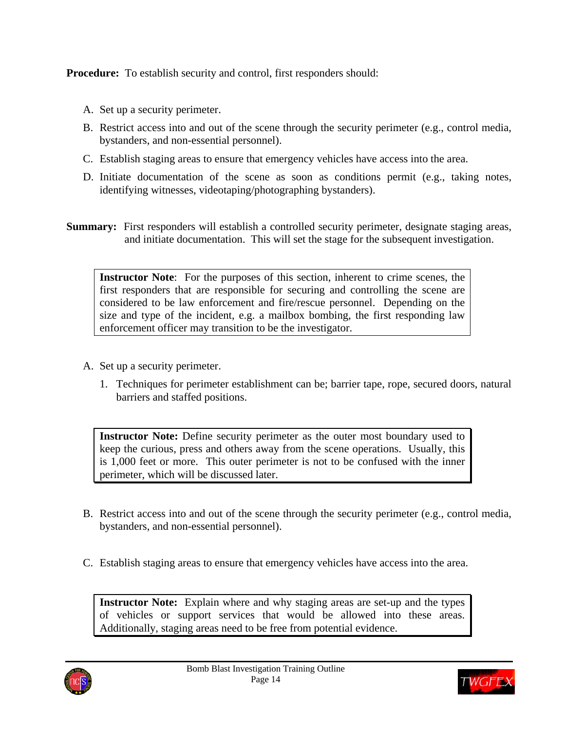**Procedure:** To establish security and control, first responders should:

A. Set up a security perimeter.

B. Restrict access into and out of the scene through the security perimeter (e.g., control media, bystanders, and non-essential personnel).

C. Establish staging areas to ensure that emergency vehicles have access into the area.

D. Initiate documentation of the scene as soon as conditions permit (e.g., taking notes, identifying witnesses, videotaping/photographing bystanders).

**Summary:** First responders will establish a controlled security perimeter, designate staging areas, and initiate documentation. This will set the stage for the subsequent investigation.

> **Instructor Note**: For the purposes of this section, inherent to crime scenes, the first responders that are responsible for securing and controlling the scene are considered to be law enforcement and fire/rescue personnel. Depending on the size and type of the incident, e.g. a mailbox bombing, the first responding law enforcement officer may transition to be the investigator.

A. Set up a security perimeter.

1. Techniques for perimeter establishment can be; barrier tape, rope, secured doors, natural barriers and staffed positions.

> **Instructor Note:** Define security perimeter as the outer most boundary used to keep the curious, press and others away from the scene operations. Usually, this is 1,000 feet or more. This outer perimeter is not to be confused with the inner perimeter, which will be discussed later.

B. Restrict access into and out of the scene through the security perimeter (e.g., control media, bystanders, and non-essential personnel).

C. Establish staging areas to ensure that emergency vehicles have access into the area.

> **Instructor Note:** Explain where and why staging areas are set-up and the types of vehicles or support services that would be allowed into these areas. Additionally, staging areas need to be free from potential evidence.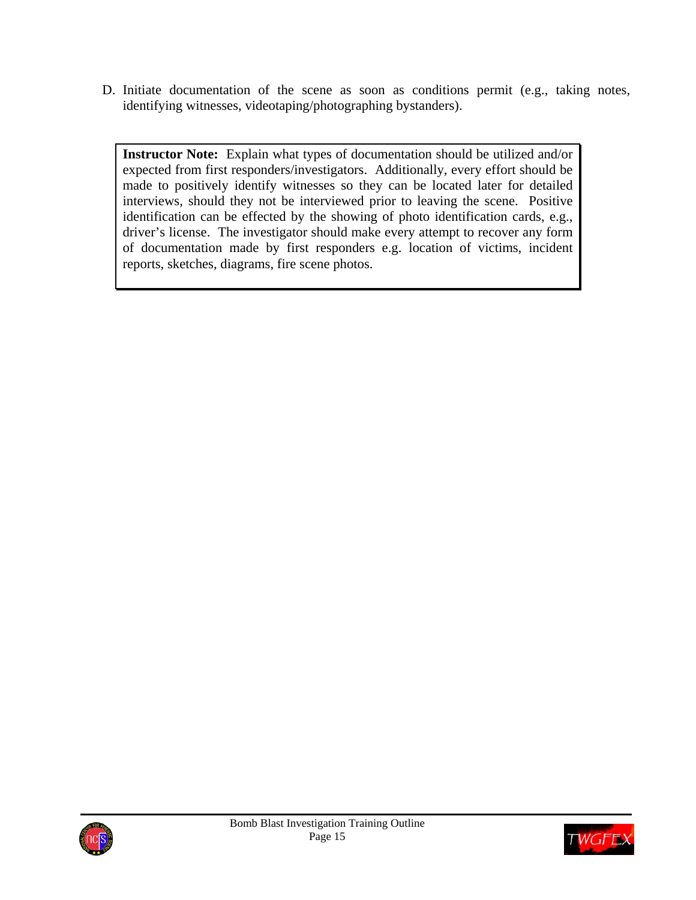D. Initiate documentation of the scene as soon as conditions permit (e.g., taking notes, identifying witnesses, videotaping/photographing bystanders).

> **Instructor Note:** Explain what types of documentation should be utilized and/or expected from first responders/investigators. Additionally, every effort should be made to positively identify witnesses so they can be located later for detailed interviews, should they not be interviewed prior to leaving the scene. Positive identification can be effected by the showing of photo identification cards, e.g., driver's license. The investigator should make every attempt to recover any form of documentation made by first responders e.g. location of victims, incident reports, sketches, diagrams, fire scene photos.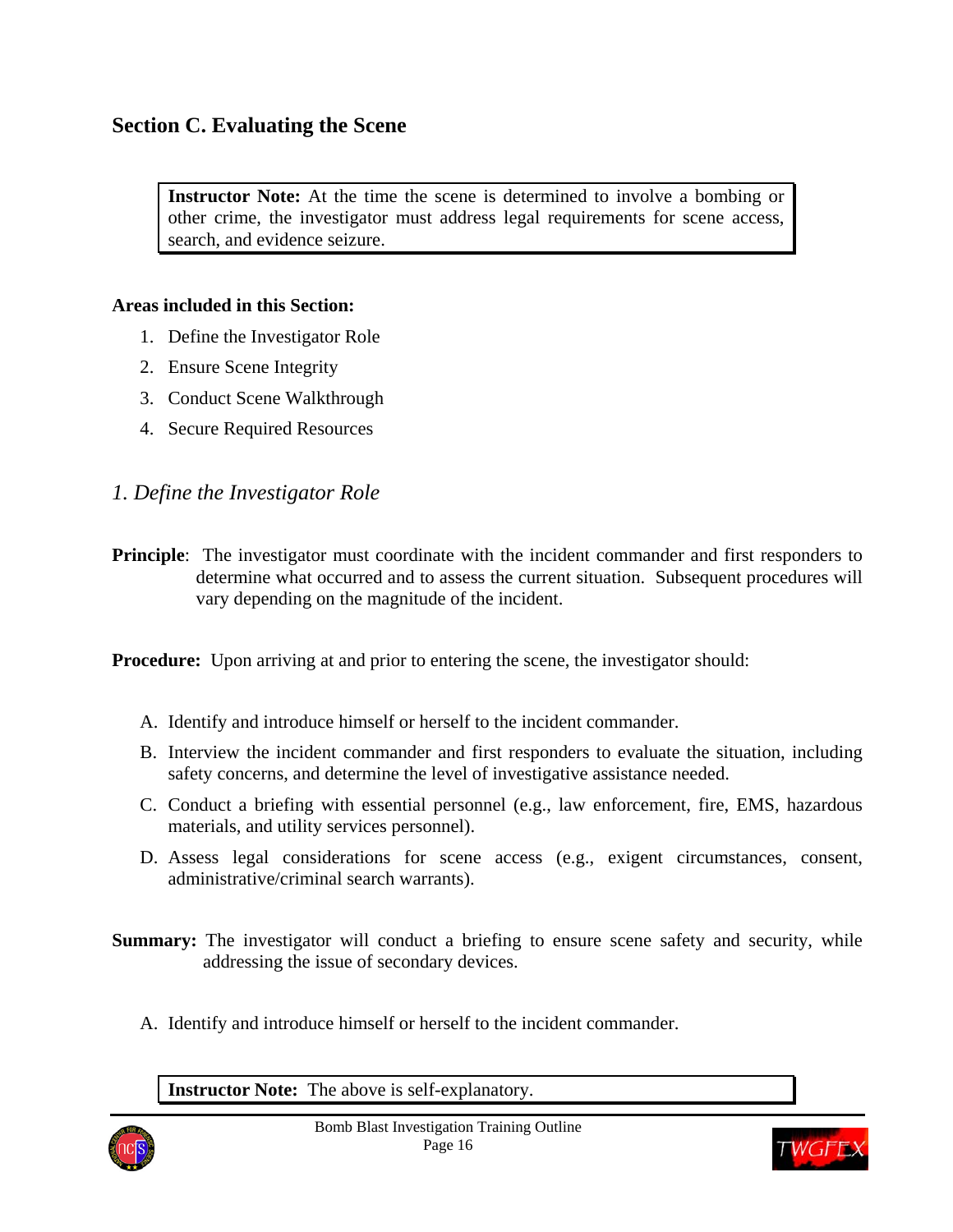## Section C. Evaluating the Scene

**Instructor Note:** At the time the scene is determined to involve a bombing or other crime, the investigator must address legal requirements for scene access, search, and evidence seizure.

**Areas included in this Section:**

1. Define the Investigator Role
2. Ensure Scene Integrity
3. Conduct Scene Walkthrough
4. Secure Required Resources

### *1. Define the Investigator Role*

**Principle**: The investigator must coordinate with the incident commander and first responders to determine what occurred and to assess the current situation. Subsequent procedures will vary depending on the magnitude of the incident.

**Procedure:** Upon arriving at and prior to entering the scene, the investigator should:

A. Identify and introduce himself or herself to the incident commander.

B. Interview the incident commander and first responders to evaluate the situation, including safety concerns, and determine the level of investigative assistance needed.

C. Conduct a briefing with essential personnel (e.g., law enforcement, fire, EMS, hazardous materials, and utility services personnel).

D. Assess legal considerations for scene access (e.g., exigent circumstances, consent, administrative/criminal search warrants).

**Summary:** The investigator will conduct a briefing to ensure scene safety and security, while addressing the issue of secondary devices.

A. Identify and introduce himself or herself to the incident commander.

**Instructor Note:** The above is self-explanatory.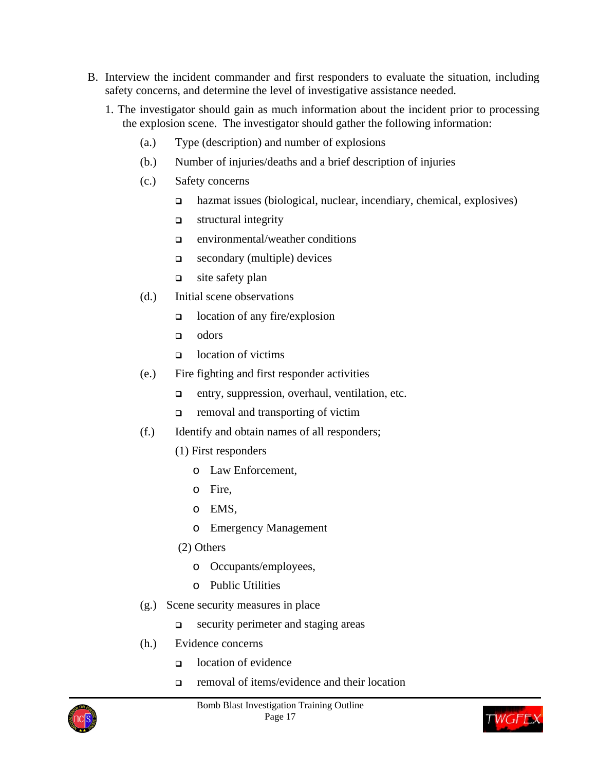B. Interview the incident commander and first responders to evaluate the situation, including safety concerns, and determine the level of investigative assistance needed.

1. The investigator should gain as much information about the incident prior to processing the explosion scene. The investigator should gather the following information:

   (a.) Type (description) and number of explosions

   (b.) Number of injuries/deaths and a brief description of injuries

   (c.) Safety concerns
   - hazmat issues (biological, nuclear, incendiary, chemical, explosives)
   - structural integrity
   - environmental/weather conditions
   - secondary (multiple) devices
   - site safety plan

   (d.) Initial scene observations
   - location of any fire/explosion
   - odors
   - location of victims

   (e.) Fire fighting and first responder activities
   - entry, suppression, overhaul, ventilation, etc.
   - removal and transporting of victim

   (f.) Identify and obtain names of all responders;

   (1) First responders
   - Law Enforcement,
   - Fire,
   - EMS,
   - Emergency Management

   (2) Others
   - Occupants/employees,
   - Public Utilities

   (g.) Scene security measures in place
   - security perimeter and staging areas

   (h.) Evidence concerns
   - location of evidence
   - removal of items/evidence and their location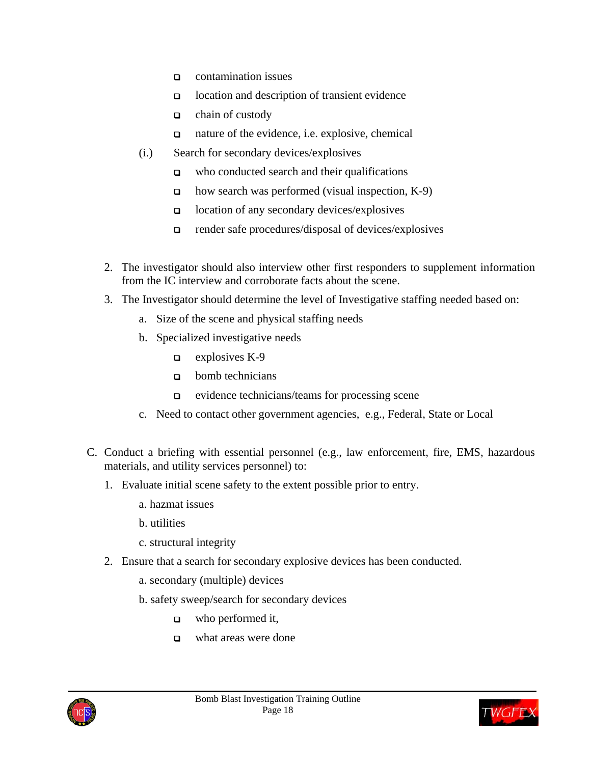- contamination issues
- location and description of transient evidence
- chain of custody
- nature of the evidence, i.e. explosive, chemical

(i.) Search for secondary devices/explosives

- who conducted search and their qualifications
- how search was performed (visual inspection, K-9)
- location of any secondary devices/explosives
- render safe procedures/disposal of devices/explosives

2. The investigator should also interview other first responders to supplement information from the IC interview and corroborate facts about the scene.
3. The Investigator should determine the level of Investigative staffing needed based on:
   a. Size of the scene and physical staffing needs
   b. Specialized investigative needs
      - explosives K-9
      - bomb technicians
      - evidence technicians/teams for processing scene
   c. Need to contact other government agencies, e.g., Federal, State or Local

C. Conduct a briefing with essential personnel (e.g., law enforcement, fire, EMS, hazardous materials, and utility services personnel) to:

1. Evaluate initial scene safety to the extent possible prior to entry.
   a. hazmat issues
   b. utilities
   c. structural integrity
2. Ensure that a search for secondary explosive devices has been conducted.
   a. secondary (multiple) devices
   b. safety sweep/search for secondary devices
      - who performed it,
      - what areas were done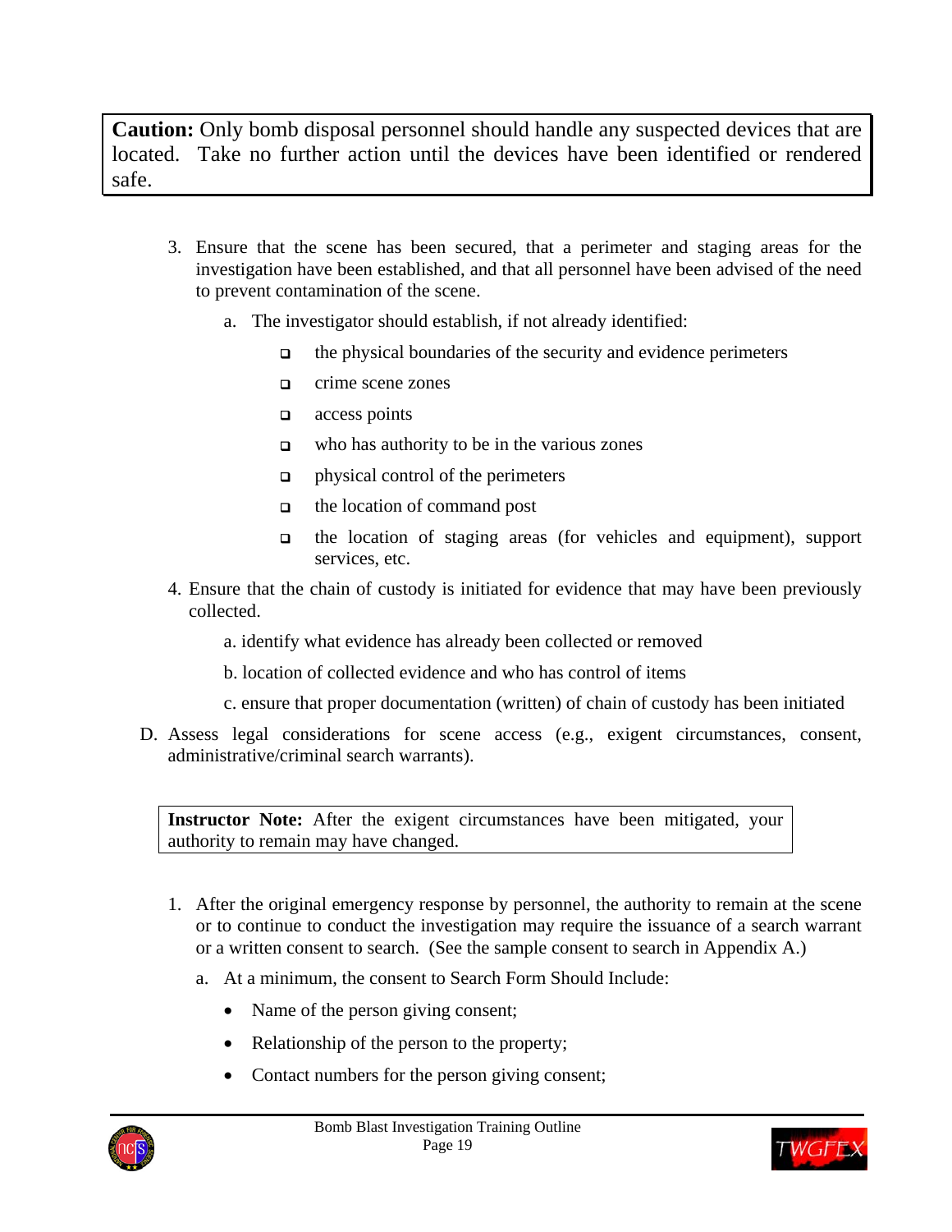> **Caution:** Only bomb disposal personnel should handle any suspected devices that are located. Take no further action until the devices have been identified or rendered safe.

3. Ensure that the scene has been secured, that a perimeter and staging areas for the investigation have been established, and that all personnel have been advised of the need to prevent contamination of the scene.

   a. The investigator should establish, if not already identified:

      - the physical boundaries of the security and evidence perimeters
      - crime scene zones
      - access points
      - who has authority to be in the various zones
      - physical control of the perimeters
      - the location of command post
      - the location of staging areas (for vehicles and equipment), support services, etc.

4. Ensure that the chain of custody is initiated for evidence that may have been previously collected.

   a. identify what evidence has already been collected or removed

   b. location of collected evidence and who has control of items

   c. ensure that proper documentation (written) of chain of custody has been initiated

D. Assess legal considerations for scene access (e.g., exigent circumstances, consent, administrative/criminal search warrants).

> **Instructor Note:** After the exigent circumstances have been mitigated, your authority to remain may have changed.

1. After the original emergency response by personnel, the authority to remain at the scene or to continue to conduct the investigation may require the issuance of a search warrant or a written consent to search. (See the sample consent to search in Appendix A.)

   a. At a minimum, the consent to Search Form Should Include:

      - Name of the person giving consent;
      - Relationship of the person to the property;
      - Contact numbers for the person giving consent;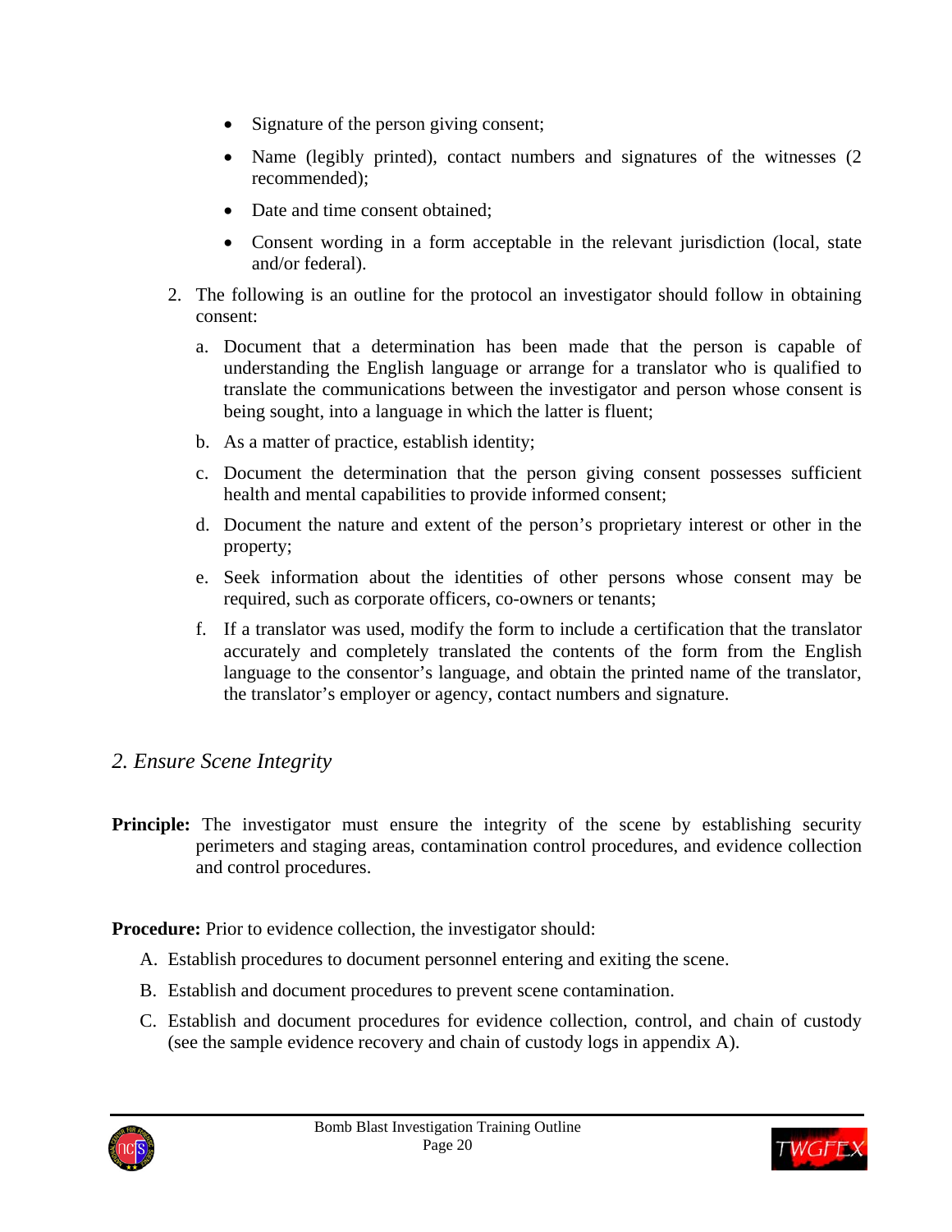- Signature of the person giving consent;
- Name (legibly printed), contact numbers and signatures of the witnesses (2 recommended);
- Date and time consent obtained;
- Consent wording in a form acceptable in the relevant jurisdiction (local, state and/or federal).

2. The following is an outline for the protocol an investigator should follow in obtaining consent:

   a. Document that a determination has been made that the person is capable of understanding the English language or arrange for a translator who is qualified to translate the communications between the investigator and person whose consent is being sought, into a language in which the latter is fluent;

   b. As a matter of practice, establish identity;

   c. Document the determination that the person giving consent possesses sufficient health and mental capabilities to provide informed consent;

   d. Document the nature and extent of the person's proprietary interest or other in the property;

   e. Seek information about the identities of other persons whose consent may be required, such as corporate officers, co-owners or tenants;

   f. If a translator was used, modify the form to include a certification that the translator accurately and completely translated the contents of the form from the English language to the consentor's language, and obtain the printed name of the translator, the translator's employer or agency, contact numbers and signature.

### *2. Ensure Scene Integrity*

**Principle:** The investigator must ensure the integrity of the scene by establishing security perimeters and staging areas, contamination control procedures, and evidence collection and control procedures.

**Procedure:** Prior to evidence collection, the investigator should:

A. Establish procedures to document personnel entering and exiting the scene.

B. Establish and document procedures to prevent scene contamination.

C. Establish and document procedures for evidence collection, control, and chain of custody (see the sample evidence recovery and chain of custody logs in appendix A).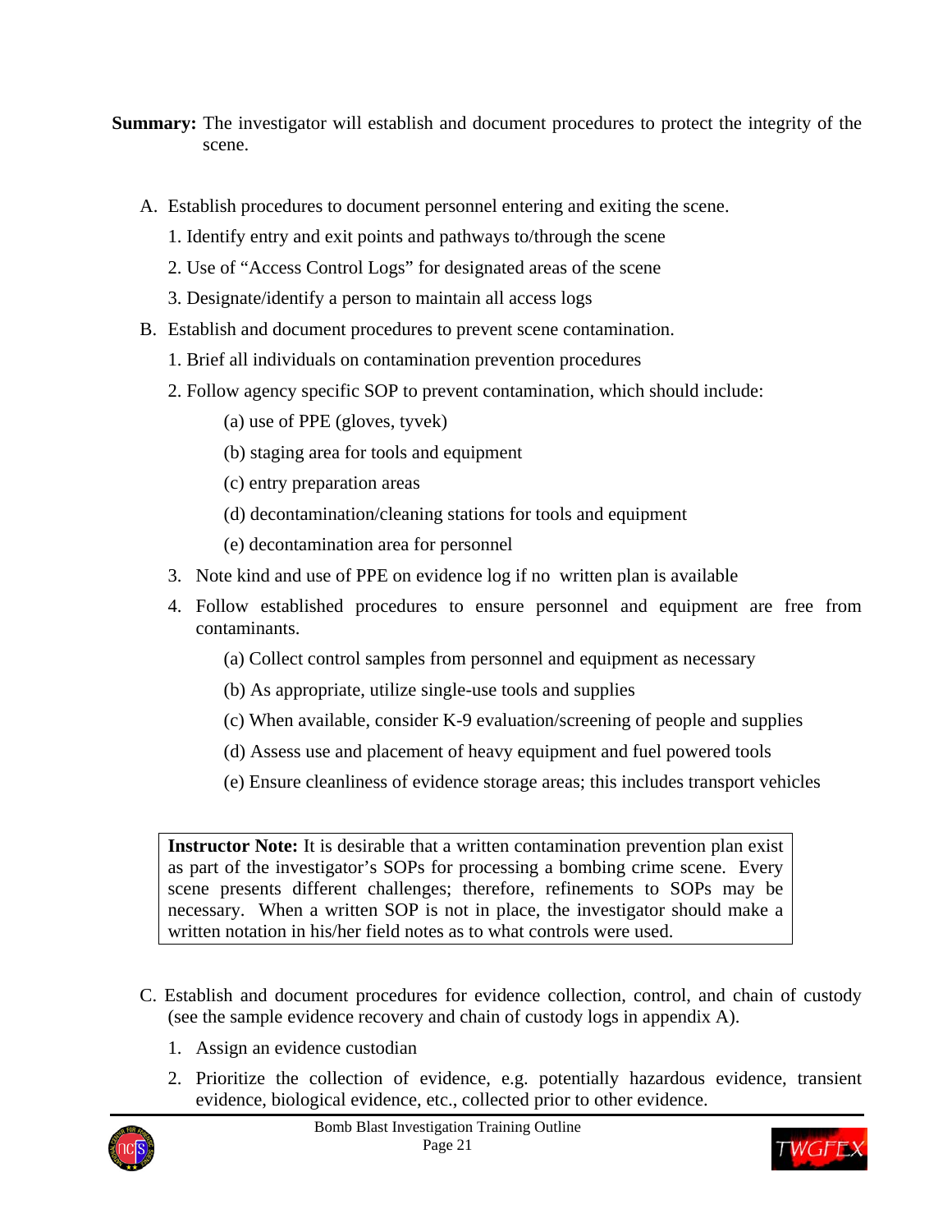**Summary:** The investigator will establish and document procedures to protect the integrity of the scene.

A. Establish procedures to document personnel entering and exiting the scene.
   1. Identify entry and exit points and pathways to/through the scene
   2. Use of "Access Control Logs" for designated areas of the scene
   3. Designate/identify a person to maintain all access logs

B. Establish and document procedures to prevent scene contamination.
   1. Brief all individuals on contamination prevention procedures
   2. Follow agency specific SOP to prevent contamination, which should include:
      (a) use of PPE (gloves, tyvek)
      (b) staging area for tools and equipment
      (c) entry preparation areas
      (d) decontamination/cleaning stations for tools and equipment
      (e) decontamination area for personnel
   3. Note kind and use of PPE on evidence log if no written plan is available
   4. Follow established procedures to ensure personnel and equipment are free from contaminants.
      (a) Collect control samples from personnel and equipment as necessary
      (b) As appropriate, utilize single-use tools and supplies
      (c) When available, consider K-9 evaluation/screening of people and supplies
      (d) Assess use and placement of heavy equipment and fuel powered tools
      (e) Ensure cleanliness of evidence storage areas; this includes transport vehicles

> **Instructor Note:** It is desirable that a written contamination prevention plan exist as part of the investigator's SOPs for processing a bombing crime scene. Every scene presents different challenges; therefore, refinements to SOPs may be necessary. When a written SOP is not in place, the investigator should make a written notation in his/her field notes as to what controls were used.

C. Establish and document procedures for evidence collection, control, and chain of custody (see the sample evidence recovery and chain of custody logs in appendix A).
   1. Assign an evidence custodian
   2. Prioritize the collection of evidence, e.g. potentially hazardous evidence, transient evidence, biological evidence, etc., collected prior to other evidence.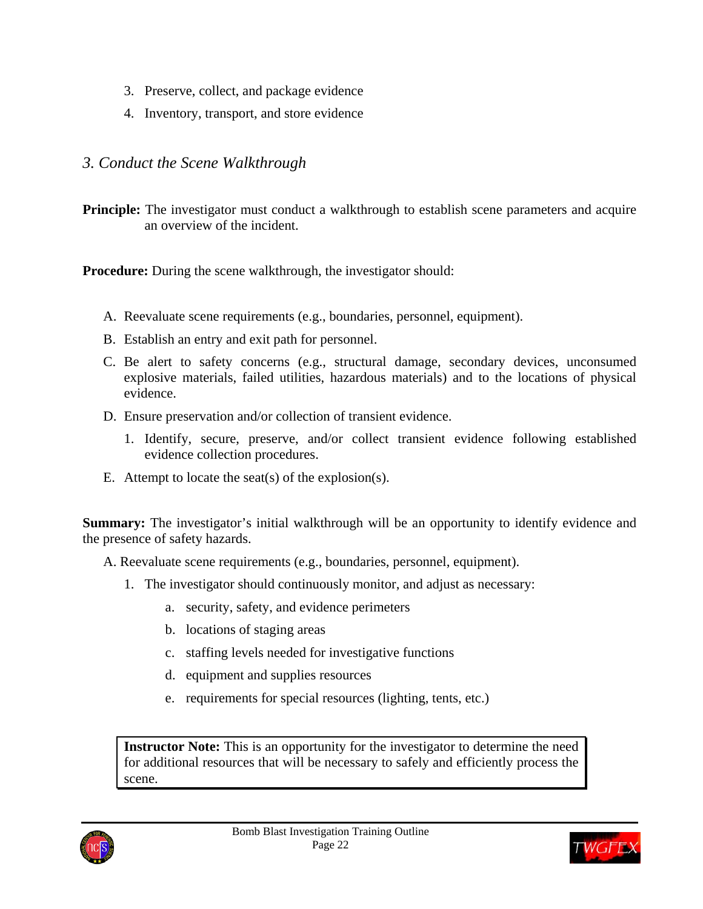3. Preserve, collect, and package evidence
4. Inventory, transport, and store evidence

### *3. Conduct the Scene Walkthrough*

**Principle:** The investigator must conduct a walkthrough to establish scene parameters and acquire an overview of the incident.

**Procedure:** During the scene walkthrough, the investigator should:

A. Reevaluate scene requirements (e.g., boundaries, personnel, equipment).

B. Establish an entry and exit path for personnel.

C. Be alert to safety concerns (e.g., structural damage, secondary devices, unconsumed explosive materials, failed utilities, hazardous materials) and to the locations of physical evidence.

D. Ensure preservation and/or collection of transient evidence.

   1. Identify, secure, preserve, and/or collect transient evidence following established evidence collection procedures.

E. Attempt to locate the seat(s) of the explosion(s).

**Summary:** The investigator's initial walkthrough will be an opportunity to identify evidence and the presence of safety hazards.

A. Reevaluate scene requirements (e.g., boundaries, personnel, equipment).

   1. The investigator should continuously monitor, and adjust as necessary:

      a. security, safety, and evidence perimeters

      b. locations of staging areas

      c. staffing levels needed for investigative functions

      d. equipment and supplies resources

      e. requirements for special resources (lighting, tents, etc.)

> **Instructor Note:** This is an opportunity for the investigator to determine the need for additional resources that will be necessary to safely and efficiently process the scene.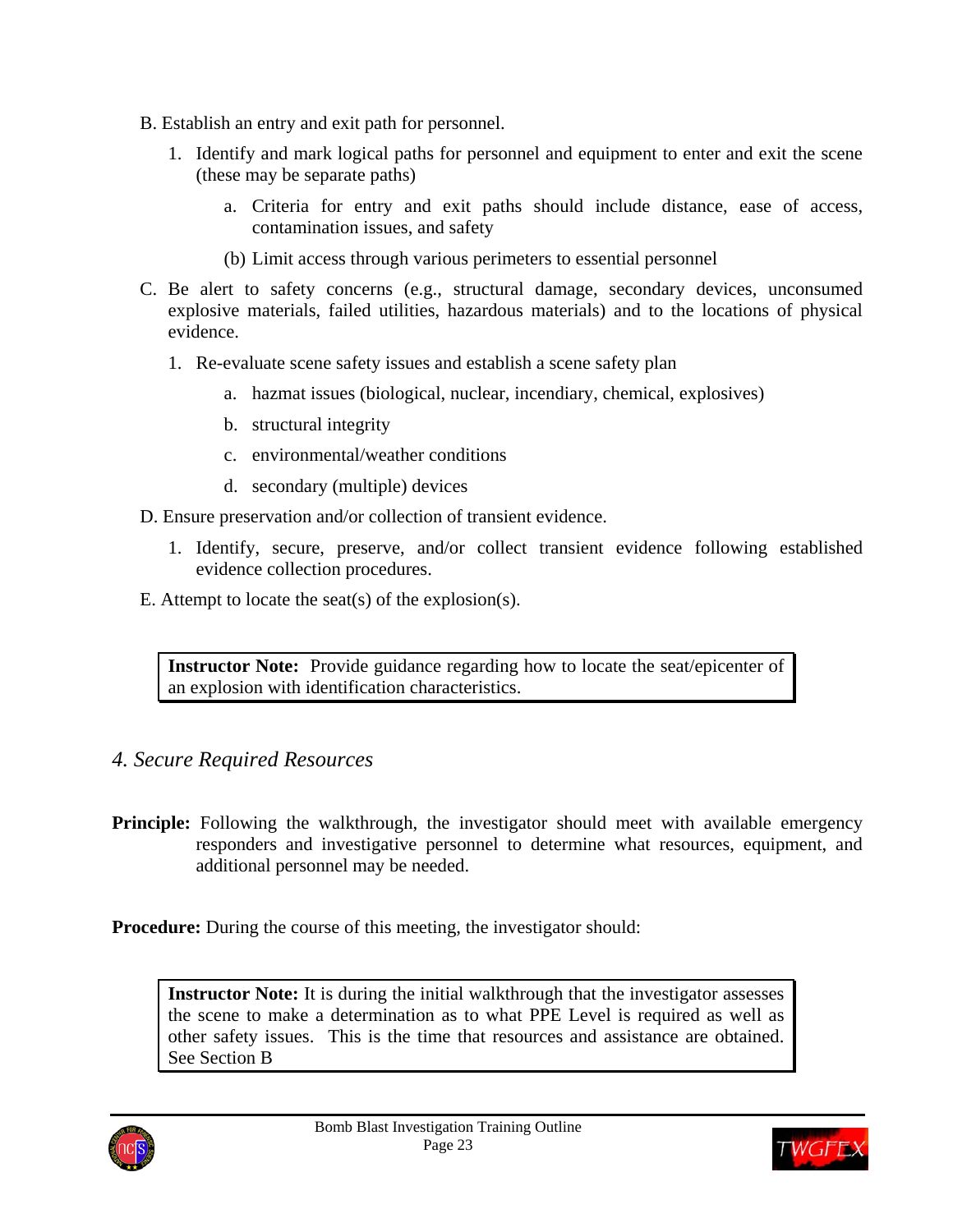B. Establish an entry and exit path for personnel.

1. Identify and mark logical paths for personnel and equipment to enter and exit the scene (these may be separate paths)

   a. Criteria for entry and exit paths should include distance, ease of access, contamination issues, and safety

   (b) Limit access through various perimeters to essential personnel

C. Be alert to safety concerns (e.g., structural damage, secondary devices, unconsumed explosive materials, failed utilities, hazardous materials) and to the locations of physical evidence.

1. Re-evaluate scene safety issues and establish a scene safety plan

   a. hazmat issues (biological, nuclear, incendiary, chemical, explosives)

   b. structural integrity

   c. environmental/weather conditions

   d. secondary (multiple) devices

D. Ensure preservation and/or collection of transient evidence.

1. Identify, secure, preserve, and/or collect transient evidence following established evidence collection procedures.

E. Attempt to locate the seat(s) of the explosion(s).

> **Instructor Note:** Provide guidance regarding how to locate the seat/epicenter of an explosion with identification characteristics.

### *4. Secure Required Resources*

**Principle:** Following the walkthrough, the investigator should meet with available emergency responders and investigative personnel to determine what resources, equipment, and additional personnel may be needed.

**Procedure:** During the course of this meeting, the investigator should:

> **Instructor Note:** It is during the initial walkthrough that the investigator assesses the scene to make a determination as to what PPE Level is required as well as other safety issues. This is the time that resources and assistance are obtained. See Section B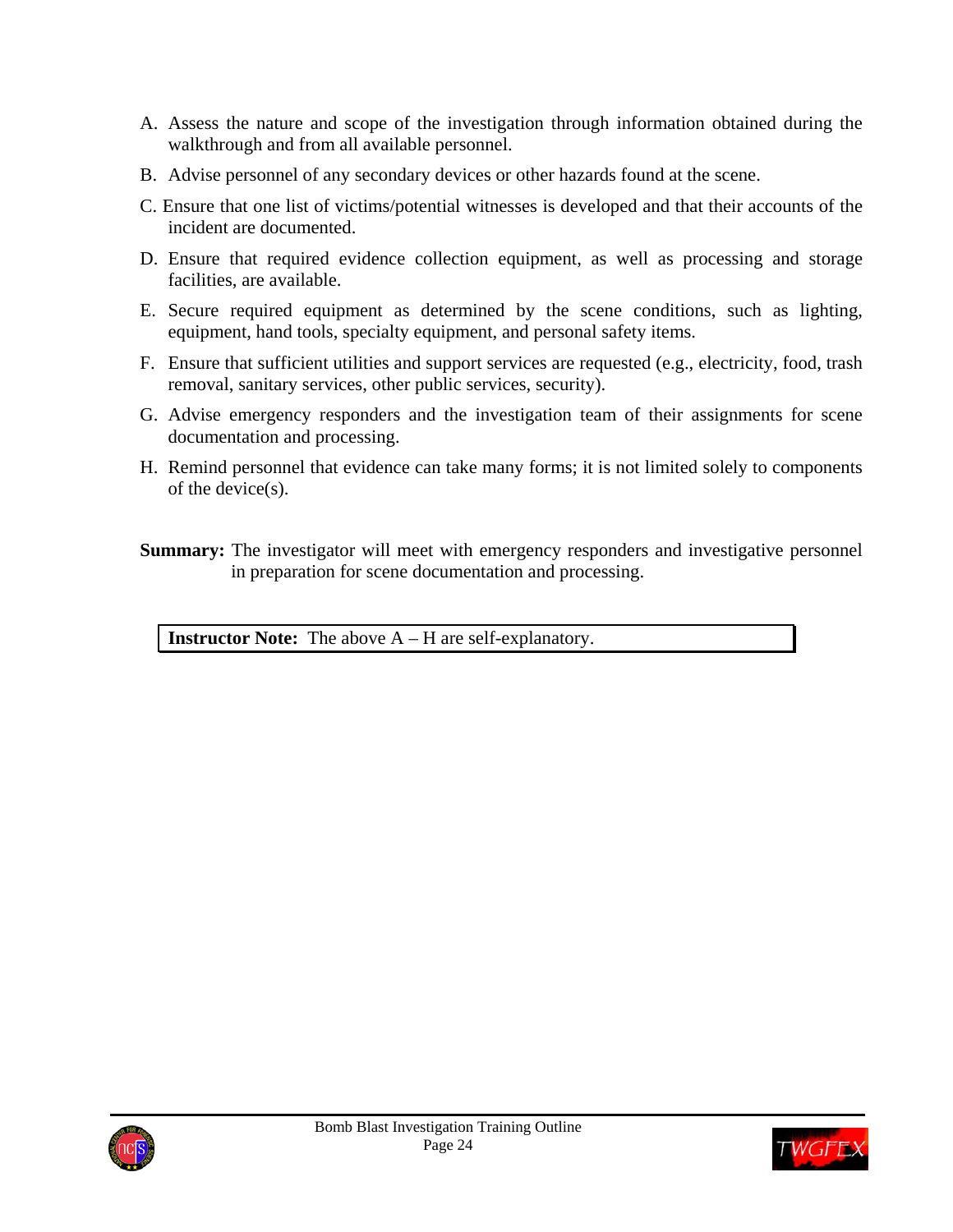A. Assess the nature and scope of the investigation through information obtained during the walkthrough and from all available personnel.

B. Advise personnel of any secondary devices or other hazards found at the scene.

C. Ensure that one list of victims/potential witnesses is developed and that their accounts of the incident are documented.

D. Ensure that required evidence collection equipment, as well as processing and storage facilities, are available.

E. Secure required equipment as determined by the scene conditions, such as lighting, equipment, hand tools, specialty equipment, and personal safety items.

F. Ensure that sufficient utilities and support services are requested (e.g., electricity, food, trash removal, sanitary services, other public services, security).

G. Advise emergency responders and the investigation team of their assignments for scene documentation and processing.

H. Remind personnel that evidence can take many forms; it is not limited solely to components of the device(s).

**Summary:** The investigator will meet with emergency responders and investigative personnel in preparation for scene documentation and processing.

| **Instructor Note:** The above A – H are self-explanatory. |
|---|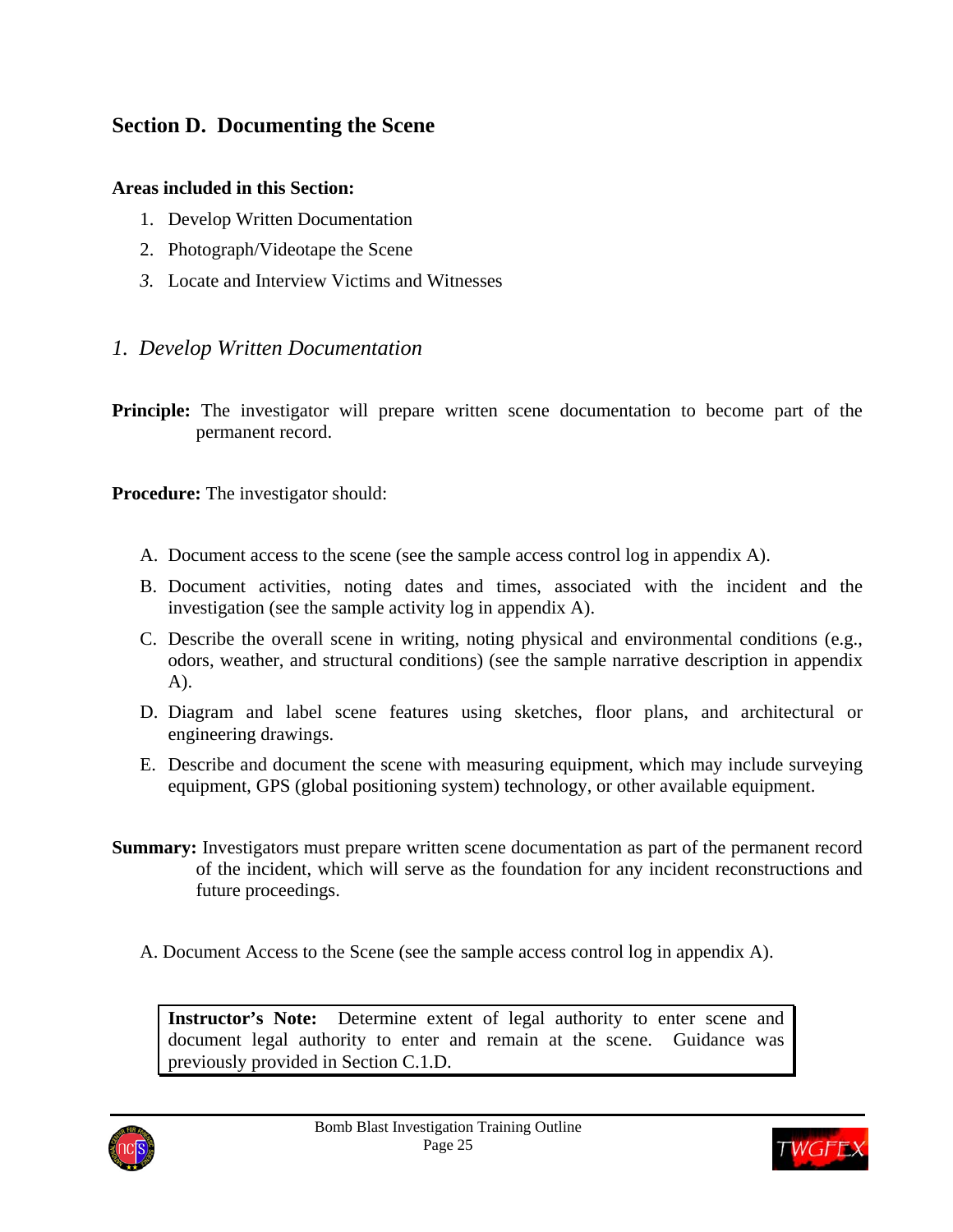## Section D. Documenting the Scene

**Areas included in this Section:**

1. Develop Written Documentation
2. Photograph/Videotape the Scene
3. Locate and Interview Victims and Witnesses

### *1. Develop Written Documentation*

**Principle:** The investigator will prepare written scene documentation to become part of the permanent record.

**Procedure:** The investigator should:

A. Document access to the scene (see the sample access control log in appendix A).

B. Document activities, noting dates and times, associated with the incident and the investigation (see the sample activity log in appendix A).

C. Describe the overall scene in writing, noting physical and environmental conditions (e.g., odors, weather, and structural conditions) (see the sample narrative description in appendix A).

D. Diagram and label scene features using sketches, floor plans, and architectural or engineering drawings.

E. Describe and document the scene with measuring equipment, which may include surveying equipment, GPS (global positioning system) technology, or other available equipment.

**Summary:** Investigators must prepare written scene documentation as part of the permanent record of the incident, which will serve as the foundation for any incident reconstructions and future proceedings.

A. Document Access to the Scene (see the sample access control log in appendix A).

> **Instructor's Note:** Determine extent of legal authority to enter scene and document legal authority to enter and remain at the scene. Guidance was previously provided in Section C.1.D.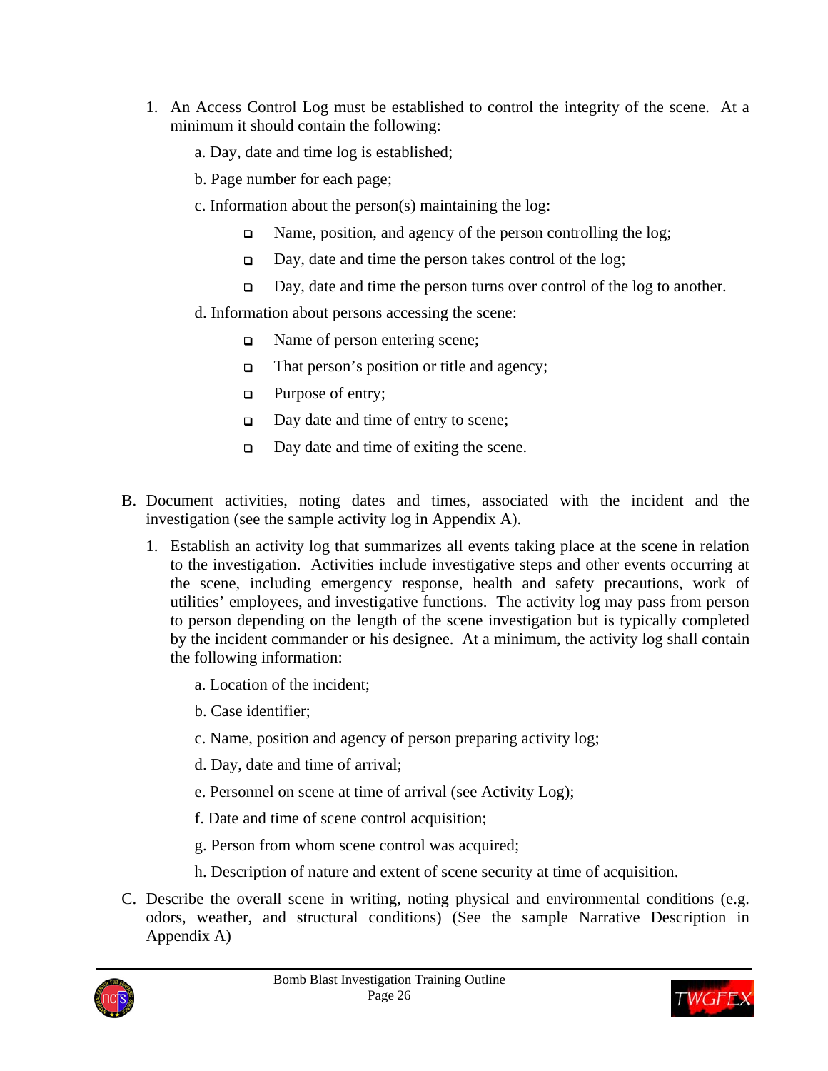1. An Access Control Log must be established to control the integrity of the scene. At a minimum it should contain the following:

   a. Day, date and time log is established;

   b. Page number for each page;

   c. Information about the person(s) maintaining the log:

      - Name, position, and agency of the person controlling the log;
      - Day, date and time the person takes control of the log;
      - Day, date and time the person turns over control of the log to another.

   d. Information about persons accessing the scene:

      - Name of person entering scene;
      - That person's position or title and agency;
      - Purpose of entry;
      - Day date and time of entry to scene;
      - Day date and time of exiting the scene.

B. Document activities, noting dates and times, associated with the incident and the investigation (see the sample activity log in Appendix A).

1. Establish an activity log that summarizes all events taking place at the scene in relation to the investigation. Activities include investigative steps and other events occurring at the scene, including emergency response, health and safety precautions, work of utilities' employees, and investigative functions. The activity log may pass from person to person depending on the length of the scene investigation but is typically completed by the incident commander or his designee. At a minimum, the activity log shall contain the following information:

   a. Location of the incident;

   b. Case identifier;

   c. Name, position and agency of person preparing activity log;

   d. Day, date and time of arrival;

   e. Personnel on scene at time of arrival (see Activity Log);

   f. Date and time of scene control acquisition;

   g. Person from whom scene control was acquired;

   h. Description of nature and extent of scene security at time of acquisition.

C. Describe the overall scene in writing, noting physical and environmental conditions (e.g. odors, weather, and structural conditions) (See the sample Narrative Description in Appendix A)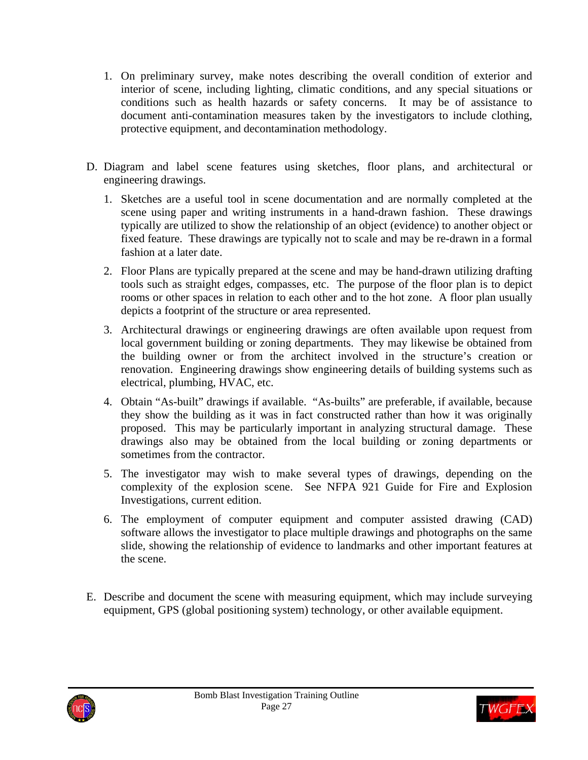1. On preliminary survey, make notes describing the overall condition of exterior and interior of scene, including lighting, climatic conditions, and any special situations or conditions such as health hazards or safety concerns. It may be of assistance to document anti-contamination measures taken by the investigators to include clothing, protective equipment, and decontamination methodology.

D. Diagram and label scene features using sketches, floor plans, and architectural or engineering drawings.

   1. Sketches are a useful tool in scene documentation and are normally completed at the scene using paper and writing instruments in a hand-drawn fashion. These drawings typically are utilized to show the relationship of an object (evidence) to another object or fixed feature. These drawings are typically not to scale and may be re-drawn in a formal fashion at a later date.

   2. Floor Plans are typically prepared at the scene and may be hand-drawn utilizing drafting tools such as straight edges, compasses, etc. The purpose of the floor plan is to depict rooms or other spaces in relation to each other and to the hot zone. A floor plan usually depicts a footprint of the structure or area represented.

   3. Architectural drawings or engineering drawings are often available upon request from local government building or zoning departments. They may likewise be obtained from the building owner or from the architect involved in the structure's creation or renovation. Engineering drawings show engineering details of building systems such as electrical, plumbing, HVAC, etc.

   4. Obtain "As-built" drawings if available. "As-builts" are preferable, if available, because they show the building as it was in fact constructed rather than how it was originally proposed. This may be particularly important in analyzing structural damage. These drawings also may be obtained from the local building or zoning departments or sometimes from the contractor.

   5. The investigator may wish to make several types of drawings, depending on the complexity of the explosion scene. See NFPA 921 Guide for Fire and Explosion Investigations, current edition.

   6. The employment of computer equipment and computer assisted drawing (CAD) software allows the investigator to place multiple drawings and photographs on the same slide, showing the relationship of evidence to landmarks and other important features at the scene.

E. Describe and document the scene with measuring equipment, which may include surveying equipment, GPS (global positioning system) technology, or other available equipment.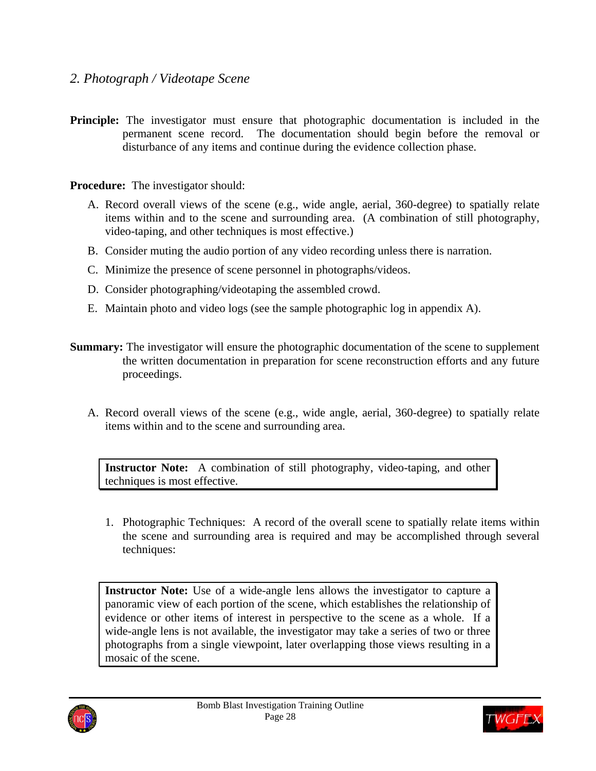## *2. Photograph / Videotape Scene*

**Principle:** The investigator must ensure that photographic documentation is included in the permanent scene record. The documentation should begin before the removal or disturbance of any items and continue during the evidence collection phase.

**Procedure:** The investigator should:

A. Record overall views of the scene (e.g., wide angle, aerial, 360-degree) to spatially relate items within and to the scene and surrounding area. (A combination of still photography, video-taping, and other techniques is most effective.)

B. Consider muting the audio portion of any video recording unless there is narration.

C. Minimize the presence of scene personnel in photographs/videos.

D. Consider photographing/videotaping the assembled crowd.

E. Maintain photo and video logs (see the sample photographic log in appendix A).

**Summary:** The investigator will ensure the photographic documentation of the scene to supplement the written documentation in preparation for scene reconstruction efforts and any future proceedings.

A. Record overall views of the scene (e.g., wide angle, aerial, 360-degree) to spatially relate items within and to the scene and surrounding area.

> **Instructor Note:** A combination of still photography, video-taping, and other techniques is most effective.

1. Photographic Techniques: A record of the overall scene to spatially relate items within the scene and surrounding area is required and may be accomplished through several techniques:

> **Instructor Note:** Use of a wide-angle lens allows the investigator to capture a panoramic view of each portion of the scene, which establishes the relationship of evidence or other items of interest in perspective to the scene as a whole. If a wide-angle lens is not available, the investigator may take a series of two or three photographs from a single viewpoint, later overlapping those views resulting in a mosaic of the scene.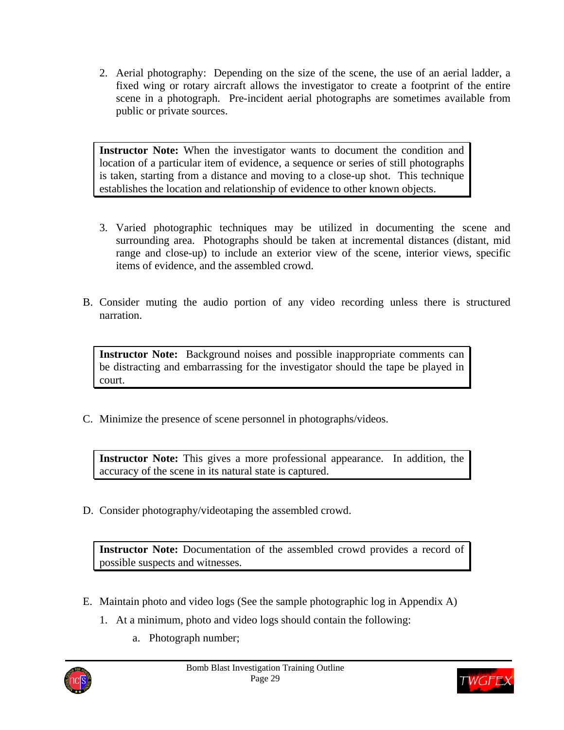2. Aerial photography: Depending on the size of the scene, the use of an aerial ladder, a fixed wing or rotary aircraft allows the investigator to create a footprint of the entire scene in a photograph. Pre-incident aerial photographs are sometimes available from public or private sources.

> **Instructor Note:** When the investigator wants to document the condition and location of a particular item of evidence, a sequence or series of still photographs is taken, starting from a distance and moving to a close-up shot. This technique establishes the location and relationship of evidence to other known objects.

3. Varied photographic techniques may be utilized in documenting the scene and surrounding area. Photographs should be taken at incremental distances (distant, mid range and close-up) to include an exterior view of the scene, interior views, specific items of evidence, and the assembled crowd.

B. Consider muting the audio portion of any video recording unless there is structured narration.

> **Instructor Note:** Background noises and possible inappropriate comments can be distracting and embarrassing for the investigator should the tape be played in court.

C. Minimize the presence of scene personnel in photographs/videos.

> **Instructor Note:** This gives a more professional appearance. In addition, the accuracy of the scene in its natural state is captured.

D. Consider photography/videotaping the assembled crowd.

> **Instructor Note:** Documentation of the assembled crowd provides a record of possible suspects and witnesses.

E. Maintain photo and video logs (See the sample photographic log in Appendix A)

1. At a minimum, photo and video logs should contain the following:

   a. Photograph number;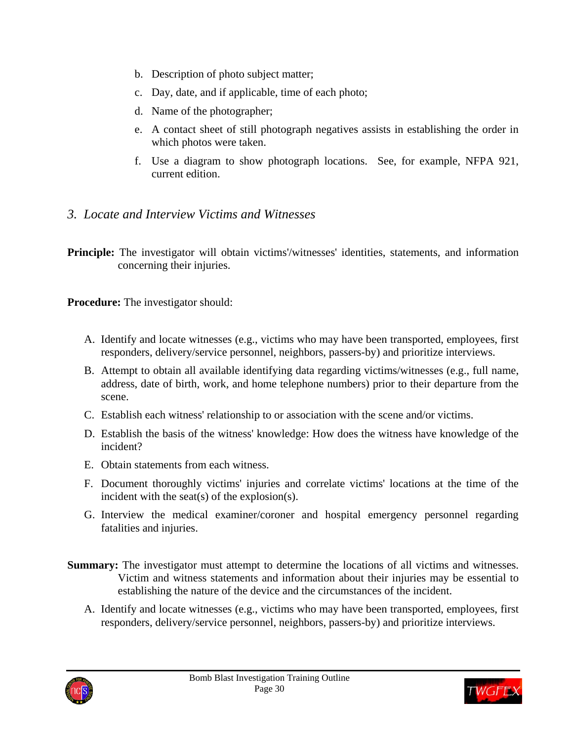b. Description of photo subject matter;

c. Day, date, and if applicable, time of each photo;

d. Name of the photographer;

e. A contact sheet of still photograph negatives assists in establishing the order in which photos were taken.

f. Use a diagram to show photograph locations. See, for example, NFPA 921, current edition.

### *3. Locate and Interview Victims and Witnesses*

**Principle:** The investigator will obtain victims'/witnesses' identities, statements, and information concerning their injuries.

**Procedure:** The investigator should:

A. Identify and locate witnesses (e.g., victims who may have been transported, employees, first responders, delivery/service personnel, neighbors, passers-by) and prioritize interviews.

B. Attempt to obtain all available identifying data regarding victims/witnesses (e.g., full name, address, date of birth, work, and home telephone numbers) prior to their departure from the scene.

C. Establish each witness' relationship to or association with the scene and/or victims.

D. Establish the basis of the witness' knowledge: How does the witness have knowledge of the incident?

E. Obtain statements from each witness.

F. Document thoroughly victims' injuries and correlate victims' locations at the time of the incident with the seat(s) of the explosion(s).

G. Interview the medical examiner/coroner and hospital emergency personnel regarding fatalities and injuries.

**Summary:** The investigator must attempt to determine the locations of all victims and witnesses. Victim and witness statements and information about their injuries may be essential to establishing the nature of the device and the circumstances of the incident.

A. Identify and locate witnesses (e.g., victims who may have been transported, employees, first responders, delivery/service personnel, neighbors, passers-by) and prioritize interviews.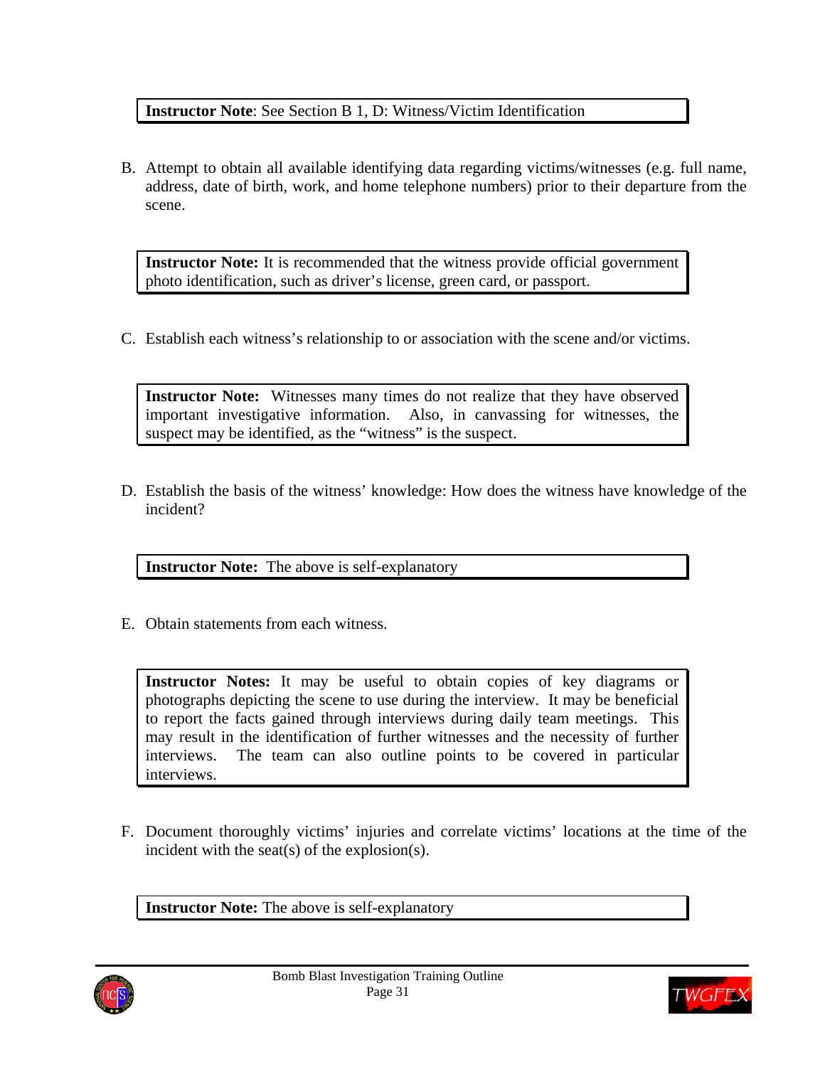> **Instructor Note**: See Section B 1, D: Witness/Victim Identification

B. Attempt to obtain all available identifying data regarding victims/witnesses (e.g. full name, address, date of birth, work, and home telephone numbers) prior to their departure from the scene.

> **Instructor Note:** It is recommended that the witness provide official government photo identification, such as driver's license, green card, or passport.

C. Establish each witness's relationship to or association with the scene and/or victims.

> **Instructor Note:** Witnesses many times do not realize that they have observed important investigative information. Also, in canvassing for witnesses, the suspect may be identified, as the "witness" is the suspect.

D. Establish the basis of the witness' knowledge: How does the witness have knowledge of the incident?

> **Instructor Note:** The above is self-explanatory

E. Obtain statements from each witness.

> **Instructor Notes:** It may be useful to obtain copies of key diagrams or photographs depicting the scene to use during the interview. It may be beneficial to report the facts gained through interviews during daily team meetings. This may result in the identification of further witnesses and the necessity of further interviews. The team can also outline points to be covered in particular interviews.

F. Document thoroughly victims' injuries and correlate victims' locations at the time of the incident with the seat(s) of the explosion(s).

> **Instructor Note:** The above is self-explanatory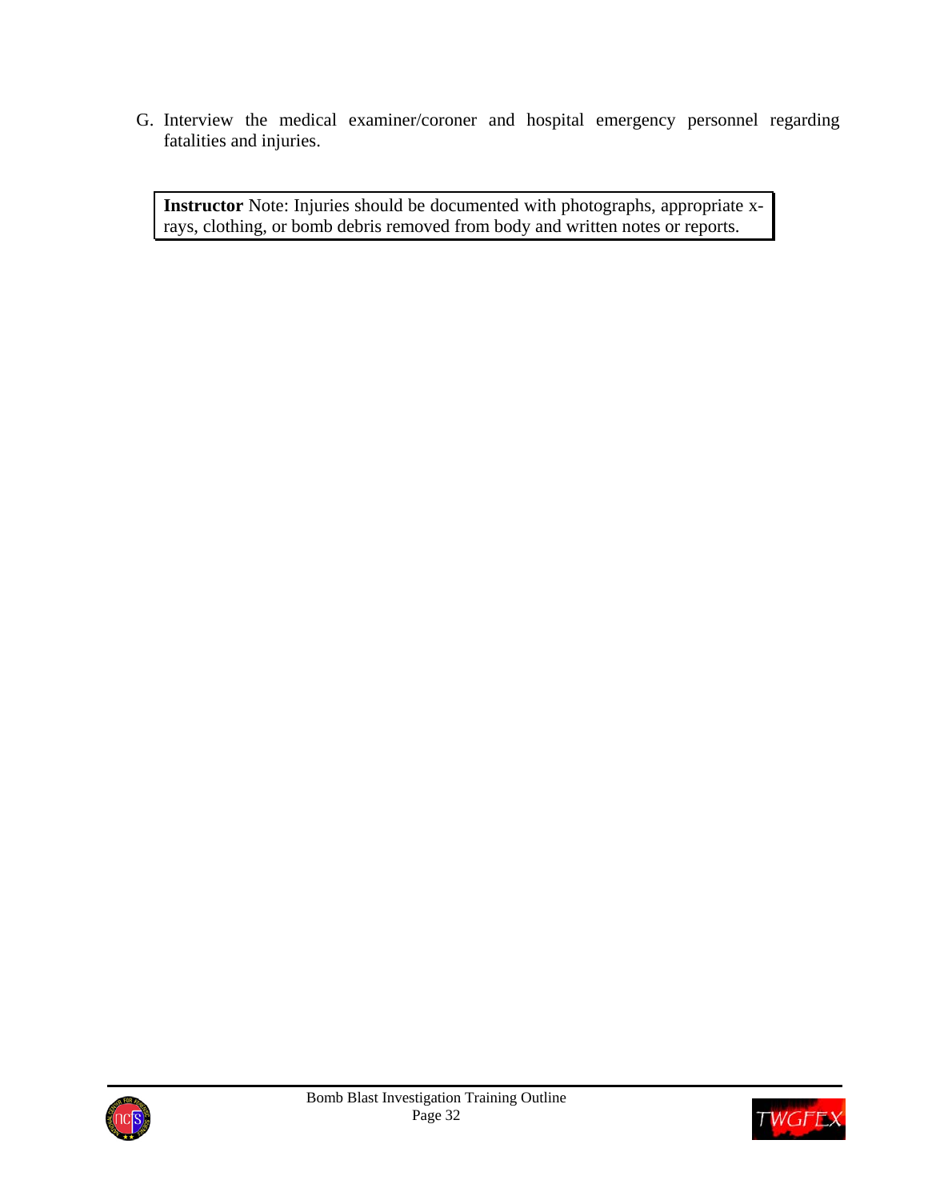G. Interview the medical examiner/coroner and hospital emergency personnel regarding fatalities and injuries.

> **Instructor** Note: Injuries should be documented with photographs, appropriate x-rays, clothing, or bomb debris removed from body and written notes or reports.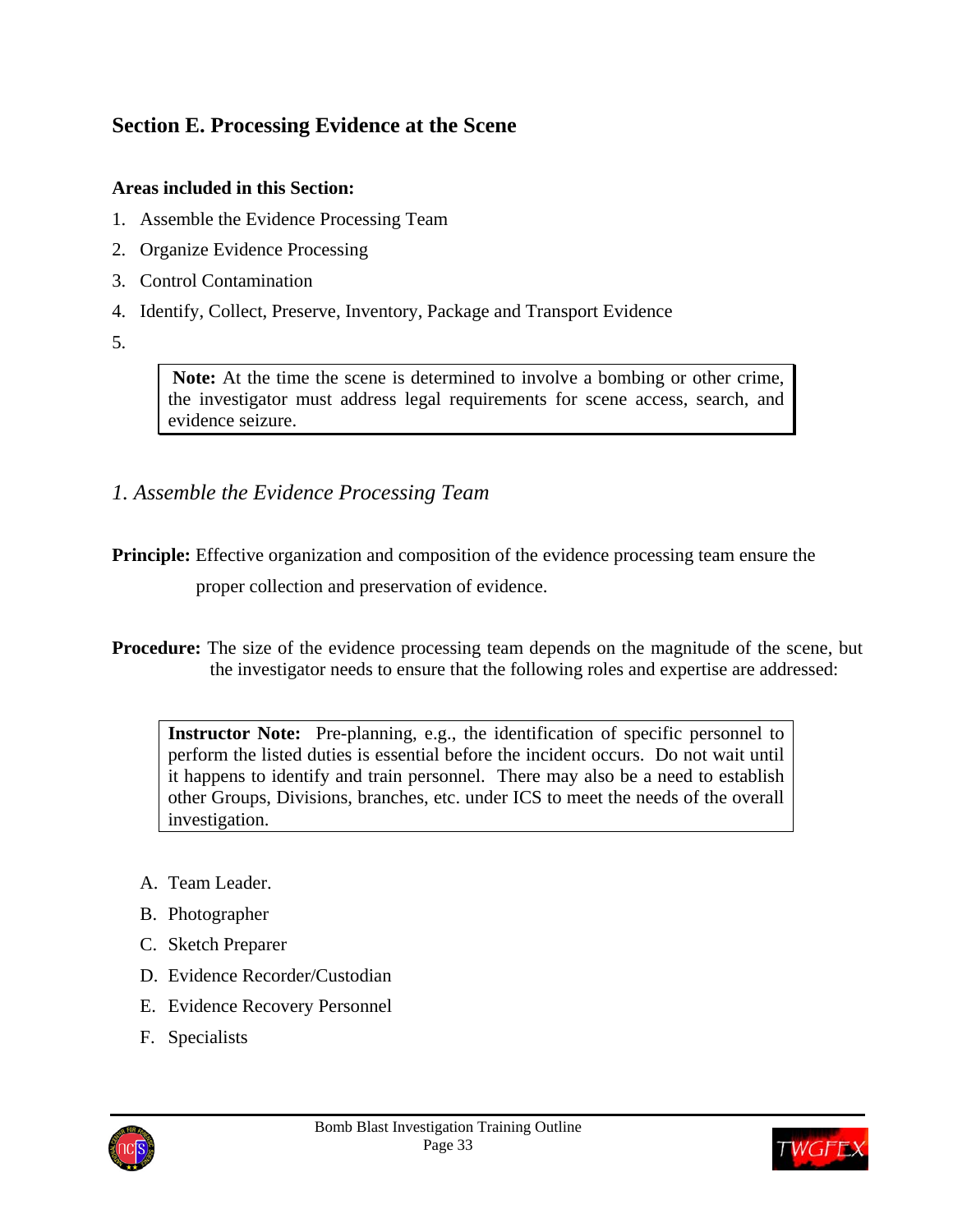## Section E. Processing Evidence at the Scene

**Areas included in this Section:**

1. Assemble the Evidence Processing Team
2. Organize Evidence Processing
3. Control Contamination
4. Identify, Collect, Preserve, Inventory, Package and Transport Evidence
5.

> **Note:** At the time the scene is determined to involve a bombing or other crime, the investigator must address legal requirements for scene access, search, and evidence seizure.

### *1. Assemble the Evidence Processing Team*

**Principle:** Effective organization and composition of the evidence processing team ensure the proper collection and preservation of evidence.

**Procedure:** The size of the evidence processing team depends on the magnitude of the scene, but the investigator needs to ensure that the following roles and expertise are addressed:

> **Instructor Note:** Pre-planning, e.g., the identification of specific personnel to perform the listed duties is essential before the incident occurs. Do not wait until it happens to identify and train personnel. There may also be a need to establish other Groups, Divisions, branches, etc. under ICS to meet the needs of the overall investigation.

A. Team Leader.

B. Photographer

C. Sketch Preparer

D. Evidence Recorder/Custodian

E. Evidence Recovery Personnel

F. Specialists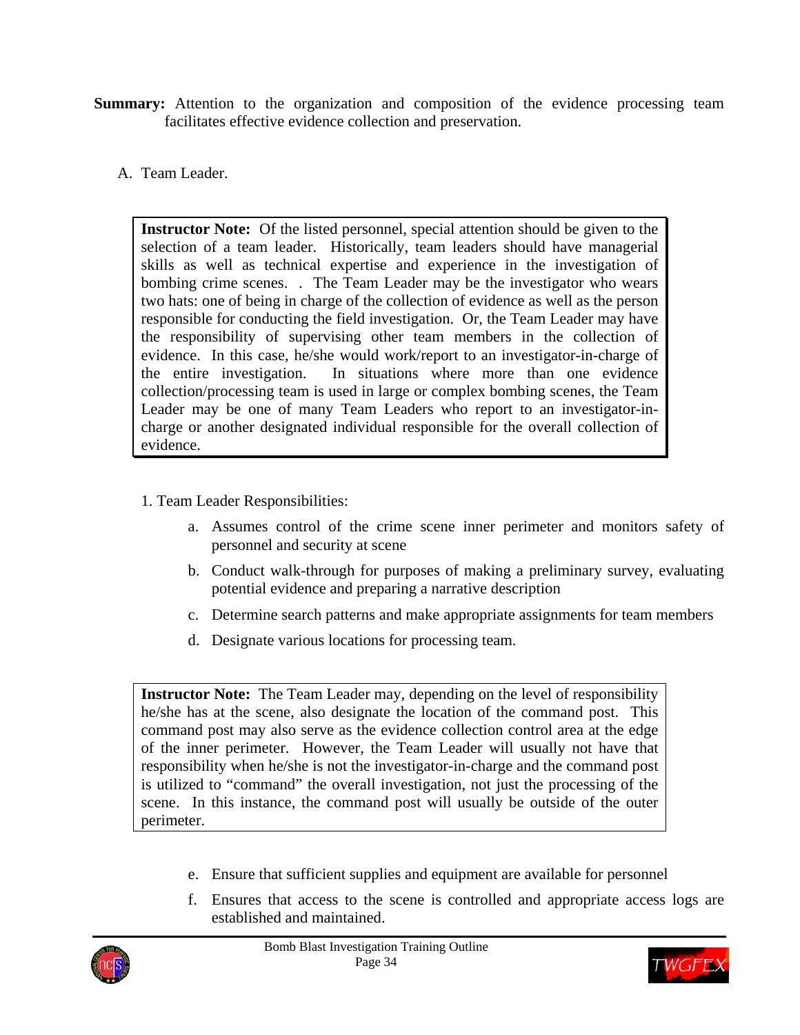**Summary:** Attention to the organization and composition of the evidence processing team facilitates effective evidence collection and preservation.

A. Team Leader.

> **Instructor Note:** Of the listed personnel, special attention should be given to the selection of a team leader. Historically, team leaders should have managerial skills as well as technical expertise and experience in the investigation of bombing crime scenes. . The Team Leader may be the investigator who wears two hats: one of being in charge of the collection of evidence as well as the person responsible for conducting the field investigation. Or, the Team Leader may have the responsibility of supervising other team members in the collection of evidence. In this case, he/she would work/report to an investigator-in-charge of the entire investigation. In situations where more than one evidence collection/processing team is used in large or complex bombing scenes, the Team Leader may be one of many Team Leaders who report to an investigator-in-charge or another designated individual responsible for the overall collection of evidence.

1. Team Leader Responsibilities:

   a. Assumes control of the crime scene inner perimeter and monitors safety of personnel and security at scene

   b. Conduct walk-through for purposes of making a preliminary survey, evaluating potential evidence and preparing a narrative description

   c. Determine search patterns and make appropriate assignments for team members

   d. Designate various locations for processing team.

> **Instructor Note:** The Team Leader may, depending on the level of responsibility he/she has at the scene, also designate the location of the command post. This command post may also serve as the evidence collection control area at the edge of the inner perimeter. However, the Team Leader will usually not have that responsibility when he/she is not the investigator-in-charge and the command post is utilized to "command" the overall investigation, not just the processing of the scene. In this instance, the command post will usually be outside of the outer perimeter.

   e. Ensure that sufficient supplies and equipment are available for personnel

   f. Ensures that access to the scene is controlled and appropriate access logs are established and maintained.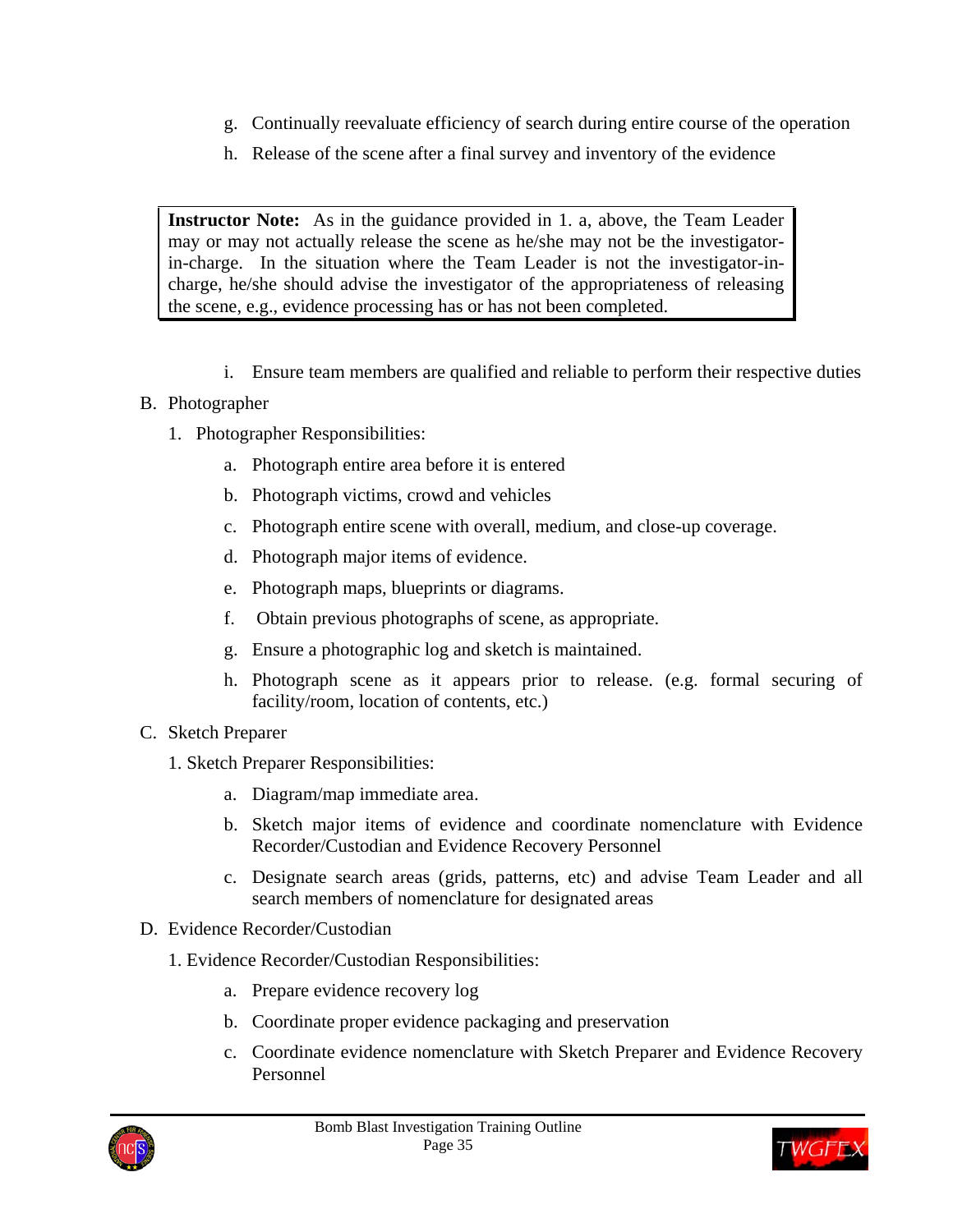g. Continually reevaluate efficiency of search during entire course of the operation

h. Release of the scene after a final survey and inventory of the evidence

> **Instructor Note:** As in the guidance provided in 1. a, above, the Team Leader may or may not actually release the scene as he/she may not be the investigator-in-charge. In the situation where the Team Leader is not the investigator-in-charge, he/she should advise the investigator of the appropriateness of releasing the scene, e.g., evidence processing has or has not been completed.

i. Ensure team members are qualified and reliable to perform their respective duties

B. Photographer

1. Photographer Responsibilities:

   a. Photograph entire area before it is entered

   b. Photograph victims, crowd and vehicles

   c. Photograph entire scene with overall, medium, and close-up coverage.

   d. Photograph major items of evidence.

   e. Photograph maps, blueprints or diagrams.

   f. Obtain previous photographs of scene, as appropriate.

   g. Ensure a photographic log and sketch is maintained.

   h. Photograph scene as it appears prior to release. (e.g. formal securing of facility/room, location of contents, etc.)

C. Sketch Preparer

1. Sketch Preparer Responsibilities:

   a. Diagram/map immediate area.

   b. Sketch major items of evidence and coordinate nomenclature with Evidence Recorder/Custodian and Evidence Recovery Personnel

   c. Designate search areas (grids, patterns, etc) and advise Team Leader and all search members of nomenclature for designated areas

D. Evidence Recorder/Custodian

1. Evidence Recorder/Custodian Responsibilities:

   a. Prepare evidence recovery log

   b. Coordinate proper evidence packaging and preservation

   c. Coordinate evidence nomenclature with Sketch Preparer and Evidence Recovery Personnel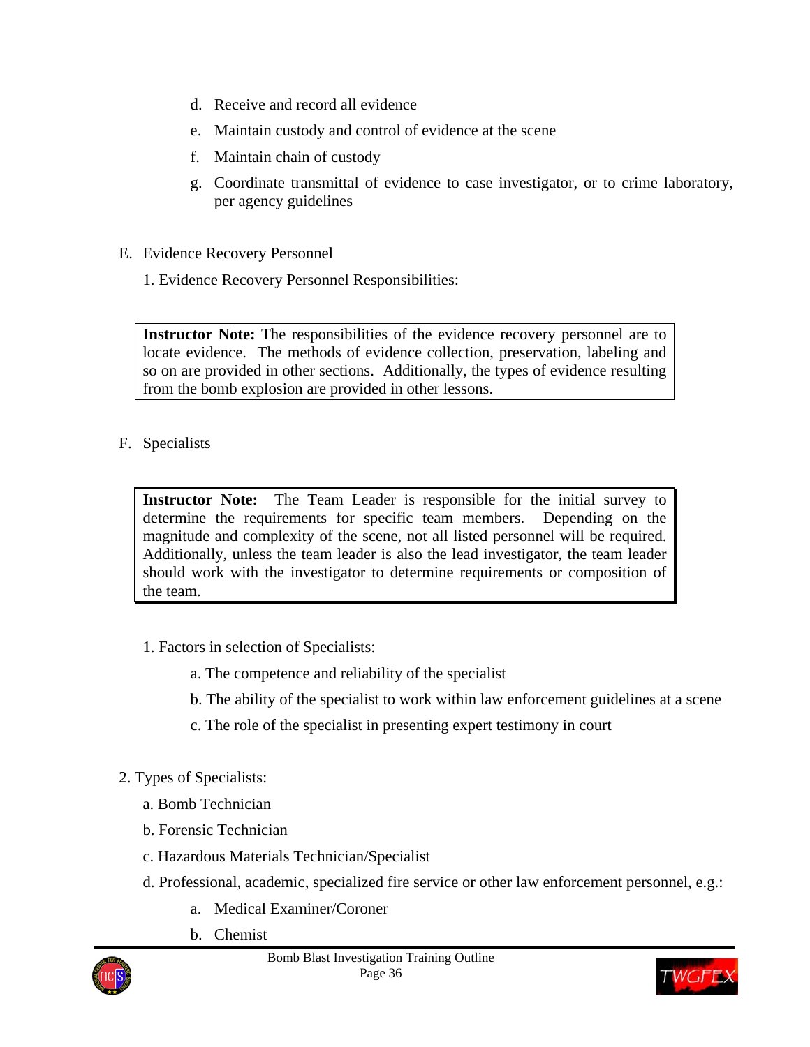d. Receive and record all evidence

e. Maintain custody and control of evidence at the scene

f. Maintain chain of custody

g. Coordinate transmittal of evidence to case investigator, or to crime laboratory, per agency guidelines

E. Evidence Recovery Personnel

1. Evidence Recovery Personnel Responsibilities:

> **Instructor Note:** The responsibilities of the evidence recovery personnel are to locate evidence. The methods of evidence collection, preservation, labeling and so on are provided in other sections. Additionally, the types of evidence resulting from the bomb explosion are provided in other lessons.

F. Specialists

> **Instructor Note:** The Team Leader is responsible for the initial survey to determine the requirements for specific team members. Depending on the magnitude and complexity of the scene, not all listed personnel will be required. Additionally, unless the team leader is also the lead investigator, the team leader should work with the investigator to determine requirements or composition of the team.

1. Factors in selection of Specialists:

   a. The competence and reliability of the specialist

   b. The ability of the specialist to work within law enforcement guidelines at a scene

   c. The role of the specialist in presenting expert testimony in court

2. Types of Specialists:

   a. Bomb Technician

   b. Forensic Technician

   c. Hazardous Materials Technician/Specialist

   d. Professional, academic, specialized fire service or other law enforcement personnel, e.g.:

      a. Medical Examiner/Coroner

      b. Chemist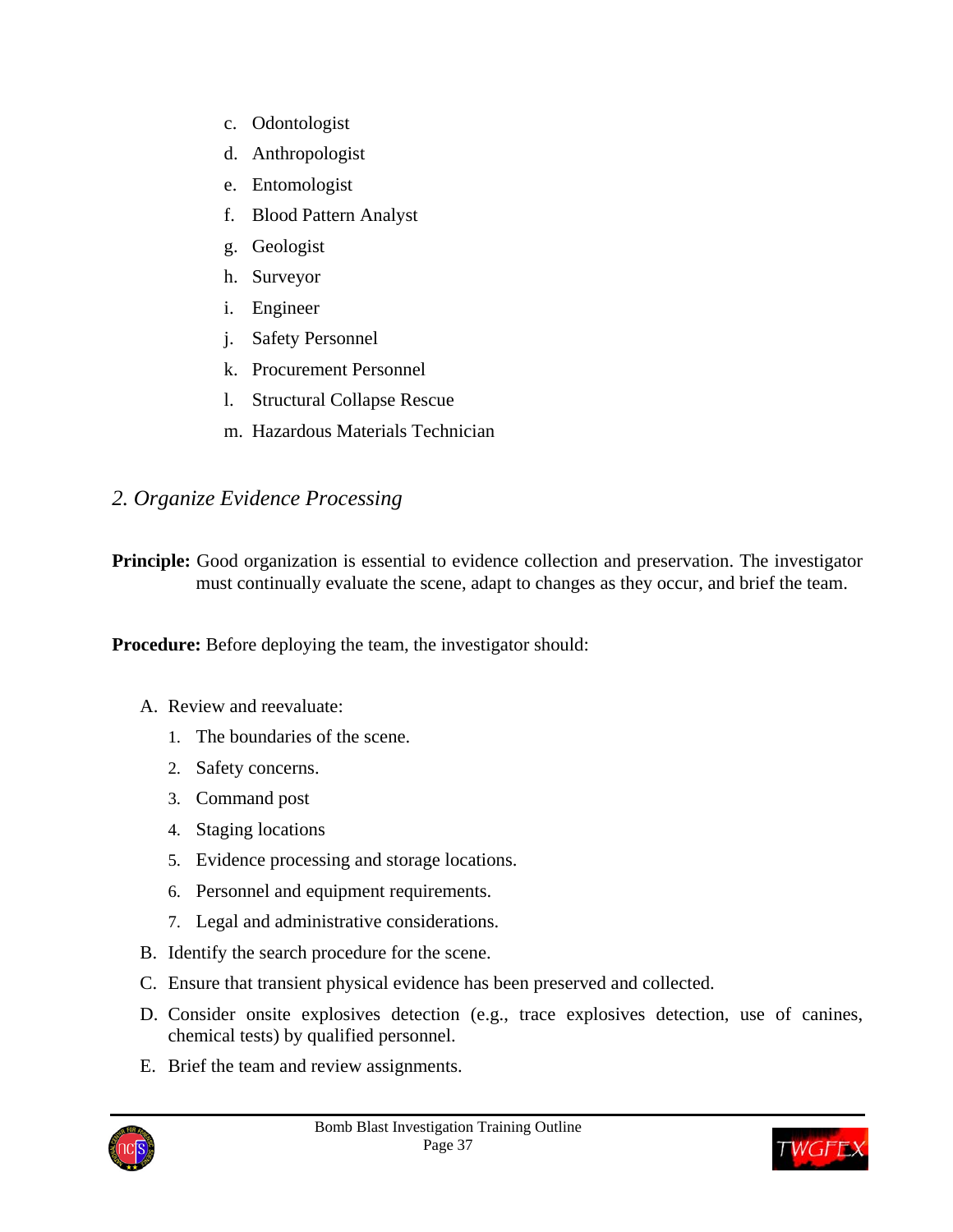c. Odontologist
d. Anthropologist
e. Entomologist
f. Blood Pattern Analyst
g. Geologist
h. Surveyor
i. Engineer
j. Safety Personnel
k. Procurement Personnel
l. Structural Collapse Rescue
m. Hazardous Materials Technician

## *2. Organize Evidence Processing*

**Principle:** Good organization is essential to evidence collection and preservation. The investigator must continually evaluate the scene, adapt to changes as they occur, and brief the team.

**Procedure:** Before deploying the team, the investigator should:

A. Review and reevaluate:
   1. The boundaries of the scene.
   2. Safety concerns.
   3. Command post
   4. Staging locations
   5. Evidence processing and storage locations.
   6. Personnel and equipment requirements.
   7. Legal and administrative considerations.

B. Identify the search procedure for the scene.

C. Ensure that transient physical evidence has been preserved and collected.

D. Consider onsite explosives detection (e.g., trace explosives detection, use of canines, chemical tests) by qualified personnel.

E. Brief the team and review assignments.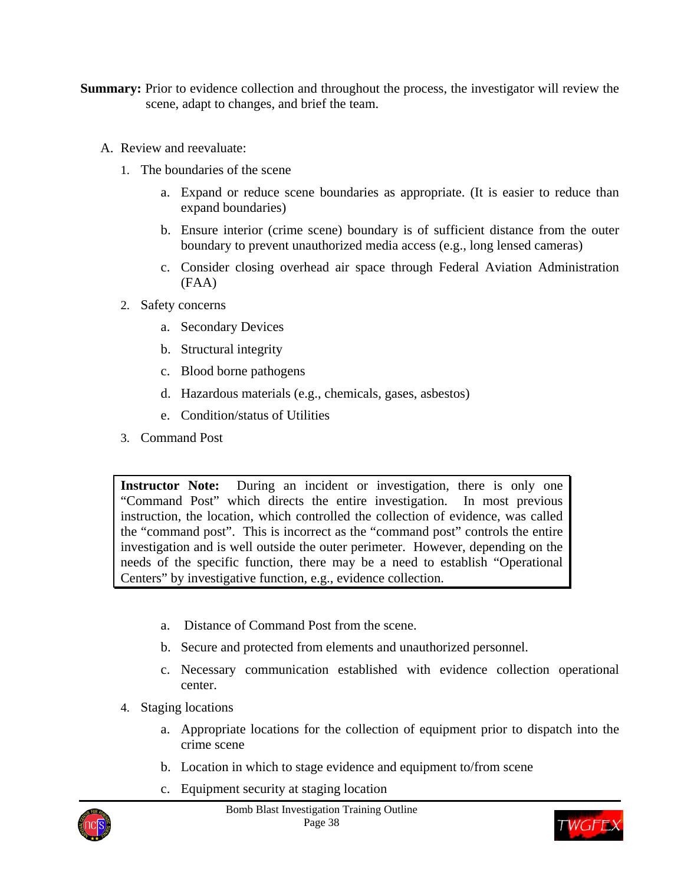**Summary:** Prior to evidence collection and throughout the process, the investigator will review the scene, adapt to changes, and brief the team.

A. Review and reevaluate:

1. The boundaries of the scene

    a. Expand or reduce scene boundaries as appropriate. (It is easier to reduce than expand boundaries)

    b. Ensure interior (crime scene) boundary is of sufficient distance from the outer boundary to prevent unauthorized media access (e.g., long lensed cameras)

    c. Consider closing overhead air space through Federal Aviation Administration (FAA)

2. Safety concerns

    a. Secondary Devices

    b. Structural integrity

    c. Blood borne pathogens

    d. Hazardous materials (e.g., chemicals, gases, asbestos)

    e. Condition/status of Utilities

3. Command Post

> **Instructor Note:** During an incident or investigation, there is only one "Command Post" which directs the entire investigation. In most previous instruction, the location, which controlled the collection of evidence, was called the "command post". This is incorrect as the "command post" controls the entire investigation and is well outside the outer perimeter. However, depending on the needs of the specific function, there may be a need to establish "Operational Centers" by investigative function, e.g., evidence collection.

    a. Distance of Command Post from the scene.

    b. Secure and protected from elements and unauthorized personnel.

    c. Necessary communication established with evidence collection operational center.

4. Staging locations

    a. Appropriate locations for the collection of equipment prior to dispatch into the crime scene

    b. Location in which to stage evidence and equipment to/from scene

    c. Equipment security at staging location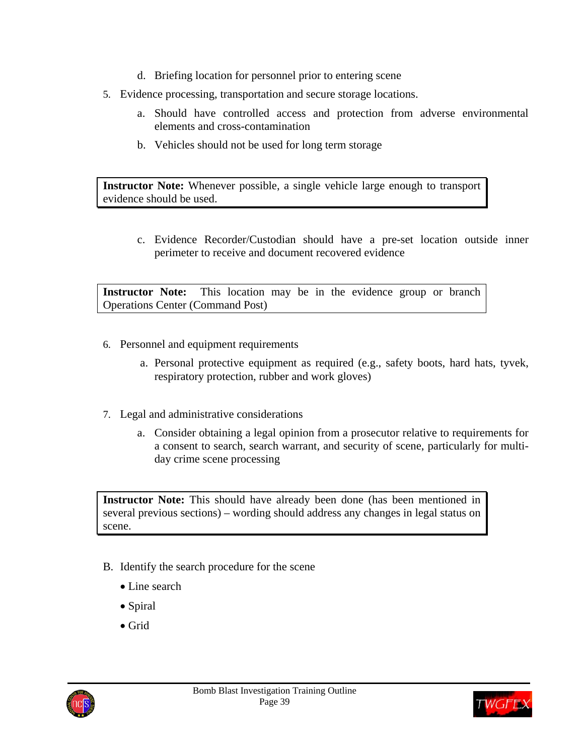d. Briefing location for personnel prior to entering scene

5. Evidence processing, transportation and secure storage locations.

   a. Should have controlled access and protection from adverse environmental elements and cross-contamination

   b. Vehicles should not be used for long term storage

> **Instructor Note:** Whenever possible, a single vehicle large enough to transport evidence should be used.

   c. Evidence Recorder/Custodian should have a pre-set location outside inner perimeter to receive and document recovered evidence

> **Instructor Note:** This location may be in the evidence group or branch Operations Center (Command Post)

6. Personnel and equipment requirements

   a. Personal protective equipment as required (e.g., safety boots, hard hats, tyvek, respiratory protection, rubber and work gloves)

7. Legal and administrative considerations

   a. Consider obtaining a legal opinion from a prosecutor relative to requirements for a consent to search, search warrant, and security of scene, particularly for multi-day crime scene processing

> **Instructor Note:** This should have already been done (has been mentioned in several previous sections) – wording should address any changes in legal status on scene.

B. Identify the search procedure for the scene

- Line search
- Spiral
- Grid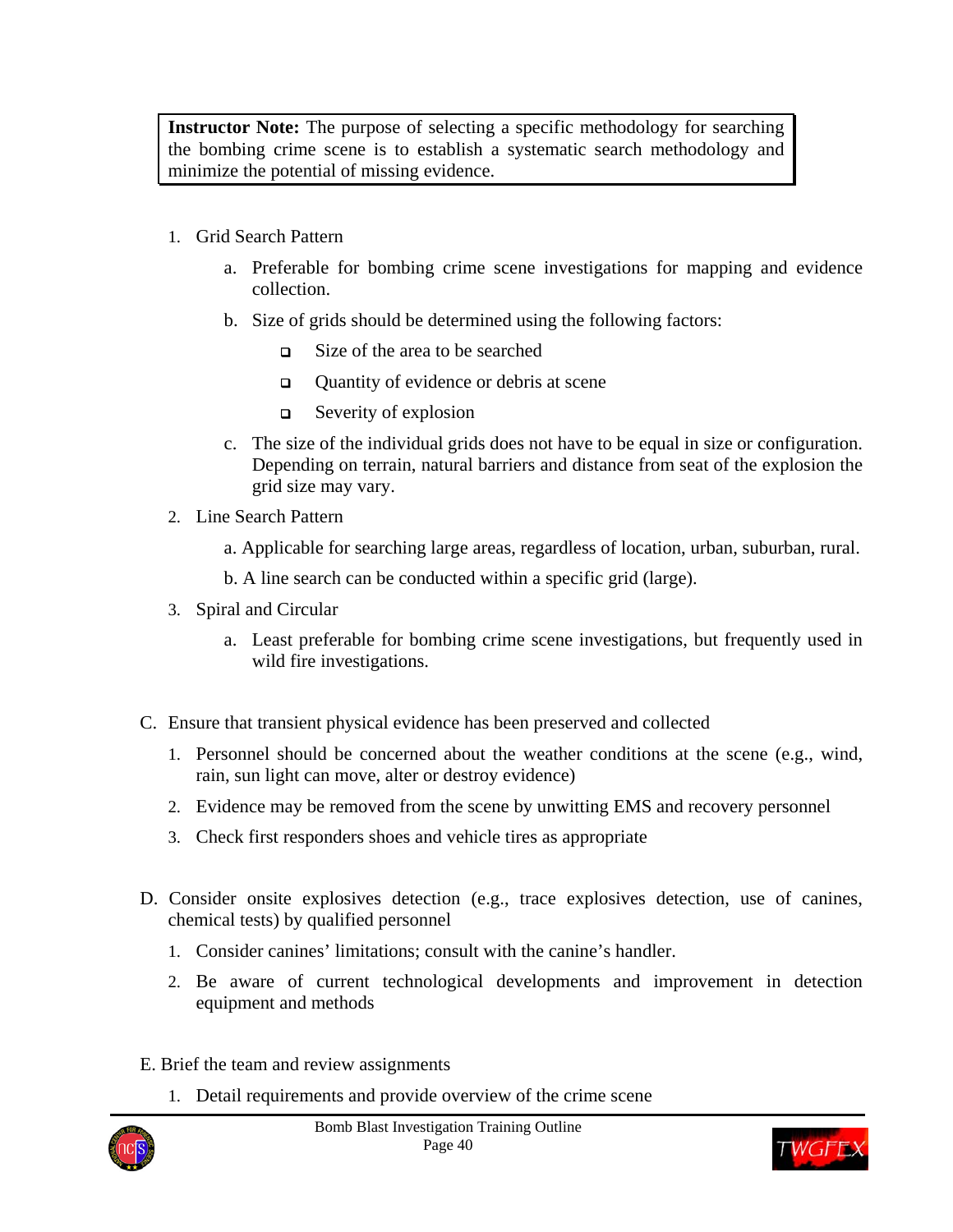> **Instructor Note:** The purpose of selecting a specific methodology for searching the bombing crime scene is to establish a systematic search methodology and minimize the potential of missing evidence.

1. Grid Search Pattern

   a. Preferable for bombing crime scene investigations for mapping and evidence collection.

   b. Size of grids should be determined using the following factors:

      - Size of the area to be searched
      - Quantity of evidence or debris at scene
      - Severity of explosion

   c. The size of the individual grids does not have to be equal in size or configuration. Depending on terrain, natural barriers and distance from seat of the explosion the grid size may vary.

2. Line Search Pattern

   a. Applicable for searching large areas, regardless of location, urban, suburban, rural.

   b. A line search can be conducted within a specific grid (large).

3. Spiral and Circular

   a. Least preferable for bombing crime scene investigations, but frequently used in wild fire investigations.

C. Ensure that transient physical evidence has been preserved and collected

1. Personnel should be concerned about the weather conditions at the scene (e.g., wind, rain, sun light can move, alter or destroy evidence)
2. Evidence may be removed from the scene by unwitting EMS and recovery personnel
3. Check first responders shoes and vehicle tires as appropriate

D. Consider onsite explosives detection (e.g., trace explosives detection, use of canines, chemical tests) by qualified personnel

1. Consider canines' limitations; consult with the canine's handler.
2. Be aware of current technological developments and improvement in detection equipment and methods

E. Brief the team and review assignments

1. Detail requirements and provide overview of the crime scene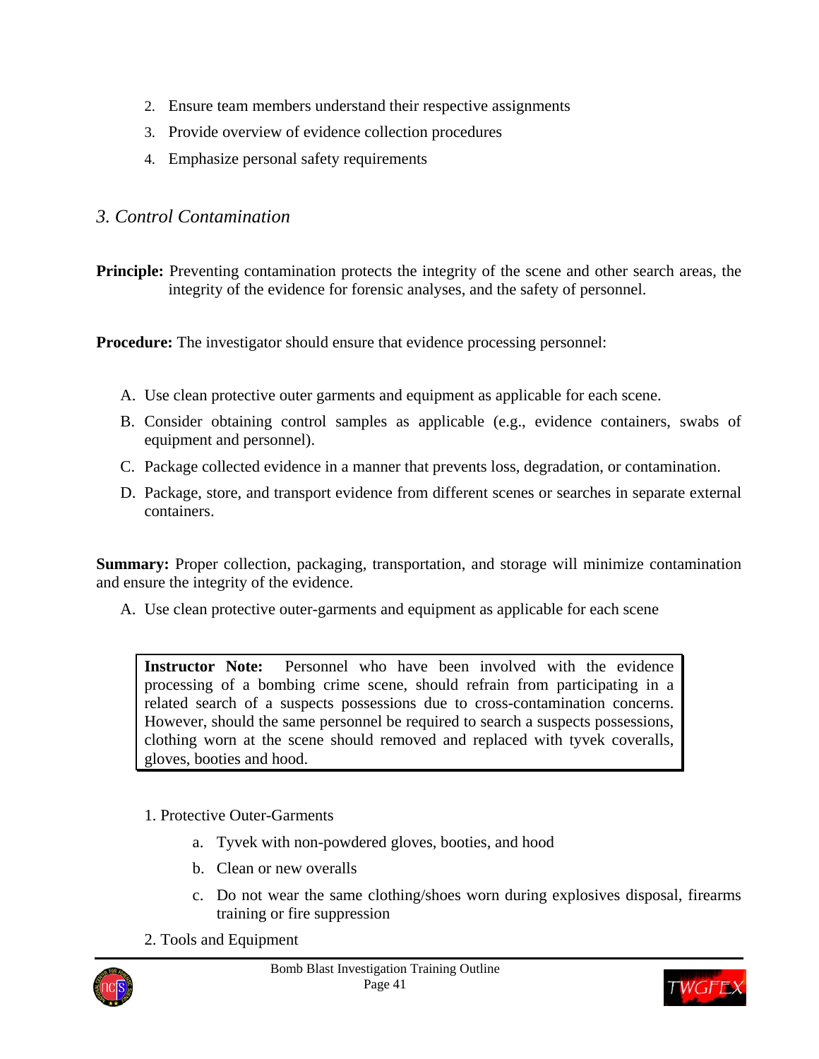2. Ensure team members understand their respective assignments
3. Provide overview of evidence collection procedures
4. Emphasize personal safety requirements

### *3. Control Contamination*

**Principle:** Preventing contamination protects the integrity of the scene and other search areas, the integrity of the evidence for forensic analyses, and the safety of personnel.

**Procedure:** The investigator should ensure that evidence processing personnel:

A. Use clean protective outer garments and equipment as applicable for each scene.
B. Consider obtaining control samples as applicable (e.g., evidence containers, swabs of equipment and personnel).
C. Package collected evidence in a manner that prevents loss, degradation, or contamination.
D. Package, store, and transport evidence from different scenes or searches in separate external containers.

**Summary:** Proper collection, packaging, transportation, and storage will minimize contamination and ensure the integrity of the evidence.

A. Use clean protective outer-garments and equipment as applicable for each scene

> **Instructor Note:** Personnel who have been involved with the evidence processing of a bombing crime scene, should refrain from participating in a related search of a suspects possessions due to cross-contamination concerns. However, should the same personnel be required to search a suspects possessions, clothing worn at the scene should removed and replaced with tyvek coveralls, gloves, booties and hood.

1. Protective Outer-Garments
    a. Tyvek with non-powdered gloves, booties, and hood
    b. Clean or new overalls
    c. Do not wear the same clothing/shoes worn during explosives disposal, firearms training or fire suppression
2. Tools and Equipment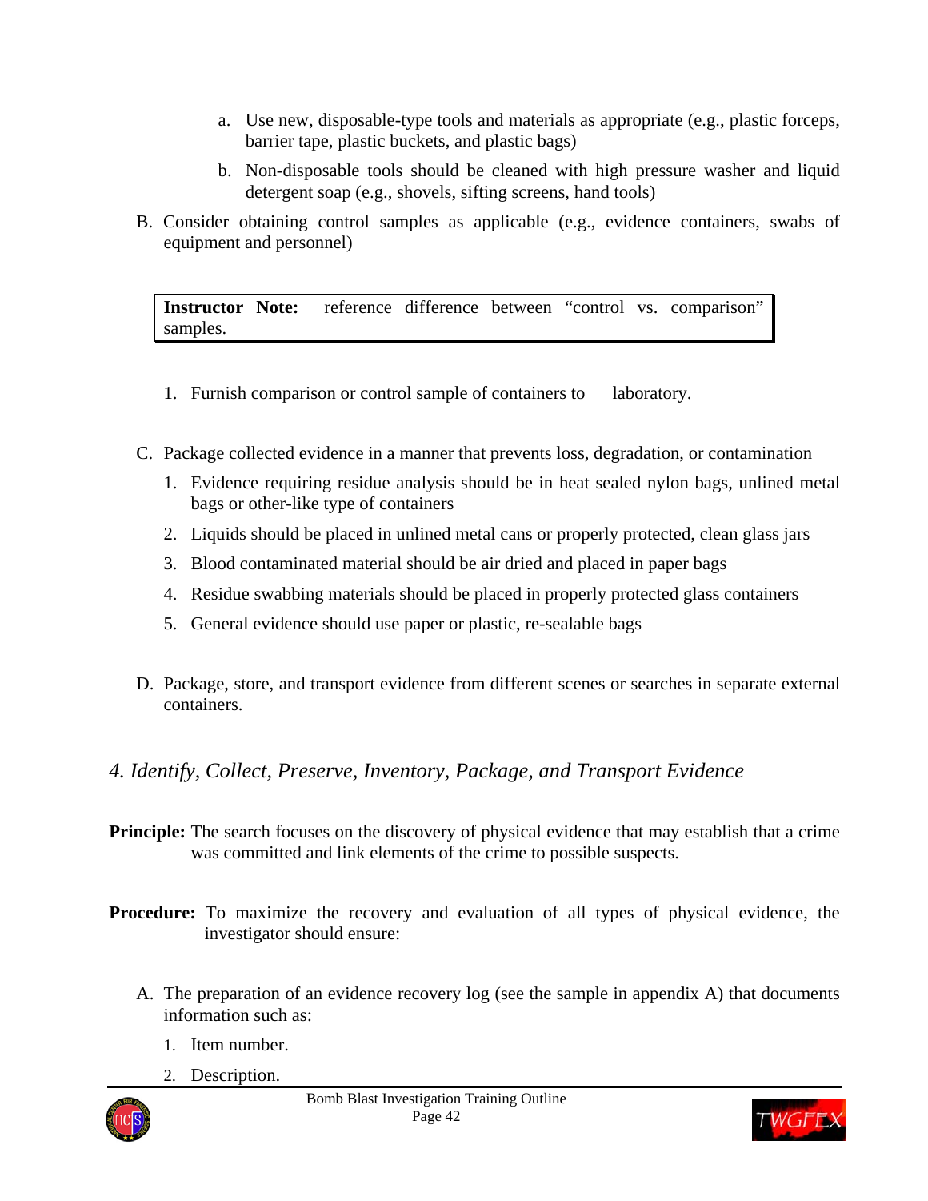a. Use new, disposable-type tools and materials as appropriate (e.g., plastic forceps, barrier tape, plastic buckets, and plastic bags)

b. Non-disposable tools should be cleaned with high pressure washer and liquid detergent soap (e.g., shovels, sifting screens, hand tools)

B. Consider obtaining control samples as applicable (e.g., evidence containers, swabs of equipment and personnel)

> **Instructor Note:** reference difference between "control vs. comparison" samples.

1. Furnish comparison or control sample of containers to laboratory.

C. Package collected evidence in a manner that prevents loss, degradation, or contamination

1. Evidence requiring residue analysis should be in heat sealed nylon bags, unlined metal bags or other-like type of containers
2. Liquids should be placed in unlined metal cans or properly protected, clean glass jars
3. Blood contaminated material should be air dried and placed in paper bags
4. Residue swabbing materials should be placed in properly protected glass containers
5. General evidence should use paper or plastic, re-sealable bags

D. Package, store, and transport evidence from different scenes or searches in separate external containers.

## *4. Identify, Collect, Preserve, Inventory, Package, and Transport Evidence*

**Principle:** The search focuses on the discovery of physical evidence that may establish that a crime was committed and link elements of the crime to possible suspects.

**Procedure:** To maximize the recovery and evaluation of all types of physical evidence, the investigator should ensure:

A. The preparation of an evidence recovery log (see the sample in appendix A) that documents information such as:

1. Item number.
2. Description.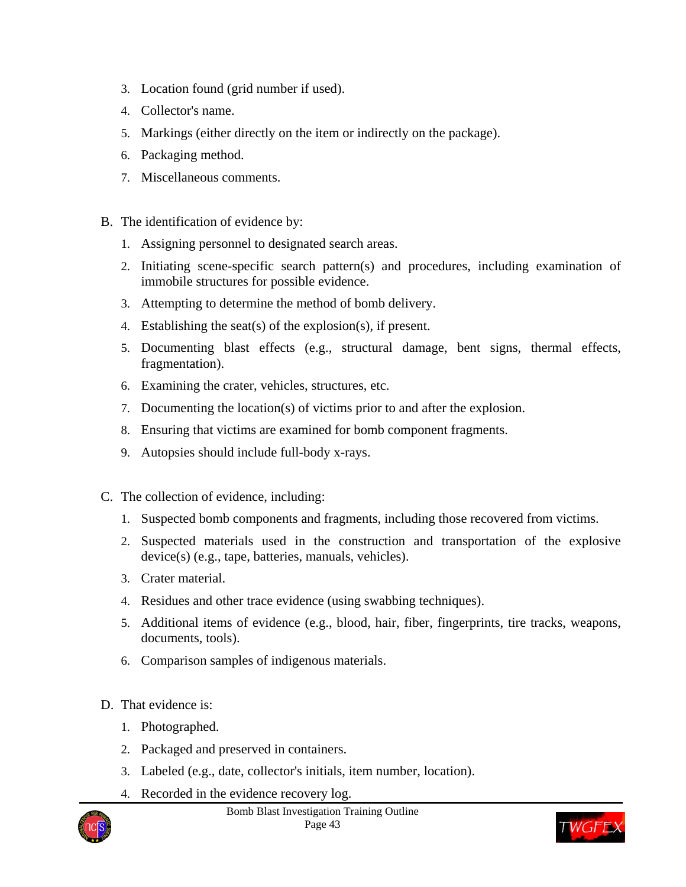3. Location found (grid number if used).
4. Collector's name.
5. Markings (either directly on the item or indirectly on the package).
6. Packaging method.
7. Miscellaneous comments.

B. The identification of evidence by:

1. Assigning personnel to designated search areas.
2. Initiating scene-specific search pattern(s) and procedures, including examination of immobile structures for possible evidence.
3. Attempting to determine the method of bomb delivery.
4. Establishing the seat(s) of the explosion(s), if present.
5. Documenting blast effects (e.g., structural damage, bent signs, thermal effects, fragmentation).
6. Examining the crater, vehicles, structures, etc.
7. Documenting the location(s) of victims prior to and after the explosion.
8. Ensuring that victims are examined for bomb component fragments.
9. Autopsies should include full-body x-rays.

C. The collection of evidence, including:

1. Suspected bomb components and fragments, including those recovered from victims.
2. Suspected materials used in the construction and transportation of the explosive device(s) (e.g., tape, batteries, manuals, vehicles).
3. Crater material.
4. Residues and other trace evidence (using swabbing techniques).
5. Additional items of evidence (e.g., blood, hair, fiber, fingerprints, tire tracks, weapons, documents, tools).
6. Comparison samples of indigenous materials.

D. That evidence is:

1. Photographed.
2. Packaged and preserved in containers.
3. Labeled (e.g., date, collector's initials, item number, location).
4. Recorded in the evidence recovery log.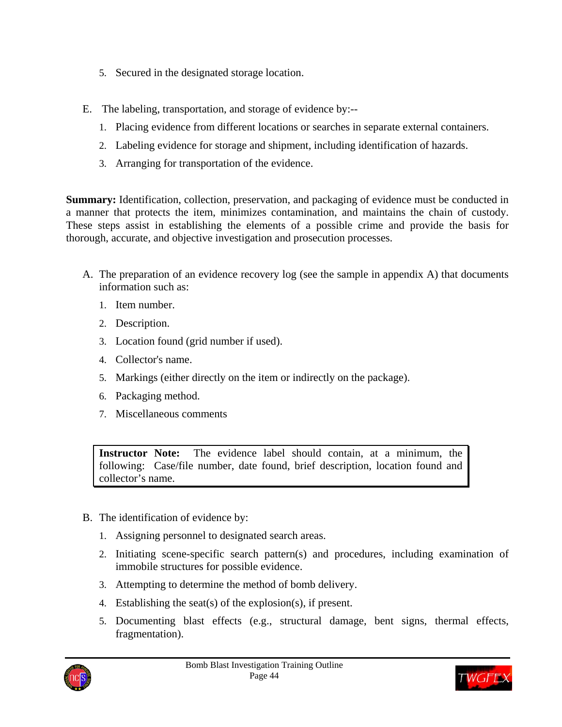5. Secured in the designated storage location.

E. The labeling, transportation, and storage of evidence by:--

1. Placing evidence from different locations or searches in separate external containers.
2. Labeling evidence for storage and shipment, including identification of hazards.
3. Arranging for transportation of the evidence.

**Summary:** Identification, collection, preservation, and packaging of evidence must be conducted in a manner that protects the item, minimizes contamination, and maintains the chain of custody. These steps assist in establishing the elements of a possible crime and provide the basis for thorough, accurate, and objective investigation and prosecution processes.

A. The preparation of an evidence recovery log (see the sample in appendix A) that documents information such as:

1. Item number.
2. Description.
3. Location found (grid number if used).
4. Collector's name.
5. Markings (either directly on the item or indirectly on the package).
6. Packaging method.
7. Miscellaneous comments

> **Instructor Note:** The evidence label should contain, at a minimum, the following: Case/file number, date found, brief description, location found and collector's name.

B. The identification of evidence by:

1. Assigning personnel to designated search areas.
2. Initiating scene-specific search pattern(s) and procedures, including examination of immobile structures for possible evidence.
3. Attempting to determine the method of bomb delivery.
4. Establishing the seat(s) of the explosion(s), if present.
5. Documenting blast effects (e.g., structural damage, bent signs, thermal effects, fragmentation).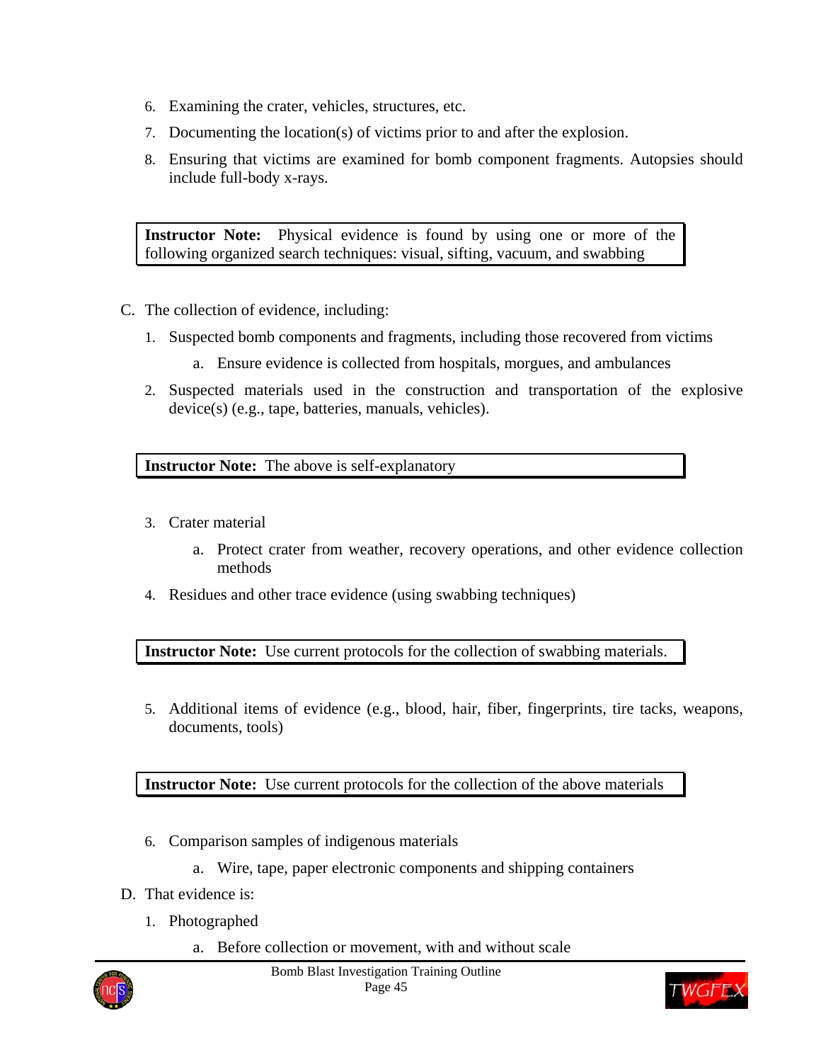6. Examining the crater, vehicles, structures, etc.
7. Documenting the location(s) of victims prior to and after the explosion.
8. Ensuring that victims are examined for bomb component fragments. Autopsies should include full-body x-rays.

> **Instructor Note:** Physical evidence is found by using one or more of the following organized search techniques: visual, sifting, vacuum, and swabbing

C. The collection of evidence, including:

1. Suspected bomb components and fragments, including those recovered from victims
   a. Ensure evidence is collected from hospitals, morgues, and ambulances
2. Suspected materials used in the construction and transportation of the explosive device(s) (e.g., tape, batteries, manuals, vehicles).

> **Instructor Note:** The above is self-explanatory

3. Crater material
   a. Protect crater from weather, recovery operations, and other evidence collection methods
4. Residues and other trace evidence (using swabbing techniques)

> **Instructor Note:** Use current protocols for the collection of swabbing materials.

5. Additional items of evidence (e.g., blood, hair, fiber, fingerprints, tire tacks, weapons, documents, tools)

> **Instructor Note:** Use current protocols for the collection of the above materials

6. Comparison samples of indigenous materials
   a. Wire, tape, paper electronic components and shipping containers

D. That evidence is:

1. Photographed
   a. Before collection or movement, with and without scale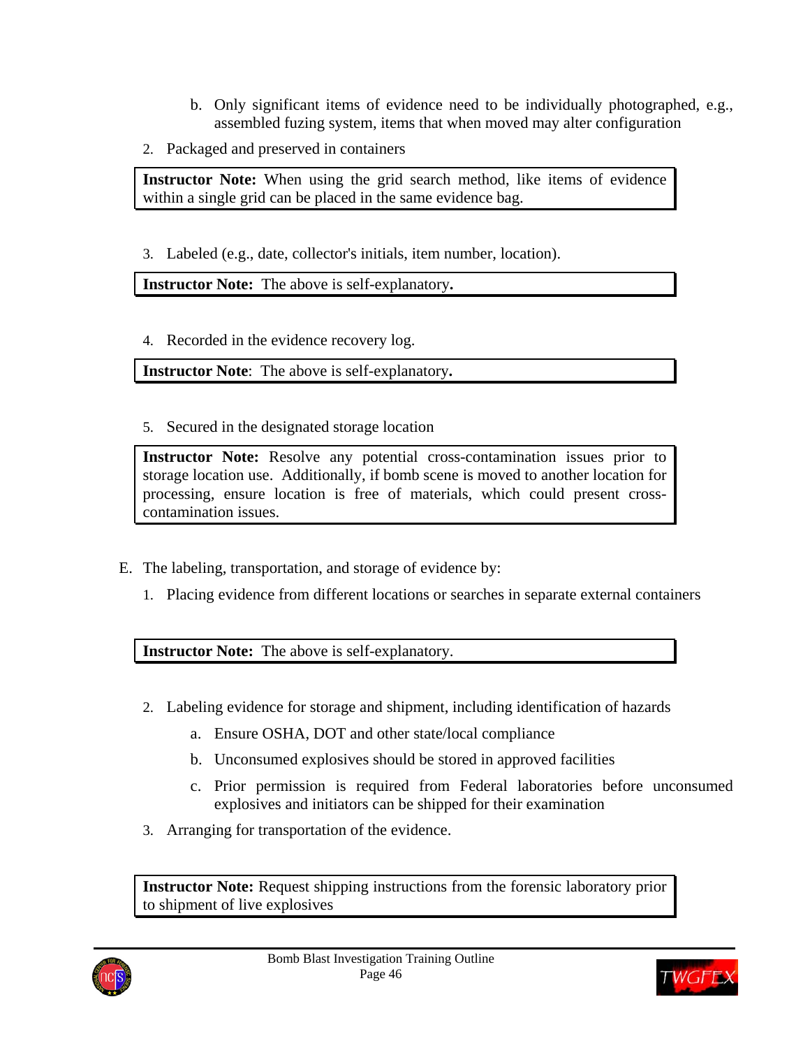b. Only significant items of evidence need to be individually photographed, e.g., assembled fuzing system, items that when moved may alter configuration

2. Packaged and preserved in containers

> **Instructor Note:** When using the grid search method, like items of evidence within a single grid can be placed in the same evidence bag.

3. Labeled (e.g., date, collector's initials, item number, location).

> **Instructor Note:** The above is self-explanatory**.**

4. Recorded in the evidence recovery log.

> **Instructor Note**: The above is self-explanatory**.**

5. Secured in the designated storage location

> **Instructor Note:** Resolve any potential cross-contamination issues prior to storage location use. Additionally, if bomb scene is moved to another location for processing, ensure location is free of materials, which could present cross-contamination issues.

E. The labeling, transportation, and storage of evidence by:

1. Placing evidence from different locations or searches in separate external containers

> **Instructor Note:** The above is self-explanatory.

2. Labeling evidence for storage and shipment, including identification of hazards
   a. Ensure OSHA, DOT and other state/local compliance
   b. Unconsumed explosives should be stored in approved facilities
   c. Prior permission is required from Federal laboratories before unconsumed explosives and initiators can be shipped for their examination

3. Arranging for transportation of the evidence.

> **Instructor Note:** Request shipping instructions from the forensic laboratory prior to shipment of live explosives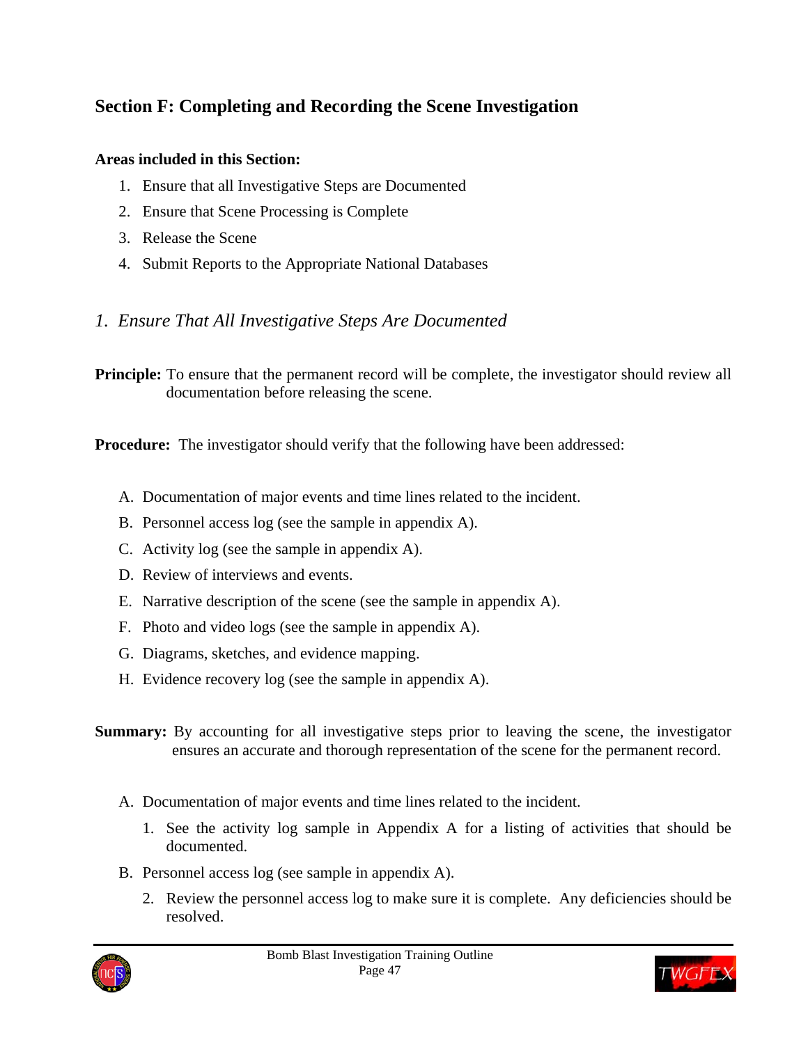## Section F: Completing and Recording the Scene Investigation

**Areas included in this Section:**

1. Ensure that all Investigative Steps are Documented
2. Ensure that Scene Processing is Complete
3. Release the Scene
4. Submit Reports to the Appropriate National Databases

### *1. Ensure That All Investigative Steps Are Documented*

**Principle:** To ensure that the permanent record will be complete, the investigator should review all documentation before releasing the scene.

**Procedure:** The investigator should verify that the following have been addressed:

A. Documentation of major events and time lines related to the incident.
B. Personnel access log (see the sample in appendix A).
C. Activity log (see the sample in appendix A).
D. Review of interviews and events.
E. Narrative description of the scene (see the sample in appendix A).
F. Photo and video logs (see the sample in appendix A).
G. Diagrams, sketches, and evidence mapping.
H. Evidence recovery log (see the sample in appendix A).

**Summary:** By accounting for all investigative steps prior to leaving the scene, the investigator ensures an accurate and thorough representation of the scene for the permanent record.

A. Documentation of major events and time lines related to the incident.
   1. See the activity log sample in Appendix A for a listing of activities that should be documented.
B. Personnel access log (see sample in appendix A).
   2. Review the personnel access log to make sure it is complete. Any deficiencies should be resolved.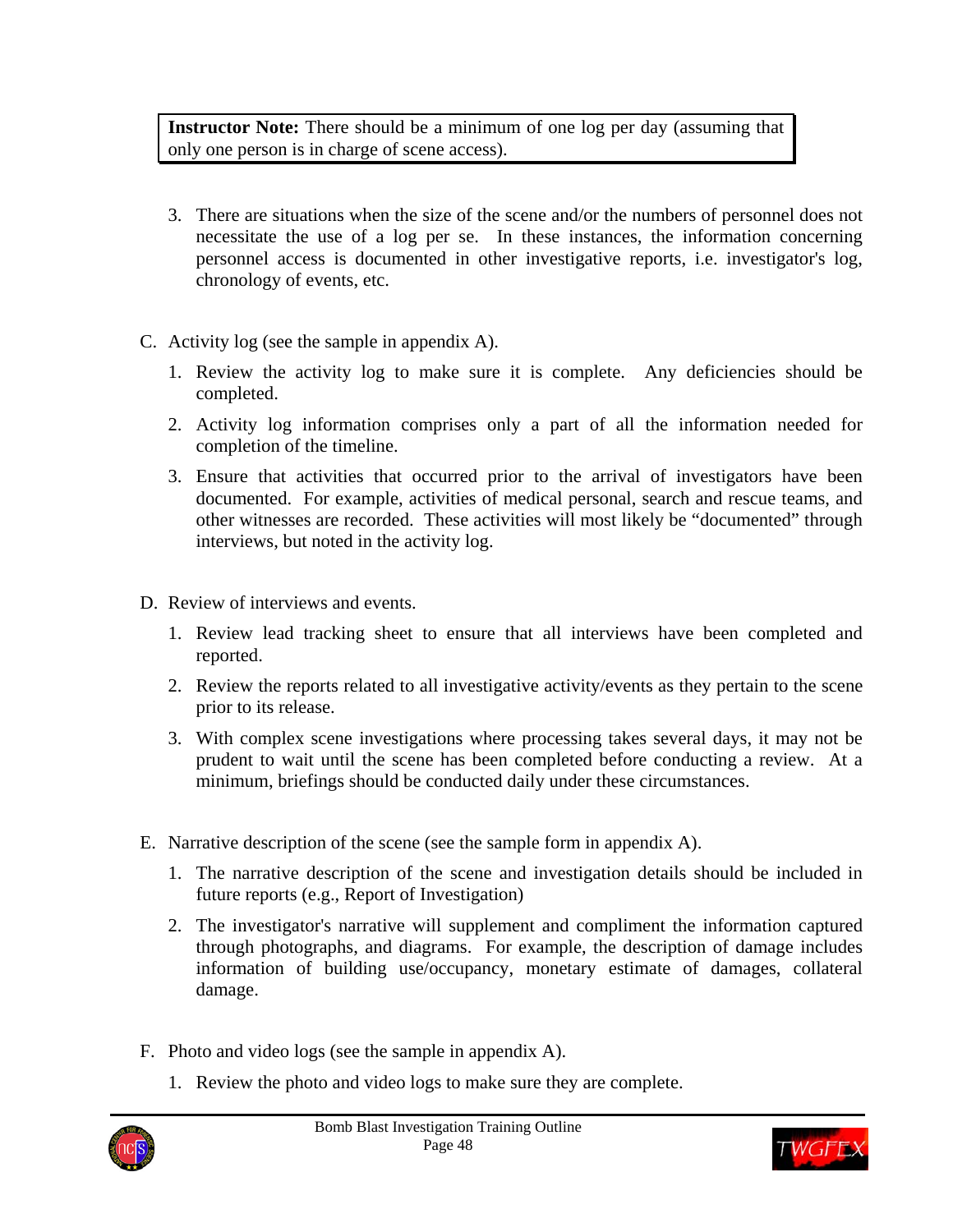> **Instructor Note:** There should be a minimum of one log per day (assuming that only one person is in charge of scene access).

3. There are situations when the size of the scene and/or the numbers of personnel does not necessitate the use of a log per se. In these instances, the information concerning personnel access is documented in other investigative reports, i.e. investigator's log, chronology of events, etc.

C. Activity log (see the sample in appendix A).

1. Review the activity log to make sure it is complete. Any deficiencies should be completed.
2. Activity log information comprises only a part of all the information needed for completion of the timeline.
3. Ensure that activities that occurred prior to the arrival of investigators have been documented. For example, activities of medical personal, search and rescue teams, and other witnesses are recorded. These activities will most likely be "documented" through interviews, but noted in the activity log.

D. Review of interviews and events.

1. Review lead tracking sheet to ensure that all interviews have been completed and reported.
2. Review the reports related to all investigative activity/events as they pertain to the scene prior to its release.
3. With complex scene investigations where processing takes several days, it may not be prudent to wait until the scene has been completed before conducting a review. At a minimum, briefings should be conducted daily under these circumstances.

E. Narrative description of the scene (see the sample form in appendix A).

1. The narrative description of the scene and investigation details should be included in future reports (e.g., Report of Investigation)
2. The investigator's narrative will supplement and compliment the information captured through photographs, and diagrams. For example, the description of damage includes information of building use/occupancy, monetary estimate of damages, collateral damage.

F. Photo and video logs (see the sample in appendix A).

1. Review the photo and video logs to make sure they are complete.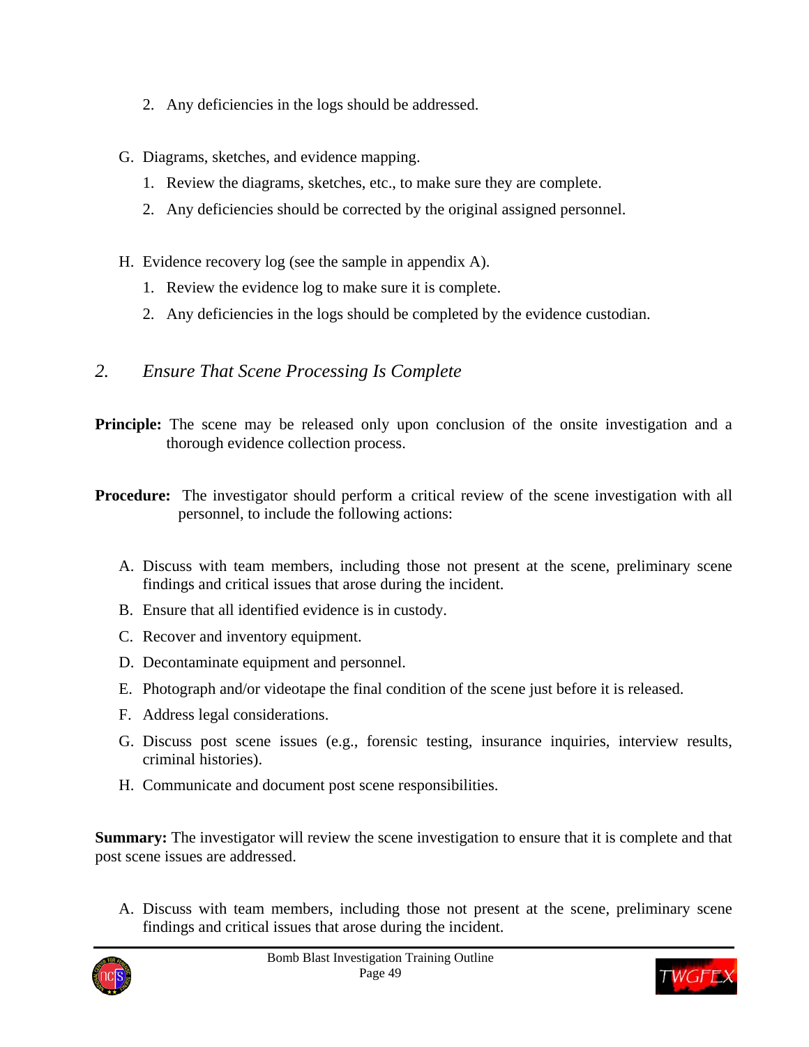2. Any deficiencies in the logs should be addressed.

G. Diagrams, sketches, and evidence mapping.

1. Review the diagrams, sketches, etc., to make sure they are complete.
2. Any deficiencies should be corrected by the original assigned personnel.

H. Evidence recovery log (see the sample in appendix A).

1. Review the evidence log to make sure it is complete.
2. Any deficiencies in the logs should be completed by the evidence custodian.

### *2. Ensure That Scene Processing Is Complete*

**Principle:** The scene may be released only upon conclusion of the onsite investigation and a thorough evidence collection process.

**Procedure:** The investigator should perform a critical review of the scene investigation with all personnel, to include the following actions:

A. Discuss with team members, including those not present at the scene, preliminary scene findings and critical issues that arose during the incident.

B. Ensure that all identified evidence is in custody.

C. Recover and inventory equipment.

D. Decontaminate equipment and personnel.

E. Photograph and/or videotape the final condition of the scene just before it is released.

F. Address legal considerations.

G. Discuss post scene issues (e.g., forensic testing, insurance inquiries, interview results, criminal histories).

H. Communicate and document post scene responsibilities.

**Summary:** The investigator will review the scene investigation to ensure that it is complete and that post scene issues are addressed.

A. Discuss with team members, including those not present at the scene, preliminary scene findings and critical issues that arose during the incident.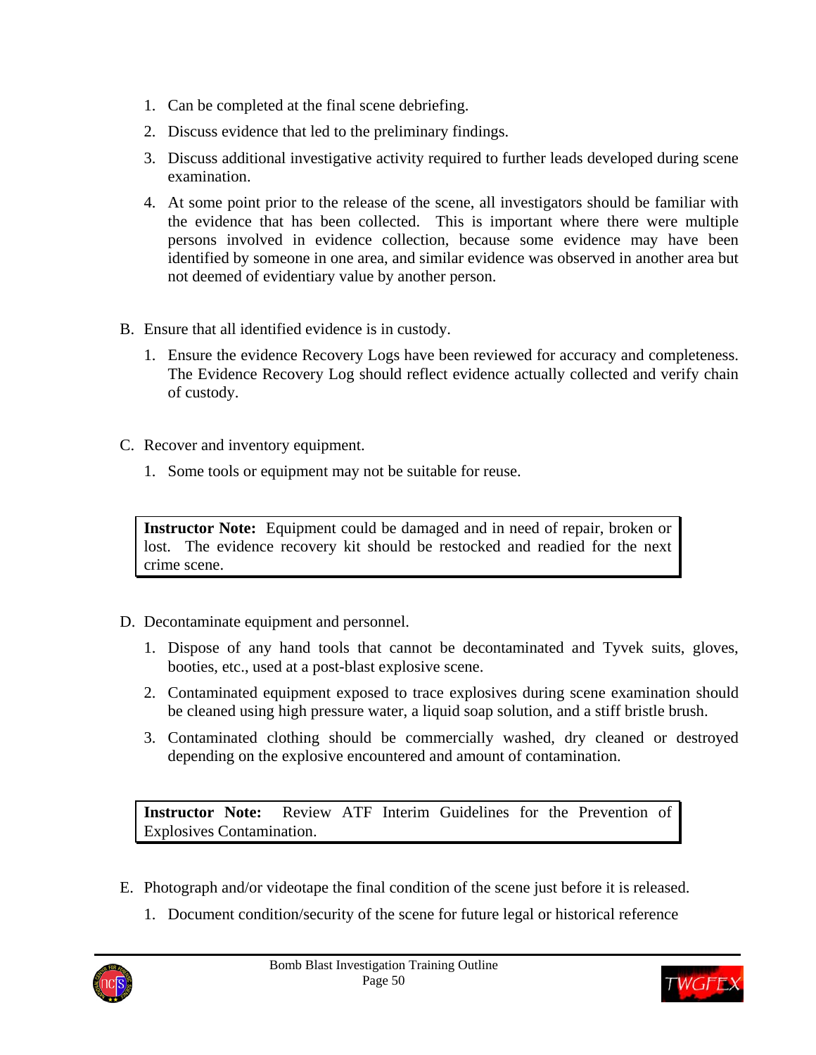1. Can be completed at the final scene debriefing.
2. Discuss evidence that led to the preliminary findings.
3. Discuss additional investigative activity required to further leads developed during scene examination.
4. At some point prior to the release of the scene, all investigators should be familiar with the evidence that has been collected. This is important where there were multiple persons involved in evidence collection, because some evidence may have been identified by someone in one area, and similar evidence was observed in another area but not deemed of evidentiary value by another person.

B. Ensure that all identified evidence is in custody.

1. Ensure the evidence Recovery Logs have been reviewed for accuracy and completeness. The Evidence Recovery Log should reflect evidence actually collected and verify chain of custody.

C. Recover and inventory equipment.

1. Some tools or equipment may not be suitable for reuse.

> **Instructor Note:** Equipment could be damaged and in need of repair, broken or lost. The evidence recovery kit should be restocked and readied for the next crime scene.

D. Decontaminate equipment and personnel.

1. Dispose of any hand tools that cannot be decontaminated and Tyvek suits, gloves, booties, etc., used at a post-blast explosive scene.
2. Contaminated equipment exposed to trace explosives during scene examination should be cleaned using high pressure water, a liquid soap solution, and a stiff bristle brush.
3. Contaminated clothing should be commercially washed, dry cleaned or destroyed depending on the explosive encountered and amount of contamination.

> **Instructor Note:** Review ATF Interim Guidelines for the Prevention of Explosives Contamination.

E. Photograph and/or videotape the final condition of the scene just before it is released.

1. Document condition/security of the scene for future legal or historical reference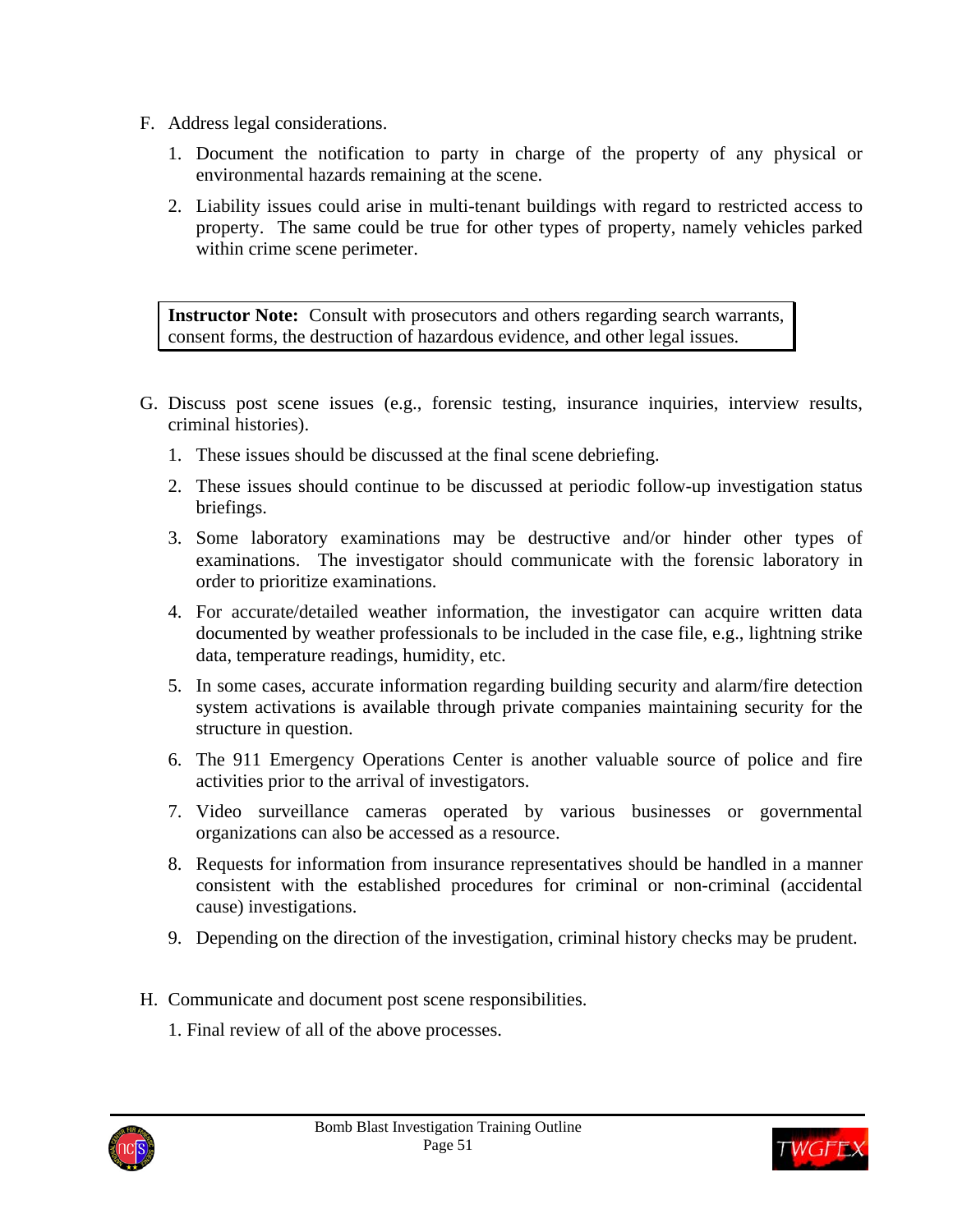F. Address legal considerations.

   1. Document the notification to party in charge of the property of any physical or environmental hazards remaining at the scene.

   2. Liability issues could arise in multi-tenant buildings with regard to restricted access to property. The same could be true for other types of property, namely vehicles parked within crime scene perimeter.

> **Instructor Note:** Consult with prosecutors and others regarding search warrants, consent forms, the destruction of hazardous evidence, and other legal issues.

G. Discuss post scene issues (e.g., forensic testing, insurance inquiries, interview results, criminal histories).

   1. These issues should be discussed at the final scene debriefing.

   2. These issues should continue to be discussed at periodic follow-up investigation status briefings.

   3. Some laboratory examinations may be destructive and/or hinder other types of examinations. The investigator should communicate with the forensic laboratory in order to prioritize examinations.

   4. For accurate/detailed weather information, the investigator can acquire written data documented by weather professionals to be included in the case file, e.g., lightning strike data, temperature readings, humidity, etc.

   5. In some cases, accurate information regarding building security and alarm/fire detection system activations is available through private companies maintaining security for the structure in question.

   6. The 911 Emergency Operations Center is another valuable source of police and fire activities prior to the arrival of investigators.

   7. Video surveillance cameras operated by various businesses or governmental organizations can also be accessed as a resource.

   8. Requests for information from insurance representatives should be handled in a manner consistent with the established procedures for criminal or non-criminal (accidental cause) investigations.

   9. Depending on the direction of the investigation, criminal history checks may be prudent.

H. Communicate and document post scene responsibilities.

   1. Final review of all of the above processes.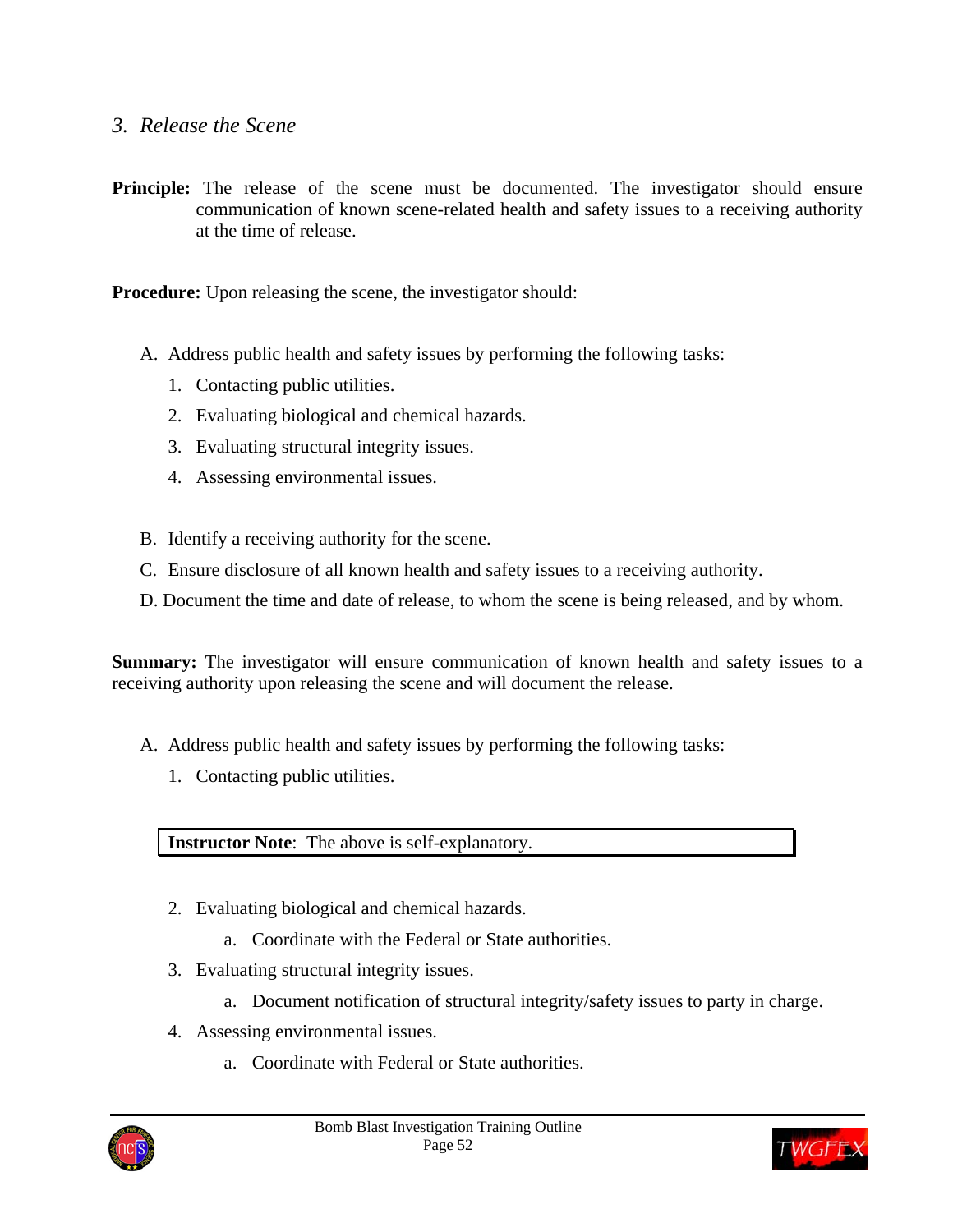### *3. Release the Scene*

**Principle:** The release of the scene must be documented. The investigator should ensure communication of known scene-related health and safety issues to a receiving authority at the time of release.

**Procedure:** Upon releasing the scene, the investigator should:

A. Address public health and safety issues by performing the following tasks:

1. Contacting public utilities.
2. Evaluating biological and chemical hazards.
3. Evaluating structural integrity issues.
4. Assessing environmental issues.

B. Identify a receiving authority for the scene.

C. Ensure disclosure of all known health and safety issues to a receiving authority.

D. Document the time and date of release, to whom the scene is being released, and by whom.

**Summary:** The investigator will ensure communication of known health and safety issues to a receiving authority upon releasing the scene and will document the release.

A. Address public health and safety issues by performing the following tasks:

1. Contacting public utilities.

> **Instructor Note**: The above is self-explanatory.

2. Evaluating biological and chemical hazards.
   a. Coordinate with the Federal or State authorities.
3. Evaluating structural integrity issues.
   a. Document notification of structural integrity/safety issues to party in charge.
4. Assessing environmental issues.
   a. Coordinate with Federal or State authorities.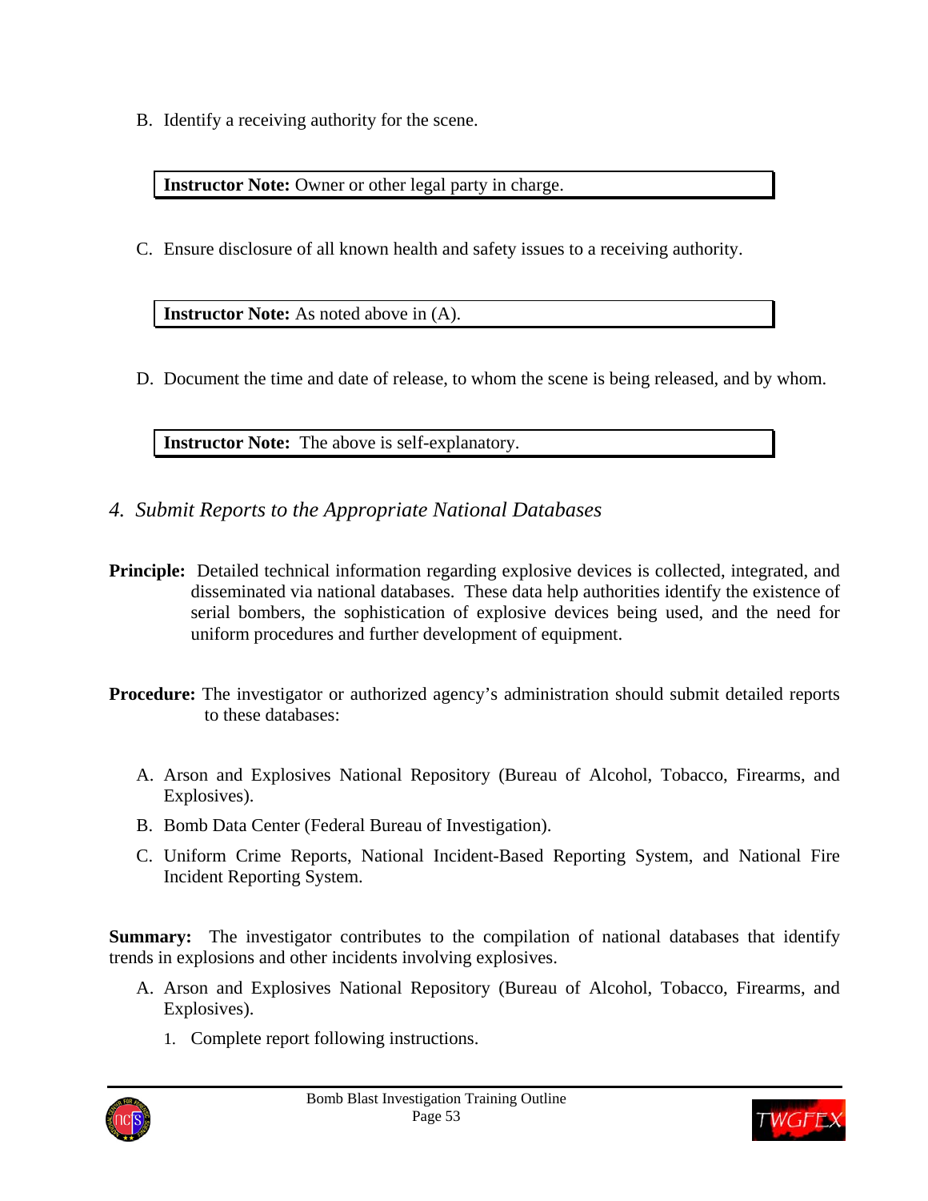B. Identify a receiving authority for the scene.

> **Instructor Note:** Owner or other legal party in charge.

C. Ensure disclosure of all known health and safety issues to a receiving authority.

> **Instructor Note:** As noted above in (A).

D. Document the time and date of release, to whom the scene is being released, and by whom.

> **Instructor Note:** The above is self-explanatory.

### *4. Submit Reports to the Appropriate National Databases*

**Principle:** Detailed technical information regarding explosive devices is collected, integrated, and disseminated via national databases. These data help authorities identify the existence of serial bombers, the sophistication of explosive devices being used, and the need for uniform procedures and further development of equipment.

**Procedure:** The investigator or authorized agency's administration should submit detailed reports to these databases:

A. Arson and Explosives National Repository (Bureau of Alcohol, Tobacco, Firearms, and Explosives).

B. Bomb Data Center (Federal Bureau of Investigation).

C. Uniform Crime Reports, National Incident-Based Reporting System, and National Fire Incident Reporting System.

**Summary:** The investigator contributes to the compilation of national databases that identify trends in explosions and other incidents involving explosives.

A. Arson and Explosives National Repository (Bureau of Alcohol, Tobacco, Firearms, and Explosives).

   1. Complete report following instructions.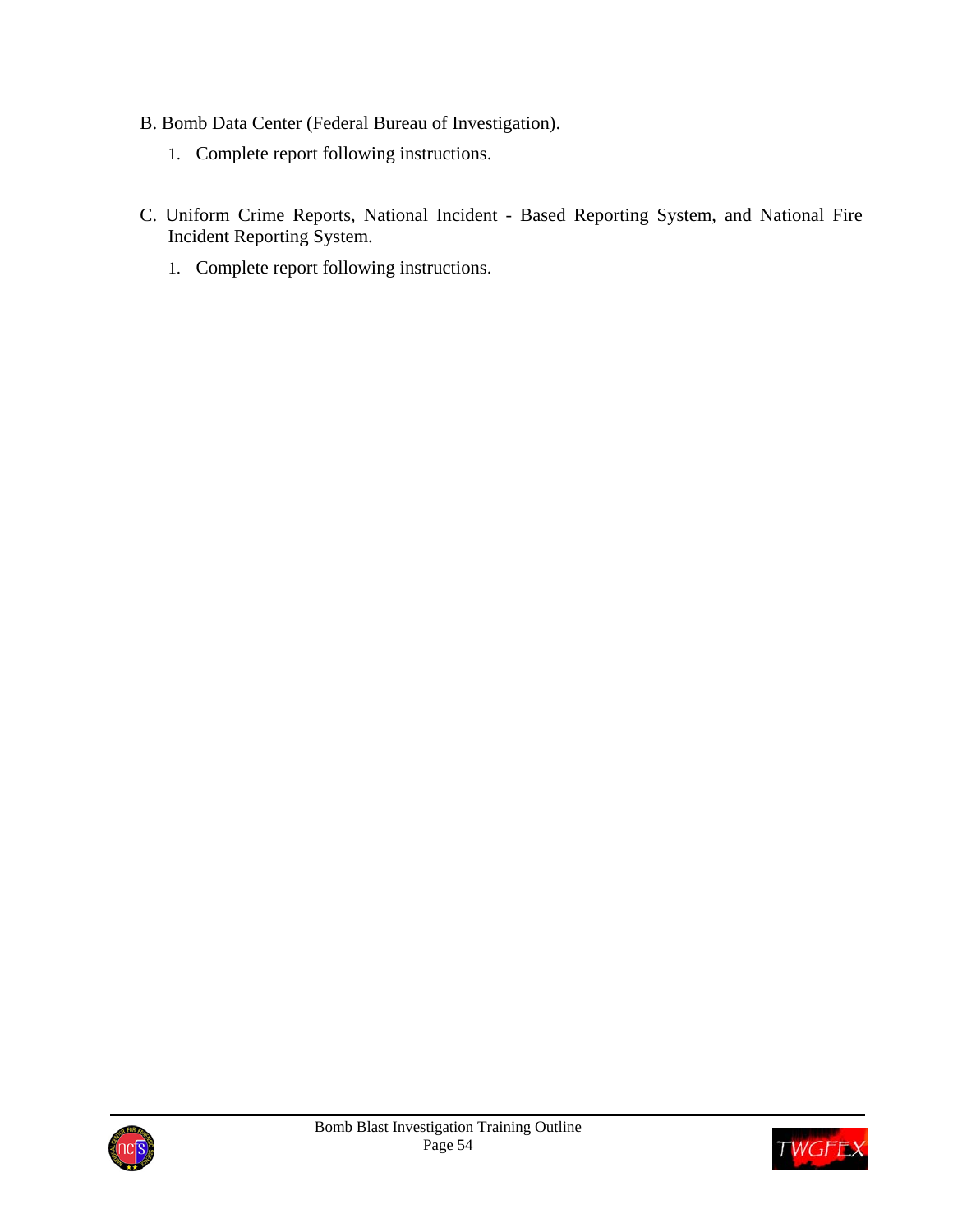B. Bomb Data Center (Federal Bureau of Investigation).

1. Complete report following instructions.

C. Uniform Crime Reports, National Incident - Based Reporting System, and National Fire Incident Reporting System.

1. Complete report following instructions.